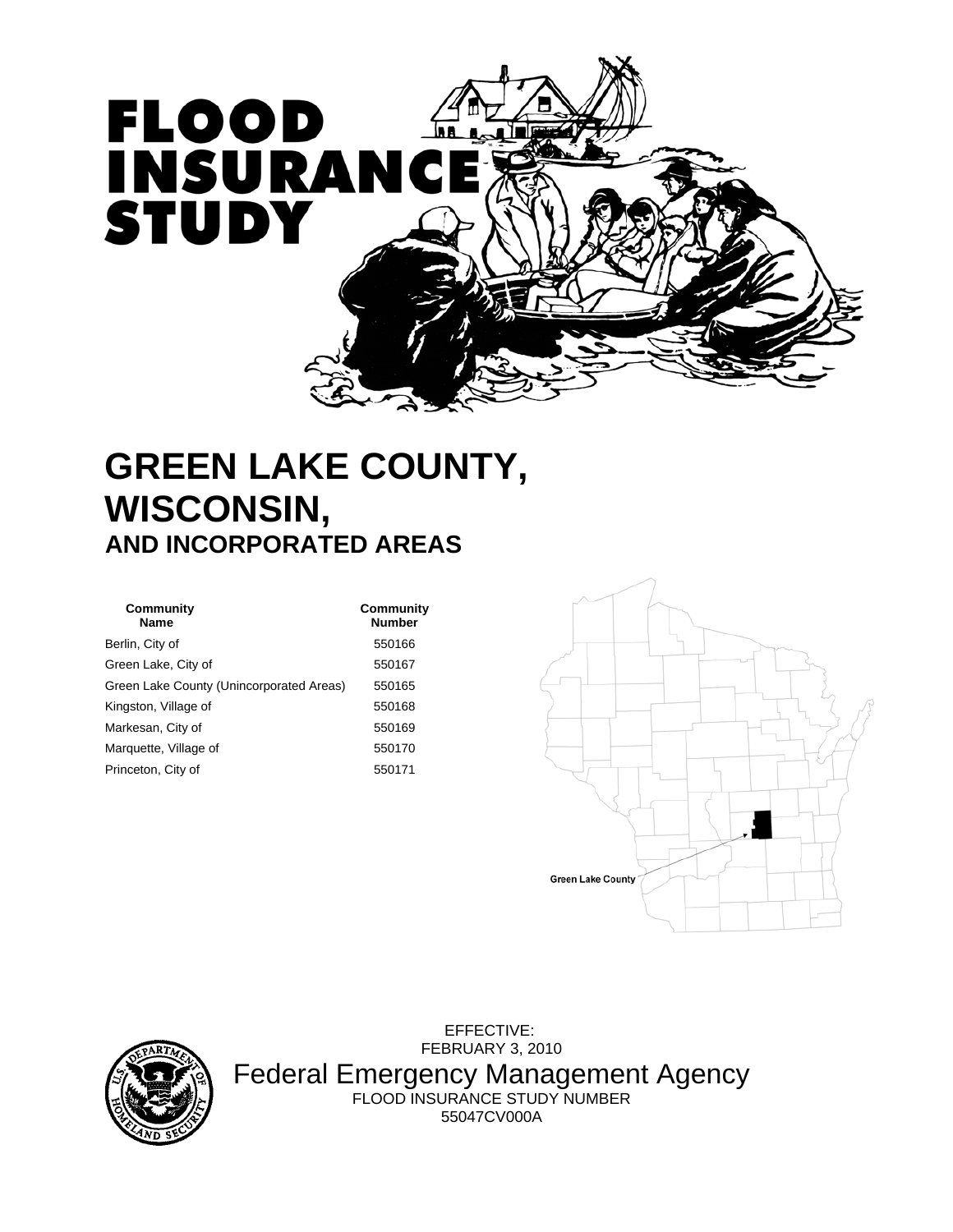# FLOOD INSURANCE STUDY

# GREEN LAKE COUNTY, WISCONSIN,

## AND INCORPORATED AREAS

| Community Name | Community Number |
|---|---|
| Berlin, City of | 550166 |
| Green Lake, City of | 550167 |
| Green Lake County (Unincorporated Areas) | 550165 |
| Kingston, Village of | 550168 |
| Markesan, City of | 550169 |
| Marquette, Village of | 550170 |
| Princeton, City of | 550171 |

Green Lake County

EFFECTIVE:
FEBRUARY 3, 2010

Federal Emergency Management Agency

FLOOD INSURANCE STUDY NUMBER
55047CV000A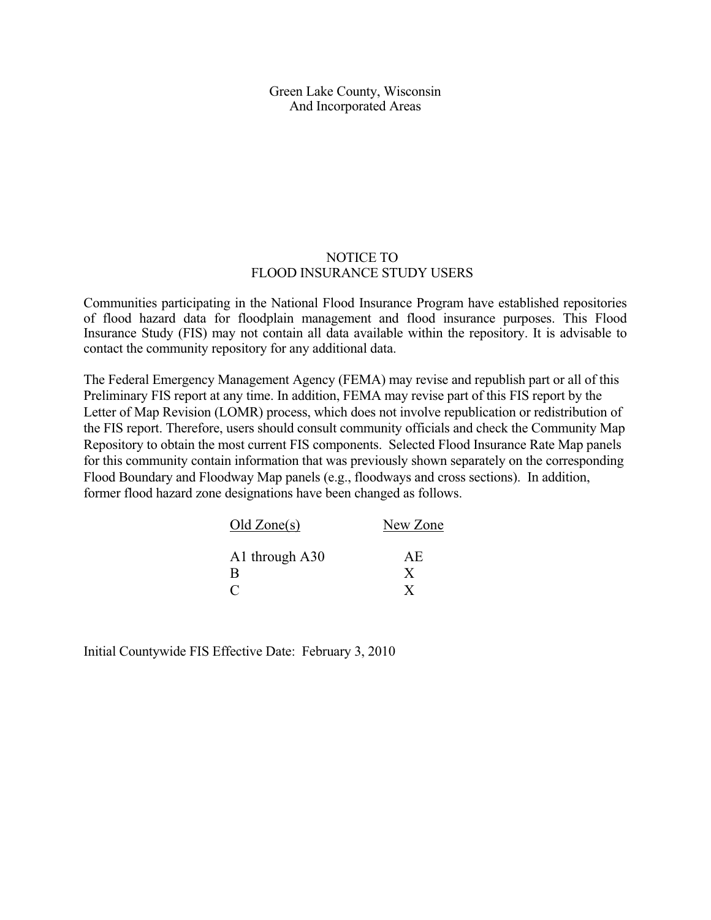Green Lake County, Wisconsin
And Incorporated Areas

# NOTICE TO FLOOD INSURANCE STUDY USERS

Communities participating in the National Flood Insurance Program have established repositories of flood hazard data for floodplain management and flood insurance purposes. This Flood Insurance Study (FIS) may not contain all data available within the repository. It is advisable to contact the community repository for any additional data.

The Federal Emergency Management Agency (FEMA) may revise and republish part or all of this Preliminary FIS report at any time. In addition, FEMA may revise part of this FIS report by the Letter of Map Revision (LOMR) process, which does not involve republication or redistribution of the FIS report. Therefore, users should consult community officials and check the Community Map Repository to obtain the most current FIS components. Selected Flood Insurance Rate Map panels for this community contain information that was previously shown separately on the corresponding Flood Boundary and Floodway Map panels (e.g., floodways and cross sections). In addition, former flood hazard zone designations have been changed as follows.

| Old Zone(s) | New Zone |
| --- | --- |
| A1 through A30 | AE |
| B | X |
| C | X |

Initial Countywide FIS Effective Date: February 3, 2010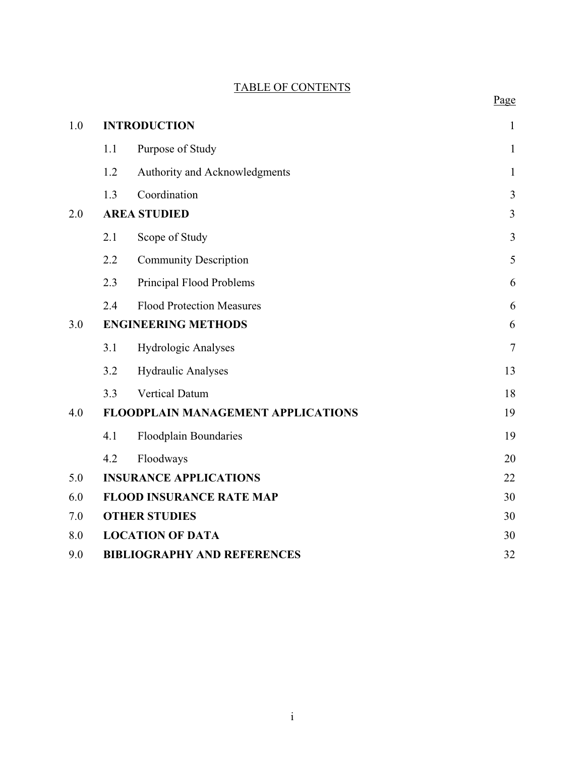# TABLE OF CONTENTS

| | | | Page |
|---|---|---|---|
| 1.0 | **INTRODUCTION** | | 1 |
| | 1.1 | Purpose of Study | 1 |
| | 1.2 | Authority and Acknowledgments | 1 |
| | 1.3 | Coordination | 3 |
| 2.0 | **AREA STUDIED** | | 3 |
| | 2.1 | Scope of Study | 3 |
| | 2.2 | Community Description | 5 |
| | 2.3 | Principal Flood Problems | 6 |
| | 2.4 | Flood Protection Measures | 6 |
| 3.0 | **ENGINEERING METHODS** | | 6 |
| | 3.1 | Hydrologic Analyses | 7 |
| | 3.2 | Hydraulic Analyses | 13 |
| | 3.3 | Vertical Datum | 18 |
| 4.0 | **FLOODPLAIN MANAGEMENT APPLICATIONS** | | 19 |
| | 4.1 | Floodplain Boundaries | 19 |
| | 4.2 | Floodways | 20 |
| 5.0 | **INSURANCE APPLICATIONS** | | 22 |
| 6.0 | **FLOOD INSURANCE RATE MAP** | | 30 |
| 7.0 | **OTHER STUDIES** | | 30 |
| 8.0 | **LOCATION OF DATA** | | 30 |
| 9.0 | **BIBLIOGRAPHY AND REFERENCES** | | 32 |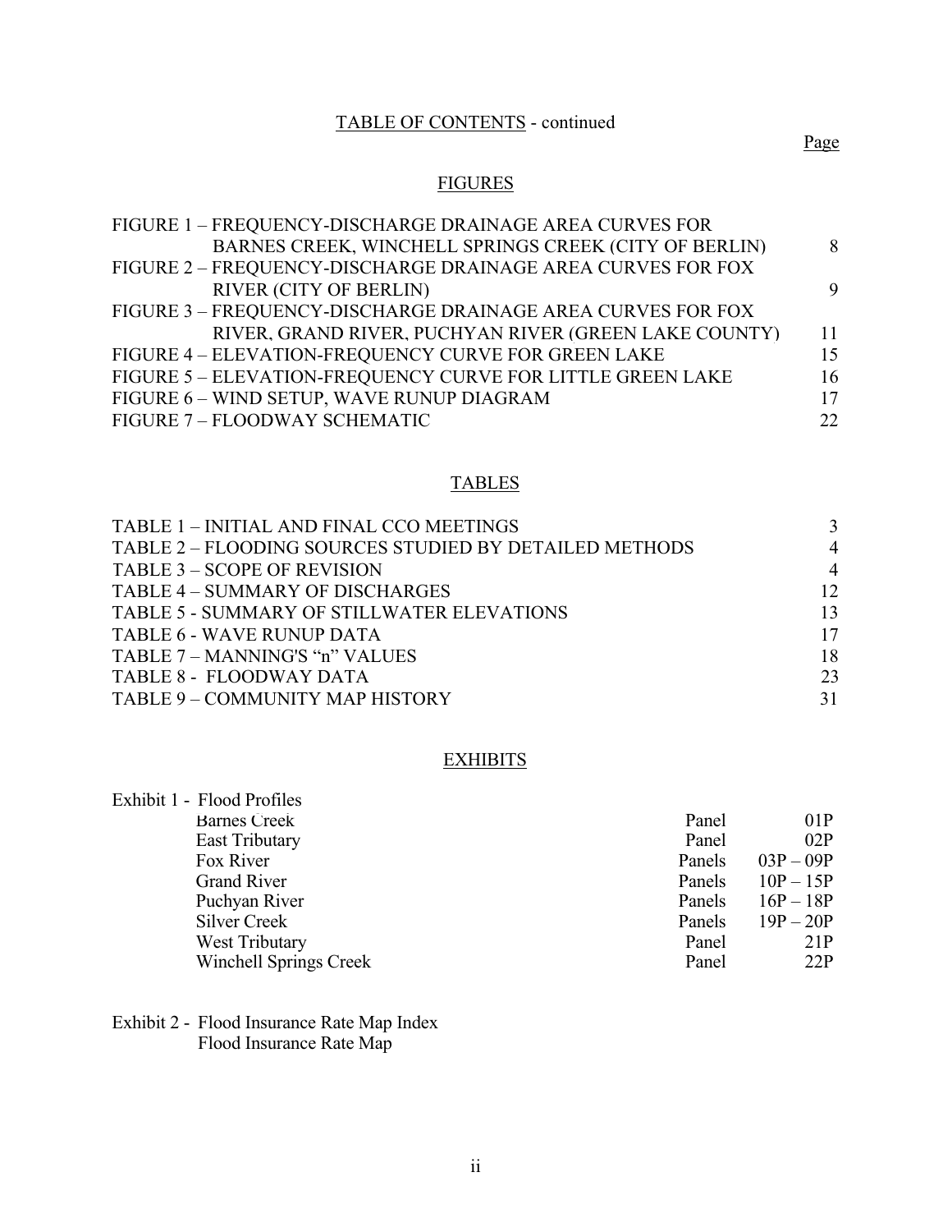## TABLE OF CONTENTS - continued

Page

### FIGURES

| | Page |
|---|---|
| FIGURE 1 – FREQUENCY-DISCHARGE DRAINAGE AREA CURVES FOR BARNES CREEK, WINCHELL SPRINGS CREEK (CITY OF BERLIN) | 8 |
| FIGURE 2 – FREQUENCY-DISCHARGE DRAINAGE AREA CURVES FOR FOX RIVER (CITY OF BERLIN) | 9 |
| FIGURE 3 – FREQUENCY-DISCHARGE DRAINAGE AREA CURVES FOR FOX RIVER, GRAND RIVER, PUCHYAN RIVER (GREEN LAKE COUNTY) | 11 |
| FIGURE 4 – ELEVATION-FREQUENCY CURVE FOR GREEN LAKE | 15 |
| FIGURE 5 – ELEVATION-FREQUENCY CURVE FOR LITTLE GREEN LAKE | 16 |
| FIGURE 6 – WIND SETUP, WAVE RUNUP DIAGRAM | 17 |
| FIGURE 7 – FLOODWAY SCHEMATIC | 22 |

### TABLES

| | Page |
|---|---|
| TABLE 1 – INITIAL AND FINAL CCO MEETINGS | 3 |
| TABLE 2 – FLOODING SOURCES STUDIED BY DETAILED METHODS | 4 |
| TABLE 3 – SCOPE OF REVISION | 4 |
| TABLE 4 – SUMMARY OF DISCHARGES | 12 |
| TABLE 5 - SUMMARY OF STILLWATER ELEVATIONS | 13 |
| TABLE 6 - WAVE RUNUP DATA | 17 |
| TABLE 7 – MANNING'S "n" VALUES | 18 |
| TABLE 8 - FLOODWAY DATA | 23 |
| TABLE 9 – COMMUNITY MAP HISTORY | 31 |

### EXHIBITS

Exhibit 1 - Flood Profiles

| | | |
|---|---|---|
| Barnes Creek | Panel | 01P |
| East Tributary | Panel | 02P |
| Fox River | Panels | 03P – 09P |
| Grand River | Panels | 10P – 15P |
| Puchyan River | Panels | 16P – 18P |
| Silver Creek | Panels | 19P – 20P |
| West Tributary | Panel | 21P |
| Winchell Springs Creek | Panel | 22P |

Exhibit 2 - Flood Insurance Rate Map Index
Flood Insurance Rate Map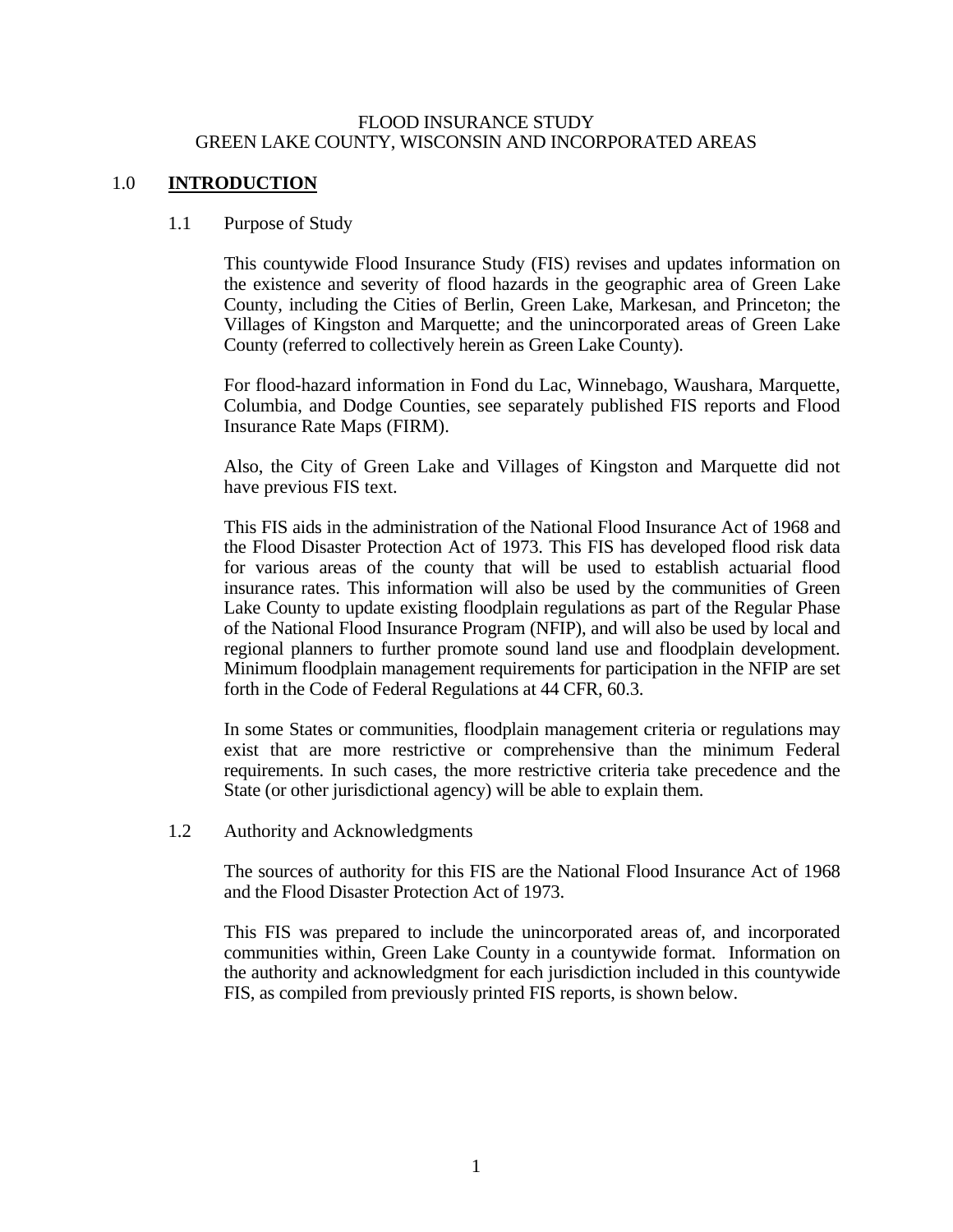FLOOD INSURANCE STUDY
GREEN LAKE COUNTY, WISCONSIN AND INCORPORATED AREAS

# 1.0 INTRODUCTION

## 1.1 Purpose of Study

This countywide Flood Insurance Study (FIS) revises and updates information on the existence and severity of flood hazards in the geographic area of Green Lake County, including the Cities of Berlin, Green Lake, Markesan, and Princeton; the Villages of Kingston and Marquette; and the unincorporated areas of Green Lake County (referred to collectively herein as Green Lake County).

For flood-hazard information in Fond du Lac, Winnebago, Waushara, Marquette, Columbia, and Dodge Counties, see separately published FIS reports and Flood Insurance Rate Maps (FIRM).

Also, the City of Green Lake and Villages of Kingston and Marquette did not have previous FIS text.

This FIS aids in the administration of the National Flood Insurance Act of 1968 and the Flood Disaster Protection Act of 1973. This FIS has developed flood risk data for various areas of the county that will be used to establish actuarial flood insurance rates. This information will also be used by the communities of Green Lake County to update existing floodplain regulations as part of the Regular Phase of the National Flood Insurance Program (NFIP), and will also be used by local and regional planners to further promote sound land use and floodplain development. Minimum floodplain management requirements for participation in the NFIP are set forth in the Code of Federal Regulations at 44 CFR, 60.3.

In some States or communities, floodplain management criteria or regulations may exist that are more restrictive or comprehensive than the minimum Federal requirements. In such cases, the more restrictive criteria take precedence and the State (or other jurisdictional agency) will be able to explain them.

## 1.2 Authority and Acknowledgments

The sources of authority for this FIS are the National Flood Insurance Act of 1968 and the Flood Disaster Protection Act of 1973.

This FIS was prepared to include the unincorporated areas of, and incorporated communities within, Green Lake County in a countywide format. Information on the authority and acknowledgment for each jurisdiction included in this countywide FIS, as compiled from previously printed FIS reports, is shown below.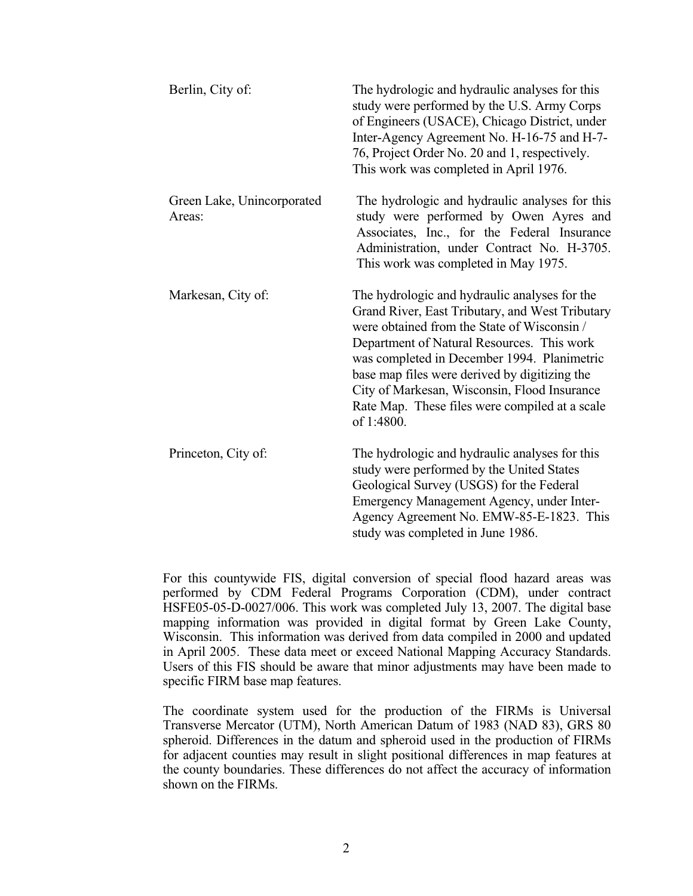| | |
|---|---|
| Berlin, City of: | The hydrologic and hydraulic analyses for this study were performed by the U.S. Army Corps of Engineers (USACE), Chicago District, under Inter-Agency Agreement No. H-16-75 and H-7-76, Project Order No. 20 and 1, respectively. This work was completed in April 1976. |
| Green Lake, Unincorporated Areas: | The hydrologic and hydraulic analyses for this study were performed by Owen Ayres and Associates, Inc., for the Federal Insurance Administration, under Contract No. H-3705. This work was completed in May 1975. |
| Markesan, City of: | The hydrologic and hydraulic analyses for the Grand River, East Tributary, and West Tributary were obtained from the State of Wisconsin / Department of Natural Resources. This work was completed in December 1994. Planimetric base map files were derived by digitizing the City of Markesan, Wisconsin, Flood Insurance Rate Map. These files were compiled at a scale of 1:4800. |
| Princeton, City of: | The hydrologic and hydraulic analyses for this study were performed by the United States Geological Survey (USGS) for the Federal Emergency Management Agency, under Inter-Agency Agreement No. EMW-85-E-1823. This study was completed in June 1986. |

For this countywide FIS, digital conversion of special flood hazard areas was performed by CDM Federal Programs Corporation (CDM), under contract HSFE05-05-D-0027/006. This work was completed July 13, 2007. The digital base mapping information was provided in digital format by Green Lake County, Wisconsin. This information was derived from data compiled in 2000 and updated in April 2005. These data meet or exceed National Mapping Accuracy Standards. Users of this FIS should be aware that minor adjustments may have been made to specific FIRM base map features.

The coordinate system used for the production of the FIRMs is Universal Transverse Mercator (UTM), North American Datum of 1983 (NAD 83), GRS 80 spheroid. Differences in the datum and spheroid used in the production of FIRMs for adjacent counties may result in slight positional differences in map features at the county boundaries. These differences do not affect the accuracy of information shown on the FIRMs.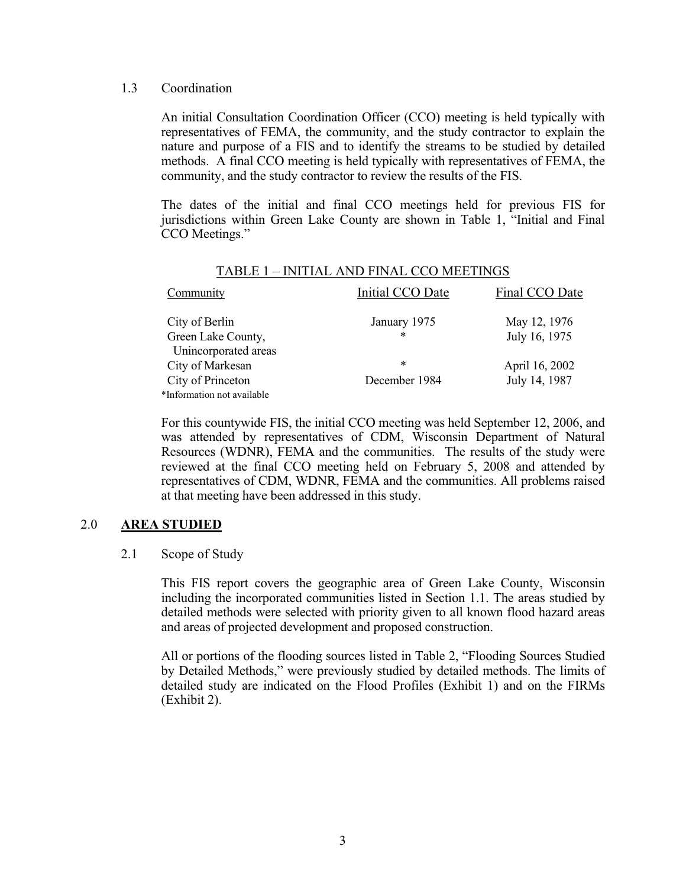### 1.3 Coordination

An initial Consultation Coordination Officer (CCO) meeting is held typically with representatives of FEMA, the community, and the study contractor to explain the nature and purpose of a FIS and to identify the streams to be studied by detailed methods. A final CCO meeting is held typically with representatives of FEMA, the community, and the study contractor to review the results of the FIS.

The dates of the initial and final CCO meetings held for previous FIS for jurisdictions within Green Lake County are shown in Table 1, "Initial and Final CCO Meetings."

TABLE 1 – INITIAL AND FINAL CCO MEETINGS

| Community | Initial CCO Date | Final CCO Date |
|---|---|---|
| City of Berlin | January 1975 | May 12, 1976 |
| Green Lake County, Unincorporated areas | * | July 16, 1975 |
| City of Markesan | * | April 16, 2002 |
| City of Princeton | December 1984 | July 14, 1987 |

*Information not available

For this countywide FIS, the initial CCO meeting was held September 12, 2006, and was attended by representatives of CDM, Wisconsin Department of Natural Resources (WDNR), FEMA and the communities. The results of the study were reviewed at the final CCO meeting held on February 5, 2008 and attended by representatives of CDM, WDNR, FEMA and the communities. All problems raised at that meeting have been addressed in this study.

## 2.0 **AREA STUDIED**

### 2.1 Scope of Study

This FIS report covers the geographic area of Green Lake County, Wisconsin including the incorporated communities listed in Section 1.1. The areas studied by detailed methods were selected with priority given to all known flood hazard areas and areas of projected development and proposed construction.

All or portions of the flooding sources listed in Table 2, "Flooding Sources Studied by Detailed Methods," were previously studied by detailed methods. The limits of detailed study are indicated on the Flood Profiles (Exhibit 1) and on the FIRMs (Exhibit 2).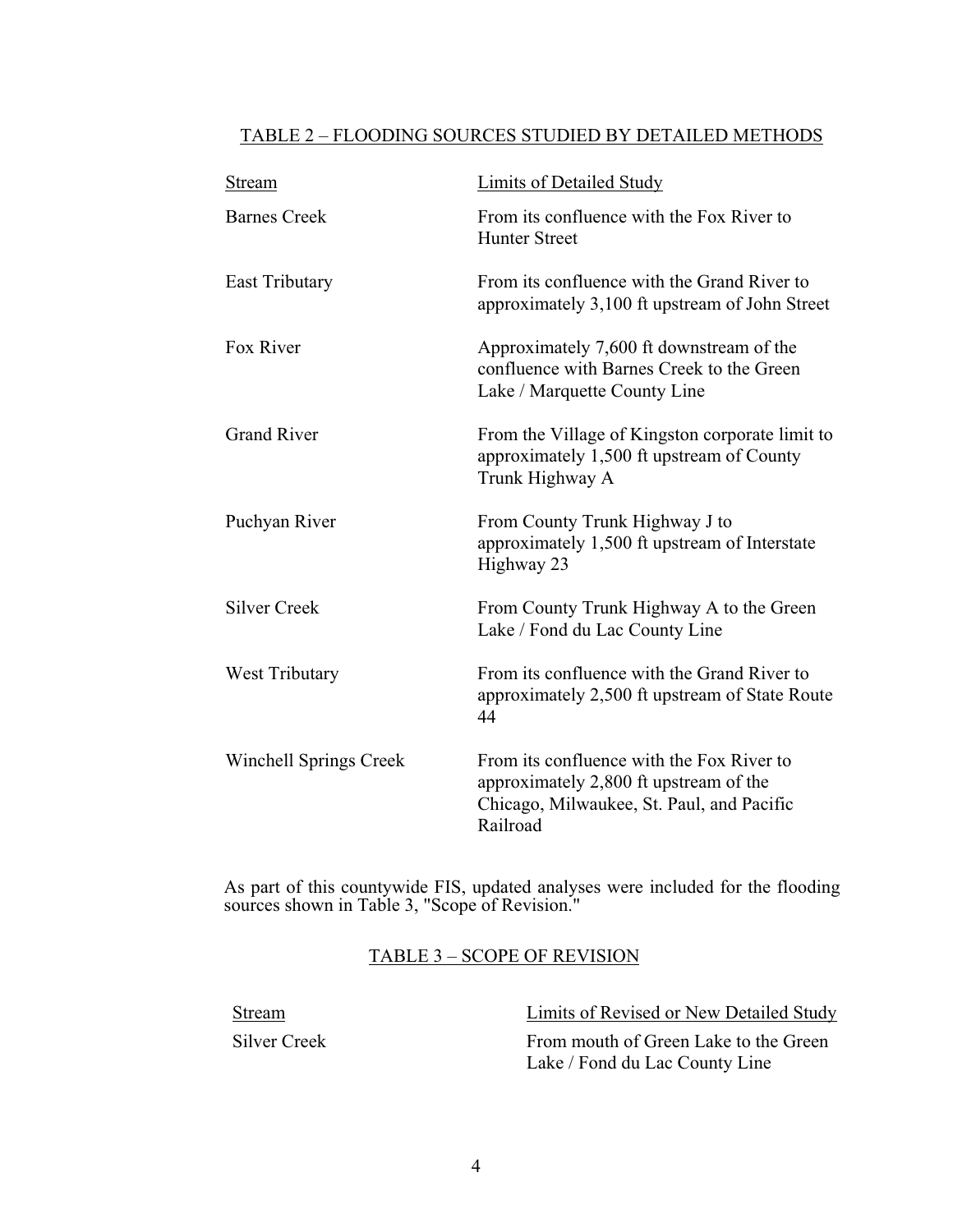TABLE 2 – FLOODING SOURCES STUDIED BY DETAILED METHODS

| Stream | Limits of Detailed Study |
| --- | --- |
| Barnes Creek | From its confluence with the Fox River to Hunter Street |
| East Tributary | From its confluence with the Grand River to approximately 3,100 ft upstream of John Street |
| Fox River | Approximately 7,600 ft downstream of the confluence with Barnes Creek to the Green Lake / Marquette County Line |
| Grand River | From the Village of Kingston corporate limit to approximately 1,500 ft upstream of County Trunk Highway A |
| Puchyan River | From County Trunk Highway J to approximately 1,500 ft upstream of Interstate Highway 23 |
| Silver Creek | From County Trunk Highway A to the Green Lake / Fond du Lac County Line |
| West Tributary | From its confluence with the Grand River to approximately 2,500 ft upstream of State Route 44 |
| Winchell Springs Creek | From its confluence with the Fox River to approximately 2,800 ft upstream of the Chicago, Milwaukee, St. Paul, and Pacific Railroad |

As part of this countywide FIS, updated analyses were included for the flooding sources shown in Table 3, "Scope of Revision."

TABLE 3 – SCOPE OF REVISION

| Stream | Limits of Revised or New Detailed Study |
| --- | --- |
| Silver Creek | From mouth of Green Lake to the Green Lake / Fond du Lac County Line |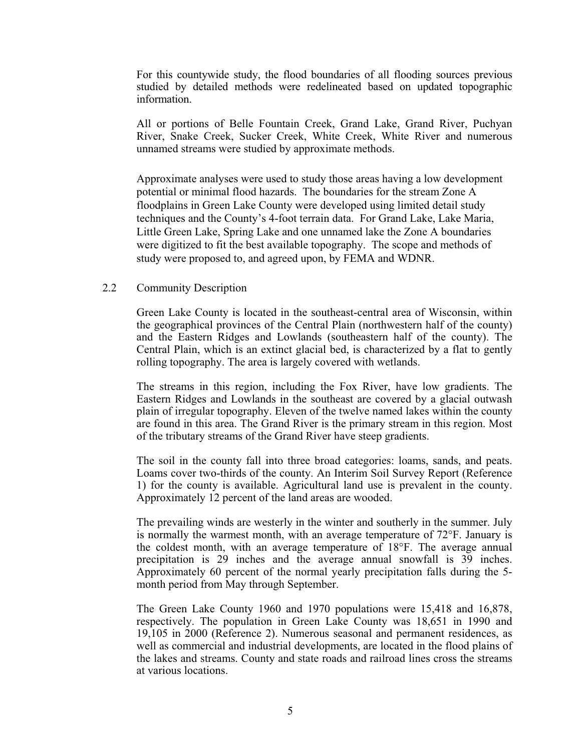For this countywide study, the flood boundaries of all flooding sources previous studied by detailed methods were redelineated based on updated topographic information.

All or portions of Belle Fountain Creek, Grand Lake, Grand River, Puchyan River, Snake Creek, Sucker Creek, White Creek, White River and numerous unnamed streams were studied by approximate methods.

Approximate analyses were used to study those areas having a low development potential or minimal flood hazards. The boundaries for the stream Zone A floodplains in Green Lake County were developed using limited detail study techniques and the County's 4-foot terrain data. For Grand Lake, Lake Maria, Little Green Lake, Spring Lake and one unnamed lake the Zone A boundaries were digitized to fit the best available topography. The scope and methods of study were proposed to, and agreed upon, by FEMA and WDNR.

## 2.2 Community Description

Green Lake County is located in the southeast-central area of Wisconsin, within the geographical provinces of the Central Plain (northwestern half of the county) and the Eastern Ridges and Lowlands (southeastern half of the county). The Central Plain, which is an extinct glacial bed, is characterized by a flat to gently rolling topography. The area is largely covered with wetlands.

The streams in this region, including the Fox River, have low gradients. The Eastern Ridges and Lowlands in the southeast are covered by a glacial outwash plain of irregular topography. Eleven of the twelve named lakes within the county are found in this area. The Grand River is the primary stream in this region. Most of the tributary streams of the Grand River have steep gradients.

The soil in the county fall into three broad categories: loams, sands, and peats. Loams cover two-thirds of the county. An Interim Soil Survey Report (Reference 1) for the county is available. Agricultural land use is prevalent in the county. Approximately 12 percent of the land areas are wooded.

The prevailing winds are westerly in the winter and southerly in the summer. July is normally the warmest month, with an average temperature of 72°F. January is the coldest month, with an average temperature of 18°F. The average annual precipitation is 29 inches and the average annual snowfall is 39 inches. Approximately 60 percent of the normal yearly precipitation falls during the 5-month period from May through September.

The Green Lake County 1960 and 1970 populations were 15,418 and 16,878, respectively. The population in Green Lake County was 18,651 in 1990 and 19,105 in 2000 (Reference 2). Numerous seasonal and permanent residences, as well as commercial and industrial developments, are located in the flood plains of the lakes and streams. County and state roads and railroad lines cross the streams at various locations.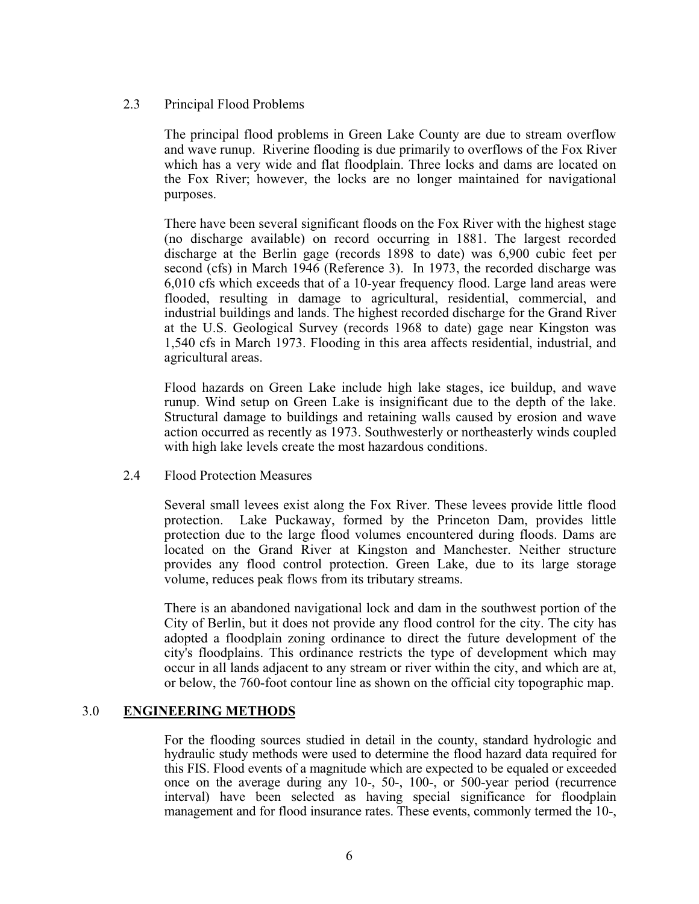### 2.3 Principal Flood Problems

The principal flood problems in Green Lake County are due to stream overflow and wave runup. Riverine flooding is due primarily to overflows of the Fox River which has a very wide and flat floodplain. Three locks and dams are located on the Fox River; however, the locks are no longer maintained for navigational purposes.

There have been several significant floods on the Fox River with the highest stage (no discharge available) on record occurring in 1881. The largest recorded discharge at the Berlin gage (records 1898 to date) was 6,900 cubic feet per second (cfs) in March 1946 (Reference 3). In 1973, the recorded discharge was 6,010 cfs which exceeds that of a 10-year frequency flood. Large land areas were flooded, resulting in damage to agricultural, residential, commercial, and industrial buildings and lands. The highest recorded discharge for the Grand River at the U.S. Geological Survey (records 1968 to date) gage near Kingston was 1,540 cfs in March 1973. Flooding in this area affects residential, industrial, and agricultural areas.

Flood hazards on Green Lake include high lake stages, ice buildup, and wave runup. Wind setup on Green Lake is insignificant due to the depth of the lake. Structural damage to buildings and retaining walls caused by erosion and wave action occurred as recently as 1973. Southwesterly or northeasterly winds coupled with high lake levels create the most hazardous conditions.

### 2.4 Flood Protection Measures

Several small levees exist along the Fox River. These levees provide little flood protection. Lake Puckaway, formed by the Princeton Dam, provides little protection due to the large flood volumes encountered during floods. Dams are located on the Grand River at Kingston and Manchester. Neither structure provides any flood control protection. Green Lake, due to its large storage volume, reduces peak flows from its tributary streams.

There is an abandoned navigational lock and dam in the southwest portion of the City of Berlin, but it does not provide any flood control for the city. The city has adopted a floodplain zoning ordinance to direct the future development of the city's floodplains. This ordinance restricts the type of development which may occur in all lands adjacent to any stream or river within the city, and which are at, or below, the 760-foot contour line as shown on the official city topographic map.

## 3.0 **ENGINEERING METHODS**

For the flooding sources studied in detail in the county, standard hydrologic and hydraulic study methods were used to determine the flood hazard data required for this FIS. Flood events of a magnitude which are expected to be equaled or exceeded once on the average during any 10-, 50-, 100-, or 500-year period (recurrence interval) have been selected as having special significance for floodplain management and for flood insurance rates. These events, commonly termed the 10-,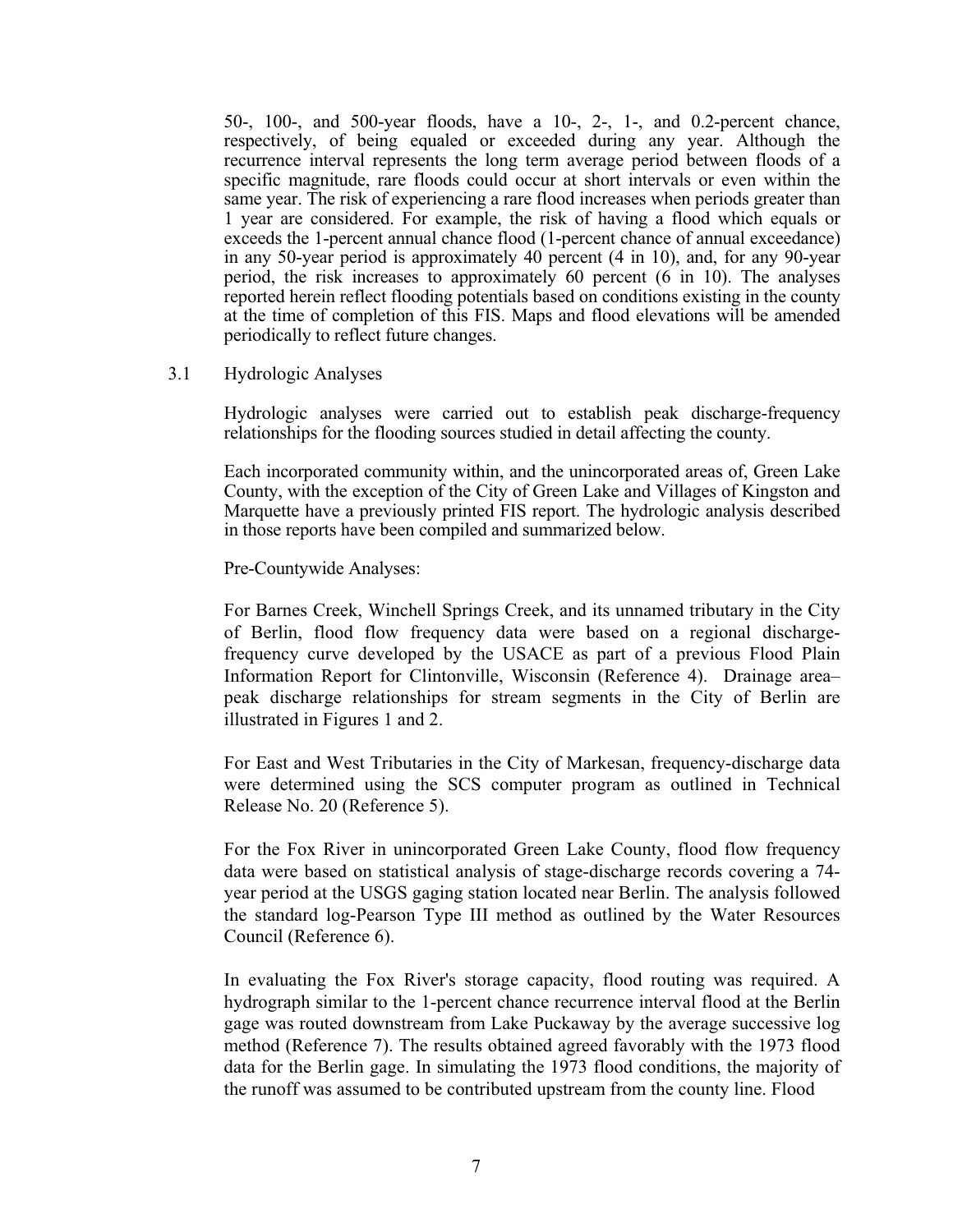50-, 100-, and 500-year floods, have a 10-, 2-, 1-, and 0.2-percent chance, respectively, of being equaled or exceeded during any year. Although the recurrence interval represents the long term average period between floods of a specific magnitude, rare floods could occur at short intervals or even within the same year. The risk of experiencing a rare flood increases when periods greater than 1 year are considered. For example, the risk of having a flood which equals or exceeds the 1-percent annual chance flood (1-percent chance of annual exceedance) in any 50-year period is approximately 40 percent (4 in 10), and, for any 90-year period, the risk increases to approximately 60 percent (6 in 10). The analyses reported herein reflect flooding potentials based on conditions existing in the county at the time of completion of this FIS. Maps and flood elevations will be amended periodically to reflect future changes.

### 3.1 Hydrologic Analyses

Hydrologic analyses were carried out to establish peak discharge-frequency relationships for the flooding sources studied in detail affecting the county.

Each incorporated community within, and the unincorporated areas of, Green Lake County, with the exception of the City of Green Lake and Villages of Kingston and Marquette have a previously printed FIS report. The hydrologic analysis described in those reports have been compiled and summarized below.

Pre-Countywide Analyses:

For Barnes Creek, Winchell Springs Creek, and its unnamed tributary in the City of Berlin, flood flow frequency data were based on a regional discharge-frequency curve developed by the USACE as part of a previous Flood Plain Information Report for Clintonville, Wisconsin (Reference 4). Drainage area–peak discharge relationships for stream segments in the City of Berlin are illustrated in Figures 1 and 2.

For East and West Tributaries in the City of Markesan, frequency-discharge data were determined using the SCS computer program as outlined in Technical Release No. 20 (Reference 5).

For the Fox River in unincorporated Green Lake County, flood flow frequency data were based on statistical analysis of stage-discharge records covering a 74-year period at the USGS gaging station located near Berlin. The analysis followed the standard log-Pearson Type III method as outlined by the Water Resources Council (Reference 6).

In evaluating the Fox River's storage capacity, flood routing was required. A hydrograph similar to the 1-percent chance recurrence interval flood at the Berlin gage was routed downstream from Lake Puckaway by the average successive log method (Reference 7). The results obtained agreed favorably with the 1973 flood data for the Berlin gage. In simulating the 1973 flood conditions, the majority of the runoff was assumed to be contributed upstream from the county line. Flood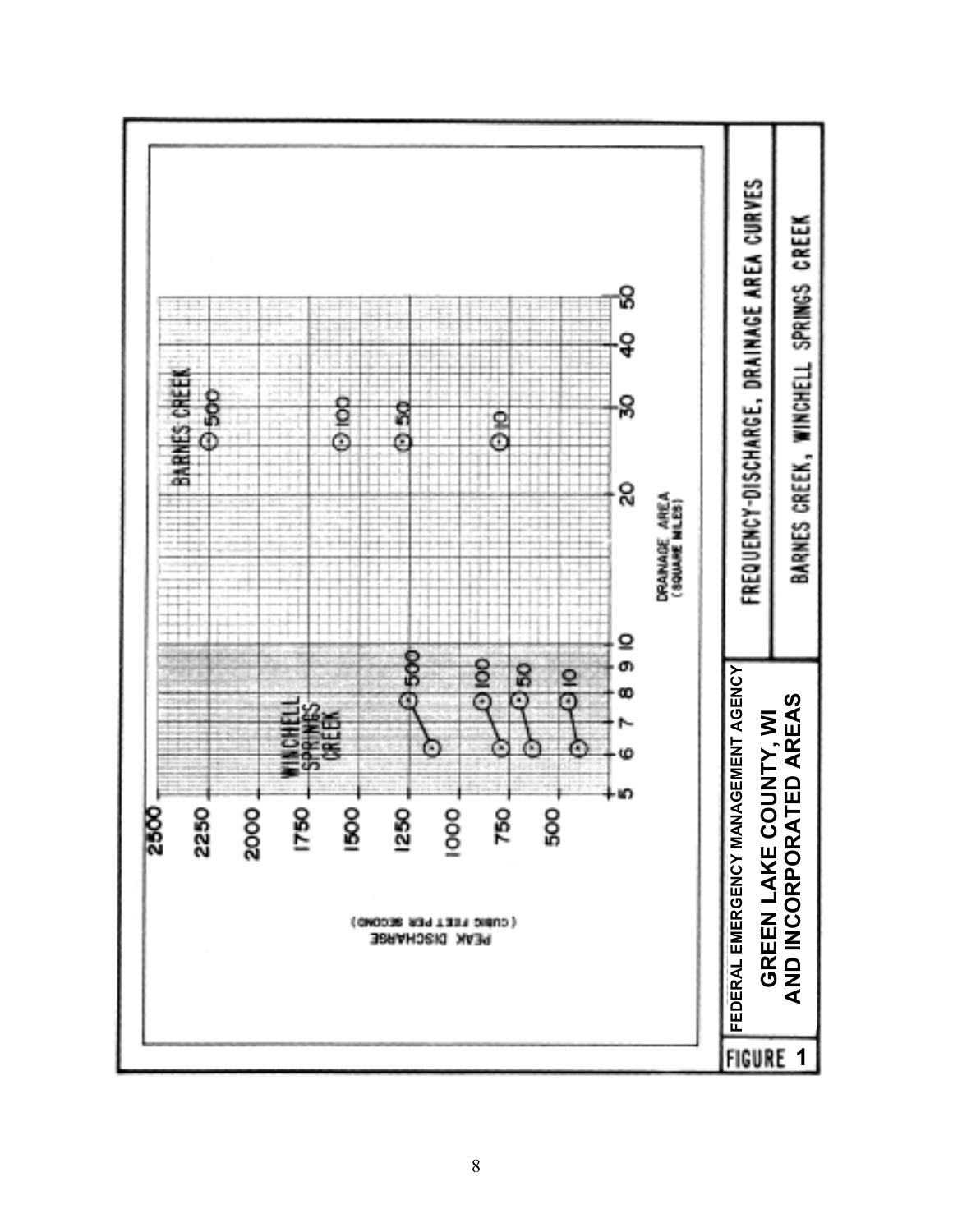FEDERAL EMERGENCY MANAGEMENT AGENCY

**GREEN LAKE COUNTY, WI AND INCORPORATED AREAS**

FREQUENCY-DISCHARGE, DRAINAGE AREA CURVES

BARNES CREEK, WINCHELL SPRINGS CREEK

**FIGURE 1**

PEAK DISCHARGE (CUBIC FEET PER SECOND)

DRAINAGE AREA (SQUARE MILES)

BARNES CREEK: 500, 100, 50, 10

WINCHELL SPRINGS CREEK: 500, 100, 50, 10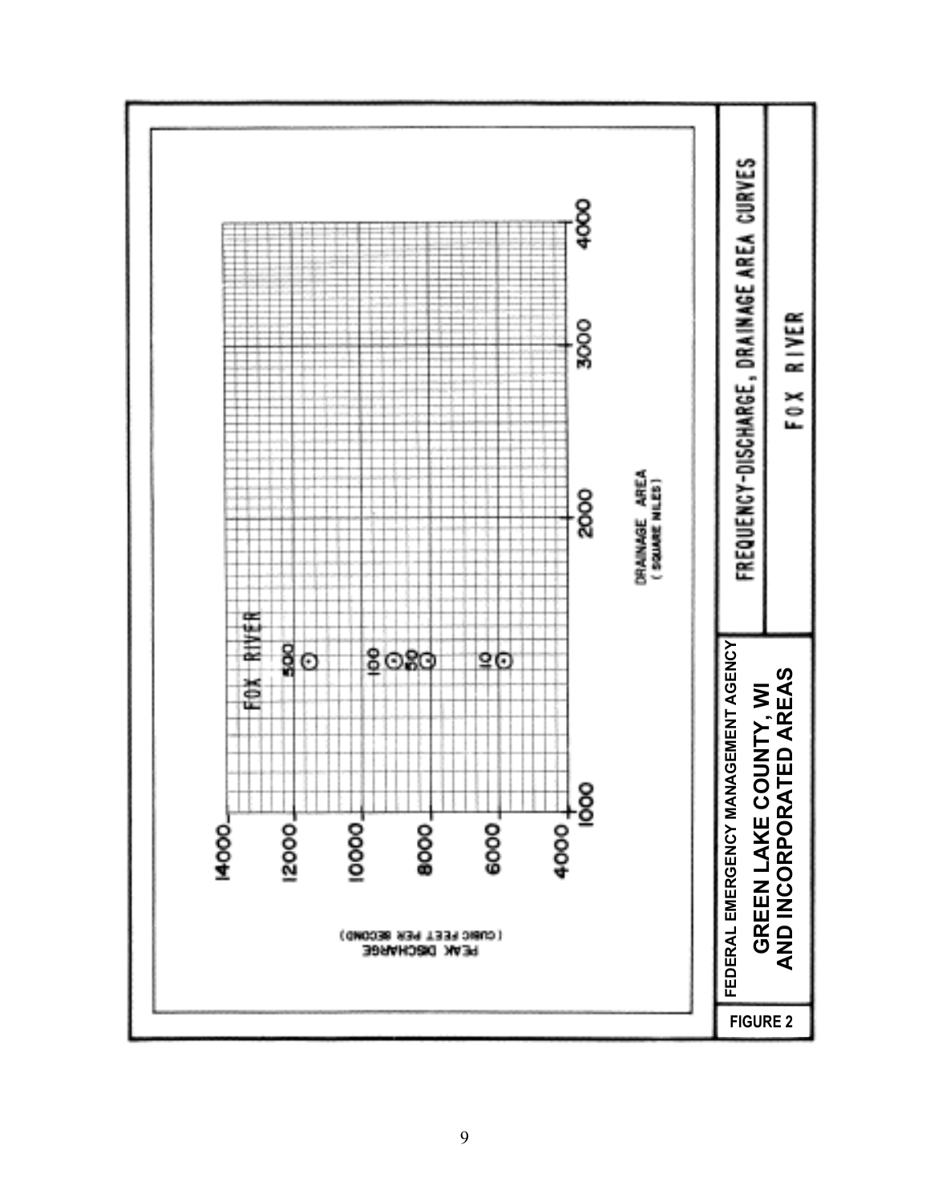FOX RIVER

| Recurrence interval | Peak discharge (cfs) |
|---|---|
| 500 | approx. 11,600 |
| 100 | approx. 9,000 |
| 50 | approx. 8,200 |
| 10 | approx. 5,900 |

PEAK DISCHARGE (CUBIC FEET PER SECOND)

14000
12000
10000
8000
6000
4000

1000 2000 3000 4000

DRAINAGE AREA (SQUARE MILES)

FEDERAL EMERGENCY MANAGEMENT AGENCY

**GREEN LAKE COUNTY, WI AND INCORPORATED AREAS**

FREQUENCY-DISCHARGE, DRAINAGE AREA CURVES

FOX RIVER

**FIGURE 2**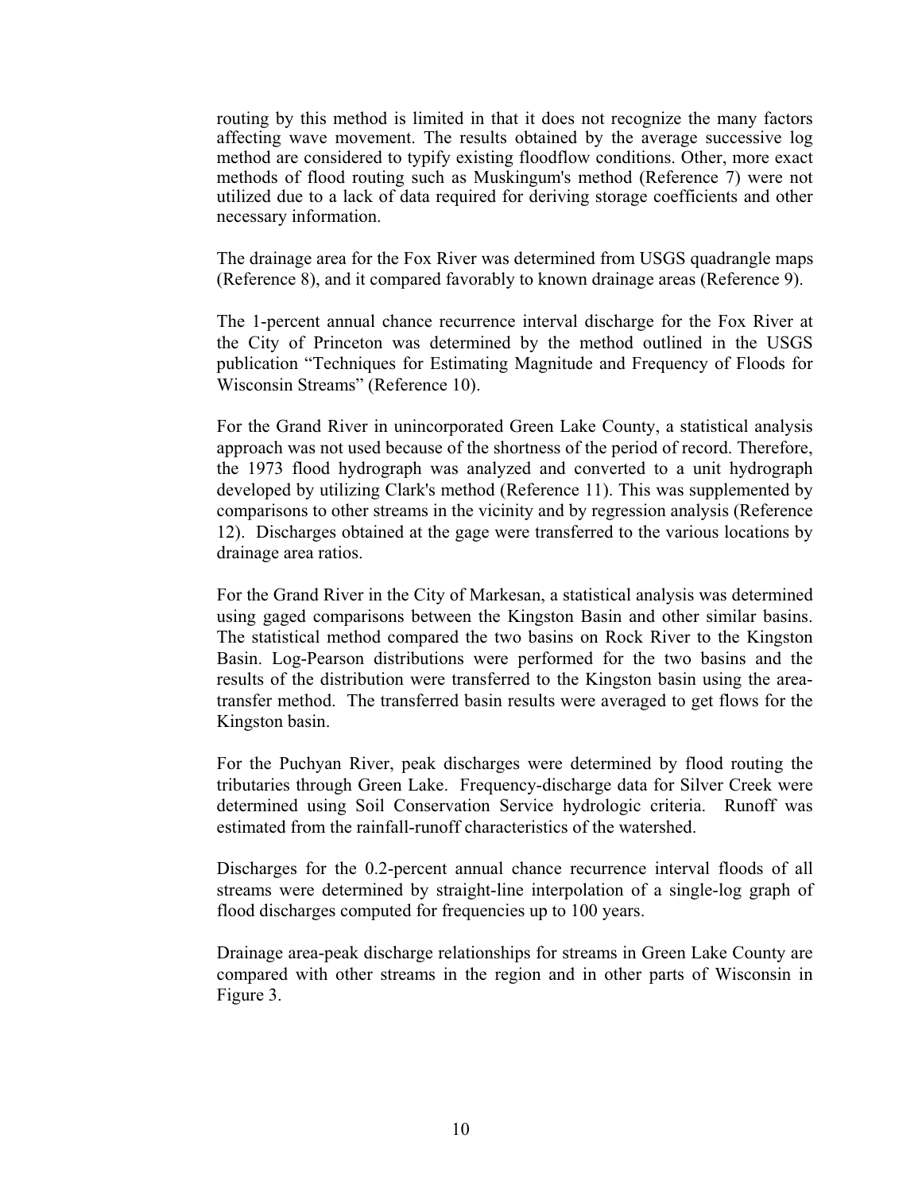routing by this method is limited in that it does not recognize the many factors affecting wave movement. The results obtained by the average successive log method are considered to typify existing floodflow conditions. Other, more exact methods of flood routing such as Muskingum's method (Reference 7) were not utilized due to a lack of data required for deriving storage coefficients and other necessary information.

The drainage area for the Fox River was determined from USGS quadrangle maps (Reference 8), and it compared favorably to known drainage areas (Reference 9).

The 1-percent annual chance recurrence interval discharge for the Fox River at the City of Princeton was determined by the method outlined in the USGS publication "Techniques for Estimating Magnitude and Frequency of Floods for Wisconsin Streams" (Reference 10).

For the Grand River in unincorporated Green Lake County, a statistical analysis approach was not used because of the shortness of the period of record. Therefore, the 1973 flood hydrograph was analyzed and converted to a unit hydrograph developed by utilizing Clark's method (Reference 11). This was supplemented by comparisons to other streams in the vicinity and by regression analysis (Reference 12). Discharges obtained at the gage were transferred to the various locations by drainage area ratios.

For the Grand River in the City of Markesan, a statistical analysis was determined using gaged comparisons between the Kingston Basin and other similar basins. The statistical method compared the two basins on Rock River to the Kingston Basin. Log-Pearson distributions were performed for the two basins and the results of the distribution were transferred to the Kingston basin using the area-transfer method. The transferred basin results were averaged to get flows for the Kingston basin.

For the Puchyan River, peak discharges were determined by flood routing the tributaries through Green Lake. Frequency-discharge data for Silver Creek were determined using Soil Conservation Service hydrologic criteria. Runoff was estimated from the rainfall-runoff characteristics of the watershed.

Discharges for the 0.2-percent annual chance recurrence interval floods of all streams were determined by straight-line interpolation of a single-log graph of flood discharges computed for frequencies up to 100 years.

Drainage area-peak discharge relationships for streams in Green Lake County are compared with other streams in the region and in other parts of Wisconsin in Figure 3.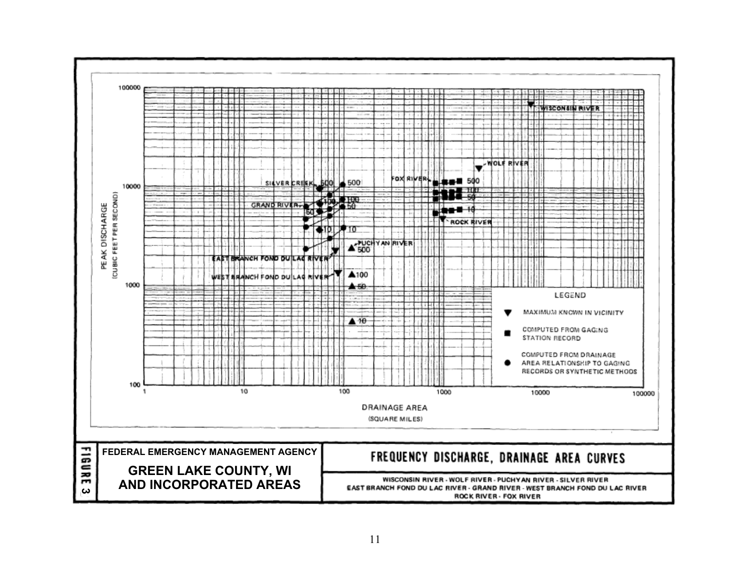PEAK DISCHARGE (CUBIC FEET PER SECOND)

DRAINAGE AREA (SQUARE MILES)

LEGEND

- ▼ MAXIMUM KNOWN IN VICINITY
- ■ COMPUTED FROM GAGING STATION RECORD
- ● COMPUTED FROM DRAINAGE AREA RELATIONSHIP TO GAGING RECORDS OR SYNTHETIC METHODS

WISCONSIN RIVER, WOLF RIVER, FOX RIVER, ROCK RIVER, SILVER CREEK, GRAND RIVER, PUCHYAN RIVER, EAST BRANCH FOND DU LAC RIVER, WEST BRANCH FOND DU LAC RIVER

FIGURE 3

**FEDERAL EMERGENCY MANAGEMENT AGENCY**

**GREEN LAKE COUNTY, WI AND INCORPORATED AREAS**

**FREQUENCY DISCHARGE, DRAINAGE AREA CURVES**

WISCONSIN RIVER - WOLF RIVER - PUCHYAN RIVER - SILVER RIVER
EAST BRANCH FOND DU LAC RIVER - GRAND RIVER - WEST BRANCH FOND DU LAC RIVER
ROCK RIVER - FOX RIVER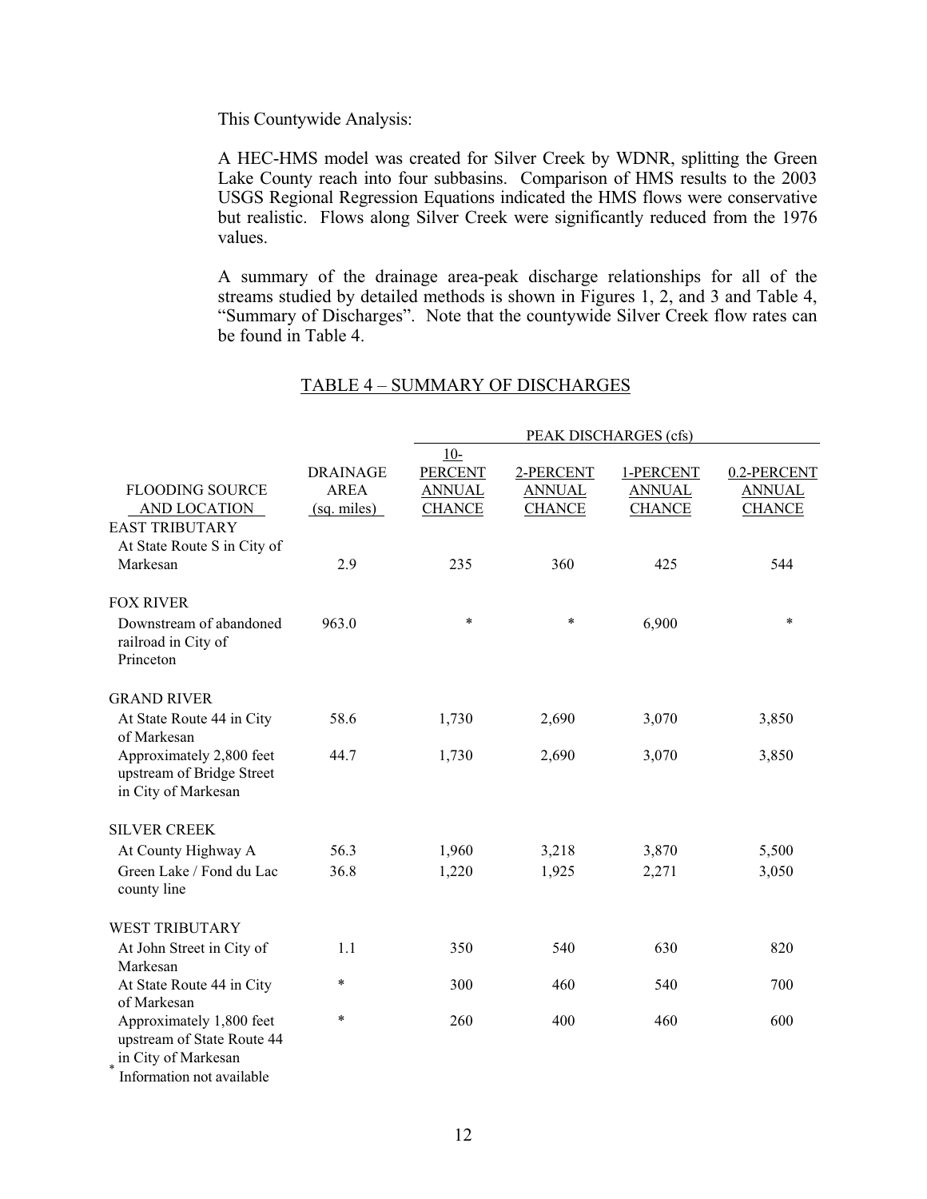This Countywide Analysis:

A HEC-HMS model was created for Silver Creek by WDNR, splitting the Green Lake County reach into four subbasins. Comparison of HMS results to the 2003 USGS Regional Regression Equations indicated the HMS flows were conservative but realistic. Flows along Silver Creek were significantly reduced from the 1976 values.

A summary of the drainage area-peak discharge relationships for all of the streams studied by detailed methods is shown in Figures 1, 2, and 3 and Table 4, "Summary of Discharges". Note that the countywide Silver Creek flow rates can be found in Table 4.

TABLE 4 – SUMMARY OF DISCHARGES

| FLOODING SOURCE AND LOCATION | DRAINAGE AREA (sq. miles) | PEAK DISCHARGES (cfs) | | | |
|---|---|---|---|---|---|
| | | 10-PERCENT ANNUAL CHANCE | 2-PERCENT ANNUAL CHANCE | 1-PERCENT ANNUAL CHANCE | 0.2-PERCENT ANNUAL CHANCE |
| EAST TRIBUTARY | | | | | |
| At State Route S in City of Markesan | 2.9 | 235 | 360 | 425 | 544 |
| FOX RIVER | | | | | |
| Downstream of abandoned railroad in City of Princeton | 963.0 | * | * | 6,900 | * |
| GRAND RIVER | | | | | |
| At State Route 44 in City of Markesan | 58.6 | 1,730 | 2,690 | 3,070 | 3,850 |
| Approximately 2,800 feet upstream of Bridge Street in City of Markesan | 44.7 | 1,730 | 2,690 | 3,070 | 3,850 |
| SILVER CREEK | | | | | |
| At County Highway A | 56.3 | 1,960 | 3,218 | 3,870 | 5,500 |
| Green Lake / Fond du Lac county line | 36.8 | 1,220 | 1,925 | 2,271 | 3,050 |
| WEST TRIBUTARY | | | | | |
| At John Street in City of Markesan | 1.1 | 350 | 540 | 630 | 820 |
| At State Route 44 in City of Markesan | * | 300 | 460 | 540 | 700 |
| Approximately 1,800 feet upstream of State Route 44 in City of Markesan | * | 260 | 400 | 460 | 600 |

* Information not available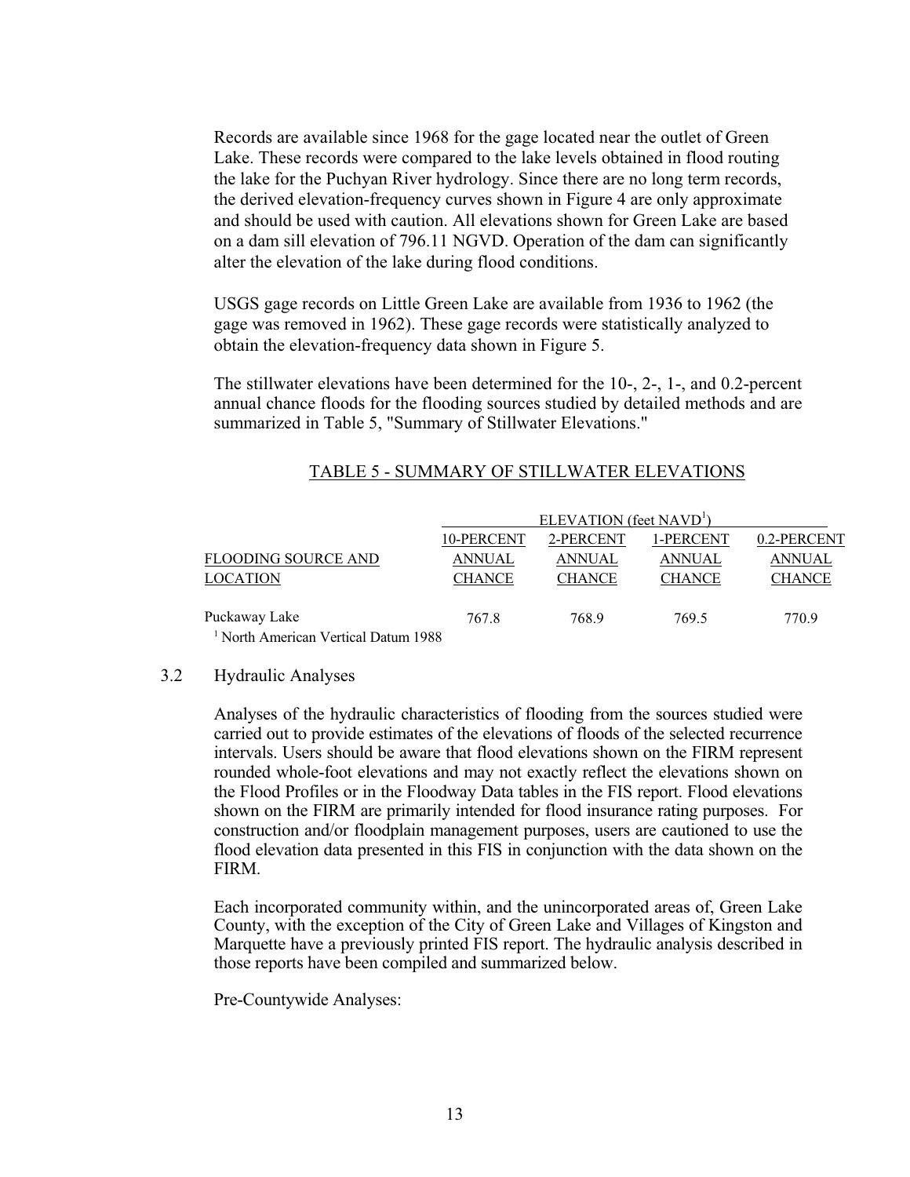Records are available since 1968 for the gage located near the outlet of Green Lake. These records were compared to the lake levels obtained in flood routing the lake for the Puchyan River hydrology. Since there are no long term records, the derived elevation-frequency curves shown in Figure 4 are only approximate and should be used with caution. All elevations shown for Green Lake are based on a dam sill elevation of 796.11 NGVD. Operation of the dam can significantly alter the elevation of the lake during flood conditions.

USGS gage records on Little Green Lake are available from 1936 to 1962 (the gage was removed in 1962). These gage records were statistically analyzed to obtain the elevation-frequency data shown in Figure 5.

The stillwater elevations have been determined for the 10-, 2-, 1-, and 0.2-percent annual chance floods for the flooding sources studied by detailed methods and are summarized in Table 5, "Summary of Stillwater Elevations."

TABLE 5 - SUMMARY OF STILLWATER ELEVATIONS

| | ELEVATION (feet NAVD[1]) | | | |
|---|---|---|---|---|
| FLOODING SOURCE AND LOCATION | 10-PERCENT ANNUAL CHANCE | 2-PERCENT ANNUAL CHANCE | 1-PERCENT ANNUAL CHANCE | 0.2-PERCENT ANNUAL CHANCE |
| Puckaway Lake | 767.8 | 768.9 | 769.5 | 770.9 |

[1] North American Vertical Datum 1988

## 3.2 Hydraulic Analyses

Analyses of the hydraulic characteristics of flooding from the sources studied were carried out to provide estimates of the elevations of floods of the selected recurrence intervals. Users should be aware that flood elevations shown on the FIRM represent rounded whole-foot elevations and may not exactly reflect the elevations shown on the Flood Profiles or in the Floodway Data tables in the FIS report. Flood elevations shown on the FIRM are primarily intended for flood insurance rating purposes. For construction and/or floodplain management purposes, users are cautioned to use the flood elevation data presented in this FIS in conjunction with the data shown on the FIRM.

Each incorporated community within, and the unincorporated areas of, Green Lake County, with the exception of the City of Green Lake and Villages of Kingston and Marquette have a previously printed FIS report. The hydraulic analysis described in those reports have been compiled and summarized below.

Pre-Countywide Analyses: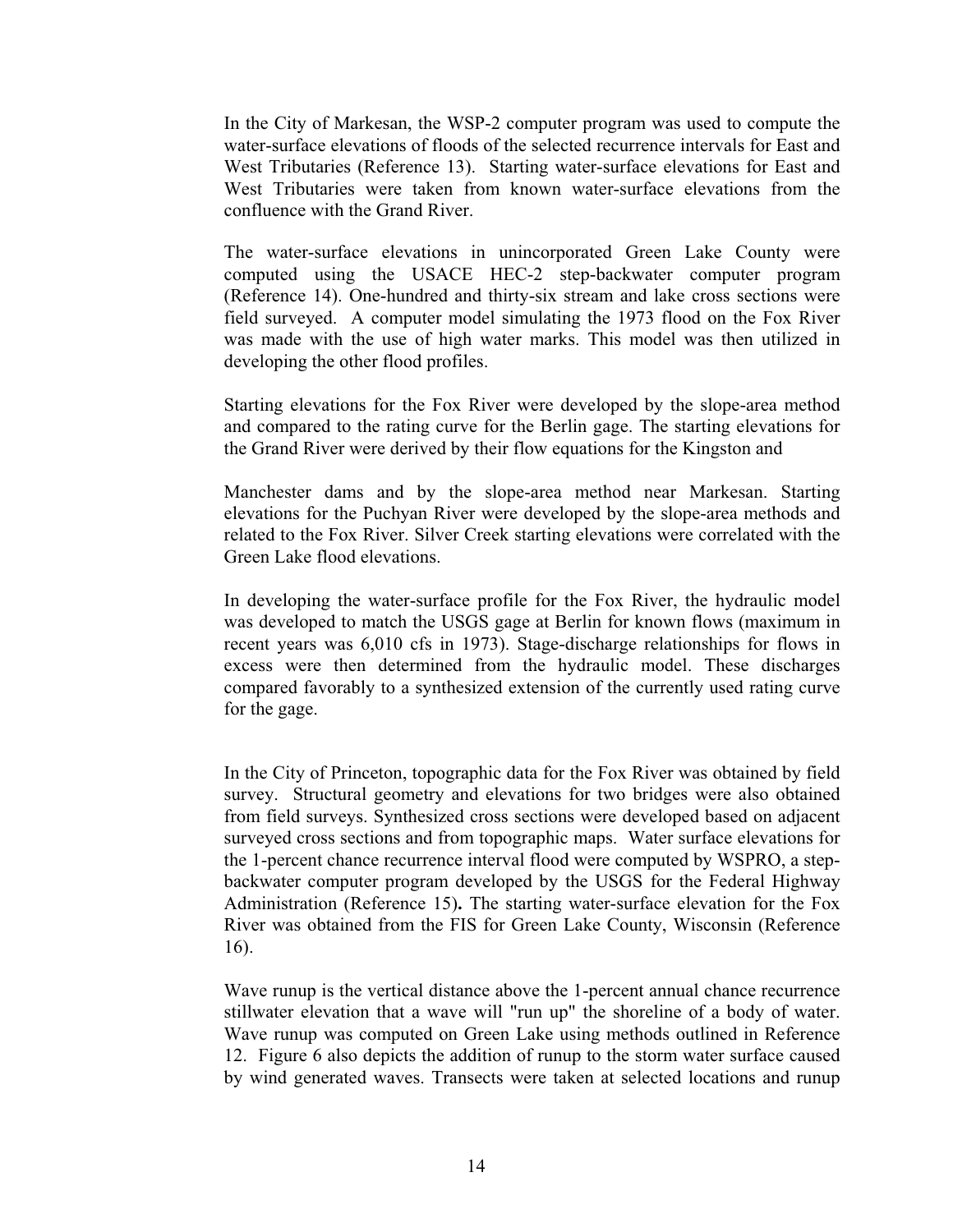In the City of Markesan, the WSP-2 computer program was used to compute the water-surface elevations of floods of the selected recurrence intervals for East and West Tributaries (Reference 13). Starting water-surface elevations for East and West Tributaries were taken from known water-surface elevations from the confluence with the Grand River.

The water-surface elevations in unincorporated Green Lake County were computed using the USACE HEC-2 step-backwater computer program (Reference 14). One-hundred and thirty-six stream and lake cross sections were field surveyed. A computer model simulating the 1973 flood on the Fox River was made with the use of high water marks. This model was then utilized in developing the other flood profiles.

Starting elevations for the Fox River were developed by the slope-area method and compared to the rating curve for the Berlin gage. The starting elevations for the Grand River were derived by their flow equations for the Kingston and

Manchester dams and by the slope-area method near Markesan. Starting elevations for the Puchyan River were developed by the slope-area methods and related to the Fox River. Silver Creek starting elevations were correlated with the Green Lake flood elevations.

In developing the water-surface profile for the Fox River, the hydraulic model was developed to match the USGS gage at Berlin for known flows (maximum in recent years was 6,010 cfs in 1973). Stage-discharge relationships for flows in excess were then determined from the hydraulic model. These discharges compared favorably to a synthesized extension of the currently used rating curve for the gage.

In the City of Princeton, topographic data for the Fox River was obtained by field survey. Structural geometry and elevations for two bridges were also obtained from field surveys. Synthesized cross sections were developed based on adjacent surveyed cross sections and from topographic maps. Water surface elevations for the 1-percent chance recurrence interval flood were computed by WSPRO, a step-backwater computer program developed by the USGS for the Federal Highway Administration (Reference 15**).** The starting water-surface elevation for the Fox River was obtained from the FIS for Green Lake County, Wisconsin (Reference 16).

Wave runup is the vertical distance above the 1-percent annual chance recurrence stillwater elevation that a wave will "run up" the shoreline of a body of water. Wave runup was computed on Green Lake using methods outlined in Reference 12. Figure 6 also depicts the addition of runup to the storm water surface caused by wind generated waves. Transects were taken at selected locations and runup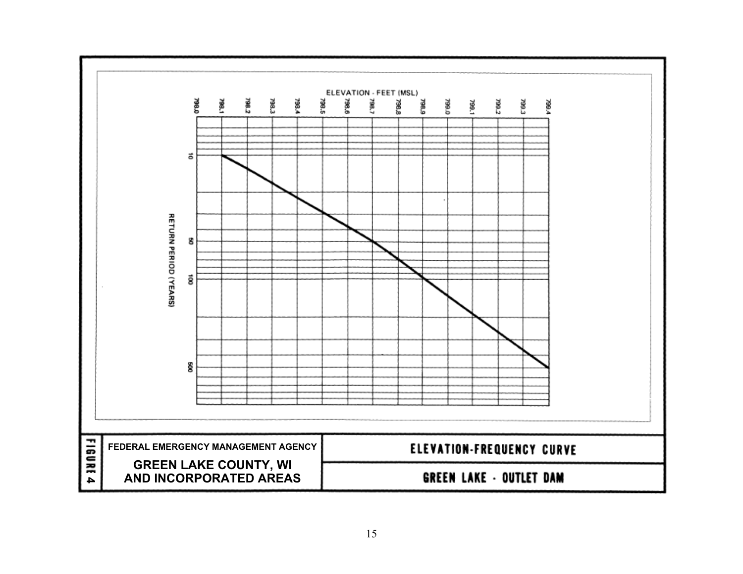ELEVATION - FEET (MSL)

798.0 798.1 798.2 798.3 798.4 798.5 798.6 798.7 798.8 798.9 799.0 799.1 799.2 799.3 799.4

RETURN PERIOD (YEARS)

10

50

100

500

| FIGURE 4 | FEDERAL EMERGENCY MANAGEMENT AGENCY | ELEVATION-FREQUENCY CURVE |
|---|---|---|
| | **GREEN LAKE COUNTY, WI AND INCORPORATED AREAS** | **GREEN LAKE - OUTLET DAM** |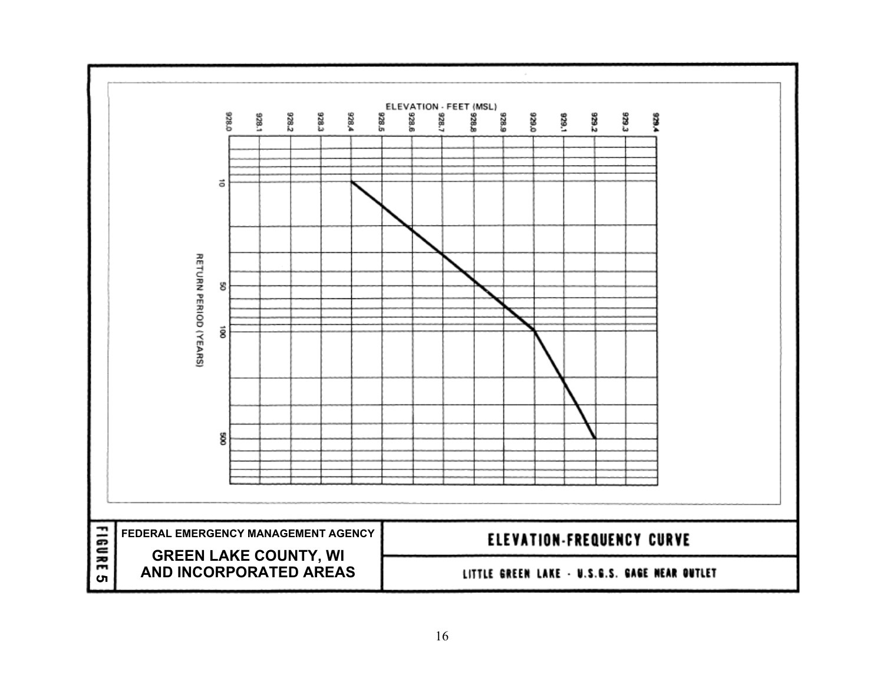ELEVATION - FEET (MSL)

928.0 928.1 928.2 928.3 928.4 928.5 928.6 928.7 928.8 928.9 929.0 929.1 929.2 929.3 929.4

RETURN PERIOD (YEARS)

10 50 100 500

FIGURE 5

FEDERAL EMERGENCY MANAGEMENT AGENCY

**GREEN LAKE COUNTY, WI AND INCORPORATED AREAS**

**ELEVATION-FREQUENCY CURVE**

LITTLE GREEN LAKE - U.S.G.S. GAGE NEAR OUTLET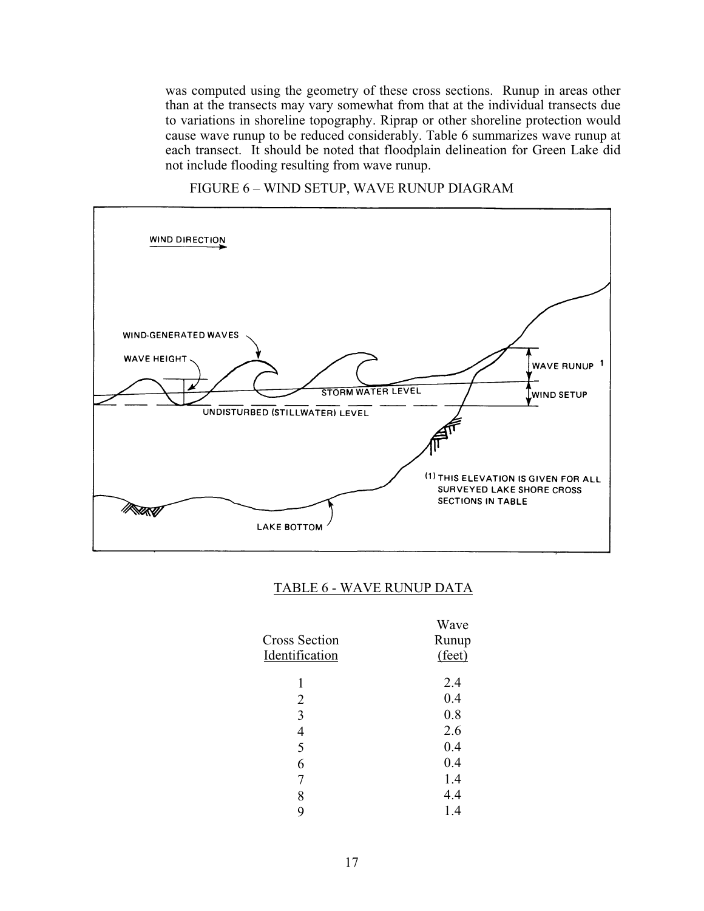was computed using the geometry of these cross sections. Runup in areas other than at the transects may vary somewhat from that at the individual transects due to variations in shoreline topography. Riprap or other shoreline protection would cause wave runup to be reduced considerably. Table 6 summarizes wave runup at each transect. It should be noted that floodplain delineation for Green Lake did not include flooding resulting from wave runup.

FIGURE 6 – WIND SETUP, WAVE RUNUP DIAGRAM

WIND DIRECTION

WIND-GENERATED WAVES

WAVE HEIGHT

STORM WATER LEVEL

UNDISTURBED (STILLWATER) LEVEL

WAVE RUNUP [1]

WIND SETUP

(1) THIS ELEVATION IS GIVEN FOR ALL SURVEYED LAKE SHORE CROSS SECTIONS IN TABLE

LAKE BOTTOM

TABLE 6 - WAVE RUNUP DATA

| Cross Section Identification | Wave Runup (feet) |
|---|---|
| 1 | 2.4 |
| 2 | 0.4 |
| 3 | 0.8 |
| 4 | 2.6 |
| 5 | 0.4 |
| 6 | 0.4 |
| 7 | 1.4 |
| 8 | 4.4 |
| 9 | 1.4 |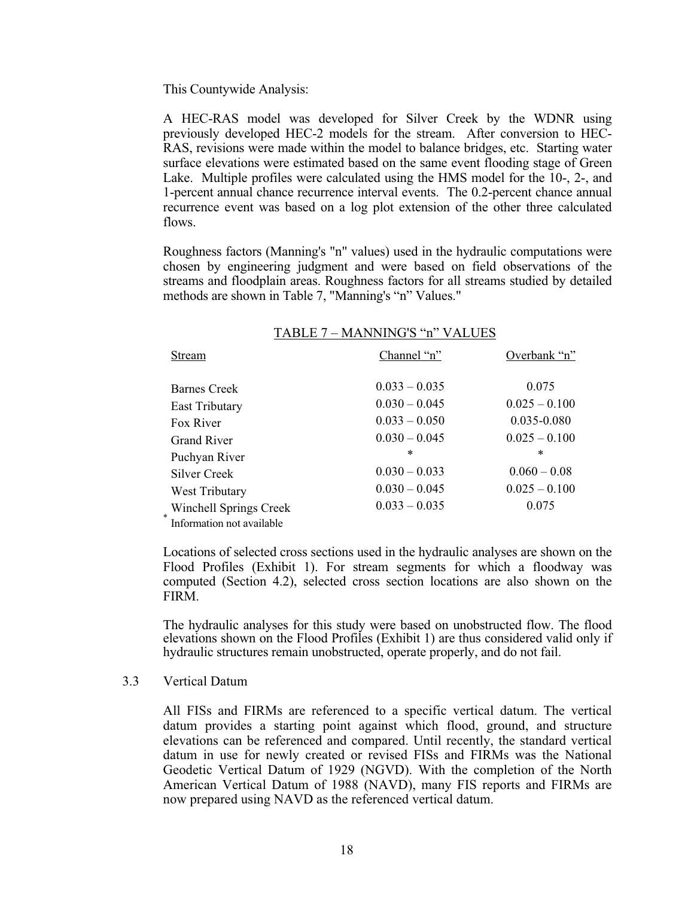This Countywide Analysis:

A HEC-RAS model was developed for Silver Creek by the WDNR using previously developed HEC-2 models for the stream. After conversion to HEC-RAS, revisions were made within the model to balance bridges, etc. Starting water surface elevations were estimated based on the same event flooding stage of Green Lake. Multiple profiles were calculated using the HMS model for the 10-, 2-, and 1-percent annual chance recurrence interval events. The 0.2-percent chance annual recurrence event was based on a log plot extension of the other three calculated flows.

Roughness factors (Manning's "n" values) used in the hydraulic computations were chosen by engineering judgment and were based on field observations of the streams and floodplain areas. Roughness factors for all streams studied by detailed methods are shown in Table 7, "Manning's "n" Values."

TABLE 7 – MANNING'S "n" VALUES

| Stream | Channel "n" | Overbank "n" |
|---|---|---|
| Barnes Creek | 0.033 – 0.035 | 0.075 |
| East Tributary | 0.030 – 0.045 | 0.025 – 0.100 |
| Fox River | 0.033 – 0.050 | 0.035-0.080 |
| Grand River | 0.030 – 0.045 | 0.025 – 0.100 |
| Puchyan River | * | * |
| Silver Creek | 0.030 – 0.033 | 0.060 – 0.08 |
| West Tributary | 0.030 – 0.045 | 0.025 – 0.100 |
| Winchell Springs Creek | 0.033 – 0.035 | 0.075 |

* Information not available

Locations of selected cross sections used in the hydraulic analyses are shown on the Flood Profiles (Exhibit 1). For stream segments for which a floodway was computed (Section 4.2), selected cross section locations are also shown on the FIRM.

The hydraulic analyses for this study were based on unobstructed flow. The flood elevations shown on the Flood Profiles (Exhibit 1) are thus considered valid only if hydraulic structures remain unobstructed, operate properly, and do not fail.

## 3.3 Vertical Datum

All FISs and FIRMs are referenced to a specific vertical datum. The vertical datum provides a starting point against which flood, ground, and structure elevations can be referenced and compared. Until recently, the standard vertical datum in use for newly created or revised FISs and FIRMs was the National Geodetic Vertical Datum of 1929 (NGVD). With the completion of the North American Vertical Datum of 1988 (NAVD), many FIS reports and FIRMs are now prepared using NAVD as the referenced vertical datum.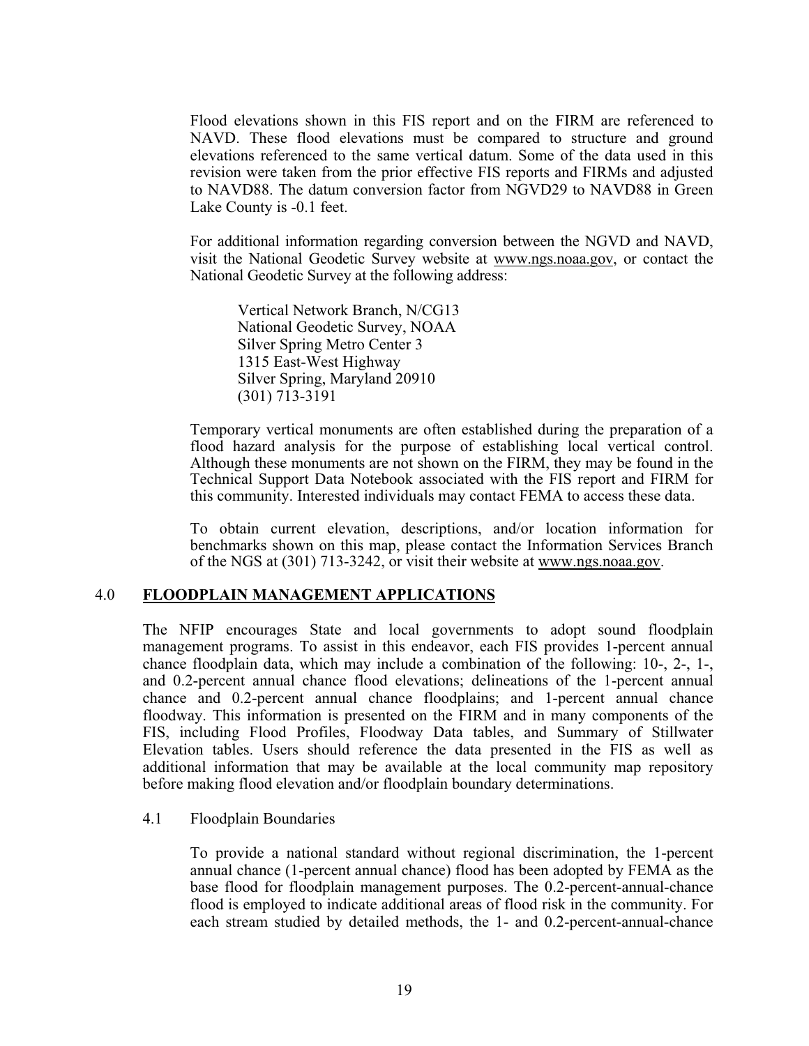Flood elevations shown in this FIS report and on the FIRM are referenced to NAVD. These flood elevations must be compared to structure and ground elevations referenced to the same vertical datum. Some of the data used in this revision were taken from the prior effective FIS reports and FIRMs and adjusted to NAVD88. The datum conversion factor from NGVD29 to NAVD88 in Green Lake County is -0.1 feet.

For additional information regarding conversion between the NGVD and NAVD, visit the National Geodetic Survey website at www.ngs.noaa.gov, or contact the National Geodetic Survey at the following address:

Vertical Network Branch, N/CG13
National Geodetic Survey, NOAA
Silver Spring Metro Center 3
1315 East-West Highway
Silver Spring, Maryland 20910
(301) 713-3191

Temporary vertical monuments are often established during the preparation of a flood hazard analysis for the purpose of establishing local vertical control. Although these monuments are not shown on the FIRM, they may be found in the Technical Support Data Notebook associated with the FIS report and FIRM for this community. Interested individuals may contact FEMA to access these data.

To obtain current elevation, descriptions, and/or location information for benchmarks shown on this map, please contact the Information Services Branch of the NGS at (301) 713-3242, or visit their website at www.ngs.noaa.gov.

## 4.0 FLOODPLAIN MANAGEMENT APPLICATIONS

The NFIP encourages State and local governments to adopt sound floodplain management programs. To assist in this endeavor, each FIS provides 1-percent annual chance floodplain data, which may include a combination of the following: 10-, 2-, 1-, and 0.2-percent annual chance flood elevations; delineations of the 1-percent annual chance and 0.2-percent annual chance floodplains; and 1-percent annual chance floodway. This information is presented on the FIRM and in many components of the FIS, including Flood Profiles, Floodway Data tables, and Summary of Stillwater Elevation tables. Users should reference the data presented in the FIS as well as additional information that may be available at the local community map repository before making flood elevation and/or floodplain boundary determinations.

### 4.1 Floodplain Boundaries

To provide a national standard without regional discrimination, the 1-percent annual chance (1-percent annual chance) flood has been adopted by FEMA as the base flood for floodplain management purposes. The 0.2-percent-annual-chance flood is employed to indicate additional areas of flood risk in the community. For each stream studied by detailed methods, the 1- and 0.2-percent-annual-chance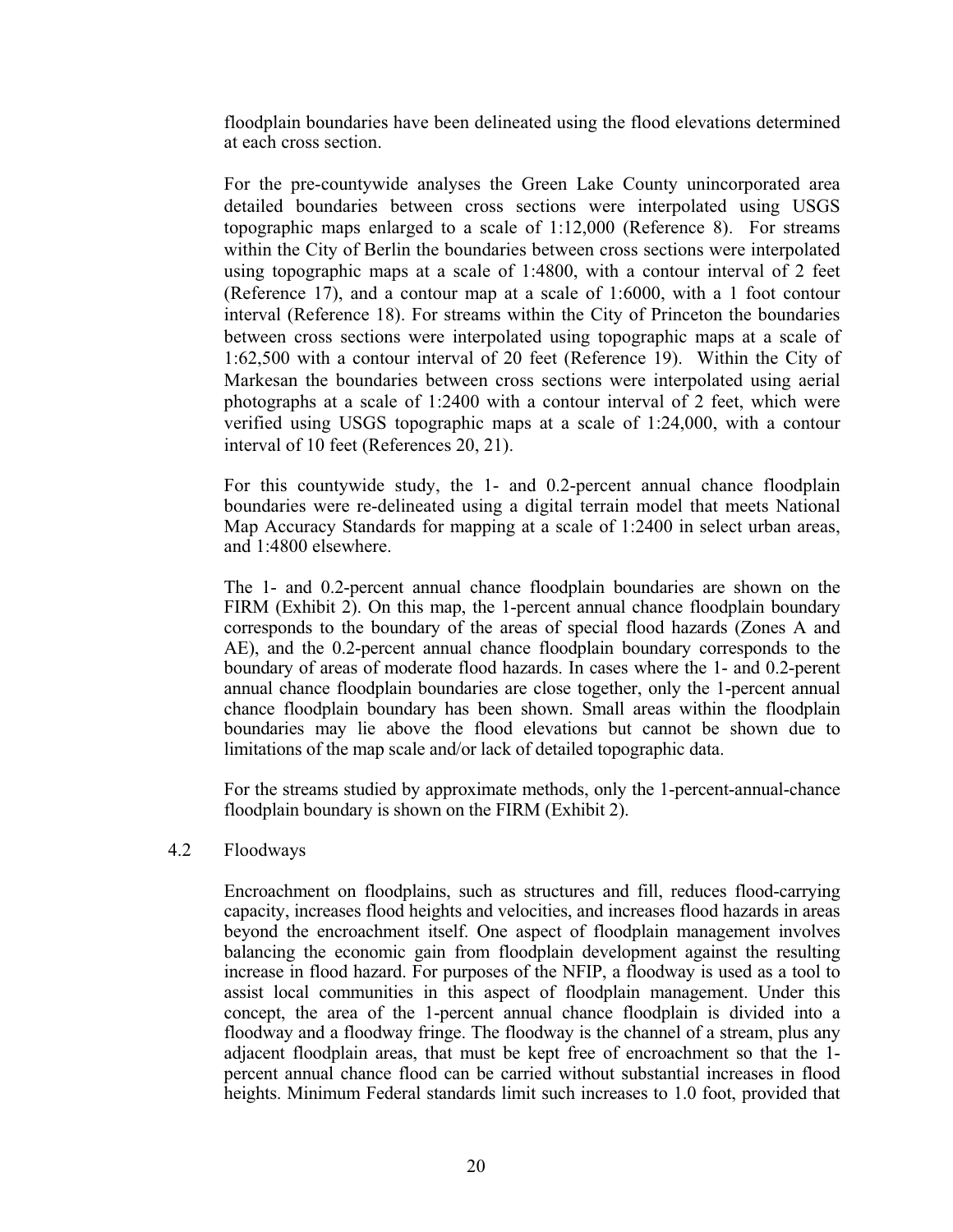floodplain boundaries have been delineated using the flood elevations determined at each cross section.

For the pre-countywide analyses the Green Lake County unincorporated area detailed boundaries between cross sections were interpolated using USGS topographic maps enlarged to a scale of 1:12,000 (Reference 8). For streams within the City of Berlin the boundaries between cross sections were interpolated using topographic maps at a scale of 1:4800, with a contour interval of 2 feet (Reference 17), and a contour map at a scale of 1:6000, with a 1 foot contour interval (Reference 18). For streams within the City of Princeton the boundaries between cross sections were interpolated using topographic maps at a scale of 1:62,500 with a contour interval of 20 feet (Reference 19). Within the City of Markesan the boundaries between cross sections were interpolated using aerial photographs at a scale of 1:2400 with a contour interval of 2 feet, which were verified using USGS topographic maps at a scale of 1:24,000, with a contour interval of 10 feet (References 20, 21).

For this countywide study, the 1- and 0.2-percent annual chance floodplain boundaries were re-delineated using a digital terrain model that meets National Map Accuracy Standards for mapping at a scale of 1:2400 in select urban areas, and 1:4800 elsewhere.

The 1- and 0.2-percent annual chance floodplain boundaries are shown on the FIRM (Exhibit 2). On this map, the 1-percent annual chance floodplain boundary corresponds to the boundary of the areas of special flood hazards (Zones A and AE), and the 0.2-percent annual chance floodplain boundary corresponds to the boundary of areas of moderate flood hazards. In cases where the 1- and 0.2-perent annual chance floodplain boundaries are close together, only the 1-percent annual chance floodplain boundary has been shown. Small areas within the floodplain boundaries may lie above the flood elevations but cannot be shown due to limitations of the map scale and/or lack of detailed topographic data.

For the streams studied by approximate methods, only the 1-percent-annual-chance floodplain boundary is shown on the FIRM (Exhibit 2).

## 4.2 Floodways

Encroachment on floodplains, such as structures and fill, reduces flood-carrying capacity, increases flood heights and velocities, and increases flood hazards in areas beyond the encroachment itself. One aspect of floodplain management involves balancing the economic gain from floodplain development against the resulting increase in flood hazard. For purposes of the NFIP, a floodway is used as a tool to assist local communities in this aspect of floodplain management. Under this concept, the area of the 1-percent annual chance floodplain is divided into a floodway and a floodway fringe. The floodway is the channel of a stream, plus any adjacent floodplain areas, that must be kept free of encroachment so that the 1-percent annual chance flood can be carried without substantial increases in flood heights. Minimum Federal standards limit such increases to 1.0 foot, provided that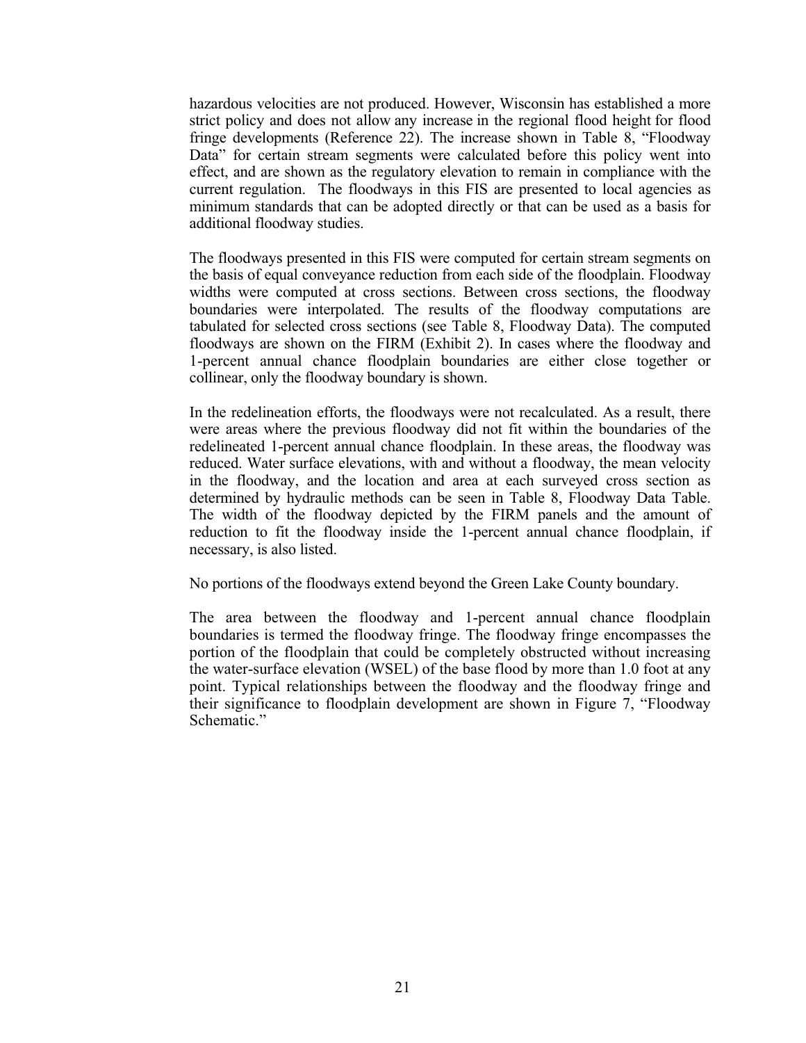hazardous velocities are not produced. However, Wisconsin has established a more strict policy and does not allow any increase in the regional flood height for flood fringe developments (Reference 22). The increase shown in Table 8, "Floodway Data" for certain stream segments were calculated before this policy went into effect, and are shown as the regulatory elevation to remain in compliance with the current regulation. The floodways in this FIS are presented to local agencies as minimum standards that can be adopted directly or that can be used as a basis for additional floodway studies.

The floodways presented in this FIS were computed for certain stream segments on the basis of equal conveyance reduction from each side of the floodplain. Floodway widths were computed at cross sections. Between cross sections, the floodway boundaries were interpolated. The results of the floodway computations are tabulated for selected cross sections (see Table 8, Floodway Data). The computed floodways are shown on the FIRM (Exhibit 2). In cases where the floodway and 1-percent annual chance floodplain boundaries are either close together or collinear, only the floodway boundary is shown.

In the redelineation efforts, the floodways were not recalculated. As a result, there were areas where the previous floodway did not fit within the boundaries of the redelineated 1-percent annual chance floodplain. In these areas, the floodway was reduced. Water surface elevations, with and without a floodway, the mean velocity in the floodway, and the location and area at each surveyed cross section as determined by hydraulic methods can be seen in Table 8, Floodway Data Table. The width of the floodway depicted by the FIRM panels and the amount of reduction to fit the floodway inside the 1-percent annual chance floodplain, if necessary, is also listed.

No portions of the floodways extend beyond the Green Lake County boundary.

The area between the floodway and 1-percent annual chance floodplain boundaries is termed the floodway fringe. The floodway fringe encompasses the portion of the floodplain that could be completely obstructed without increasing the water-surface elevation (WSEL) of the base flood by more than 1.0 foot at any point. Typical relationships between the floodway and the floodway fringe and their significance to floodplain development are shown in Figure 7, "Floodway Schematic."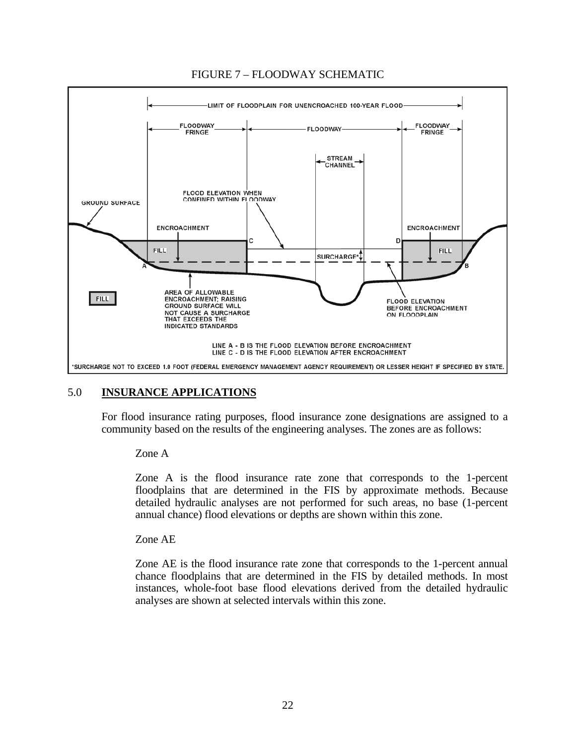FIGURE 7 – FLOODWAY SCHEMATIC

LIMIT OF FLOODPLAIN FOR UNENCROACHED 100-YEAR FLOOD

FLOODWAY FRINGE — FLOODWAY — FLOODWAY FRINGE

STREAM CHANNEL

FLOOD ELEVATION WHEN CONFINED WITHIN FLOODWAY

GROUND SURFACE

ENCROACHMENT

FILL

SURCHARGE*

FLOOD ELEVATION BEFORE ENCROACHMENT ON FLOODPLAIN

AREA OF ALLOWABLE ENCROACHMENT; RAISING GROUND SURFACE WILL NOT CAUSE A SURCHARGE THAT EXCEEDS THE INDICATED STANDARDS

LINE A - B IS THE FLOOD ELEVATION BEFORE ENCROACHMENT
LINE C - D IS THE FLOOD ELEVATION AFTER ENCROACHMENT

*SURCHARGE NOT TO EXCEED 1.0 FOOT (FEDERAL EMERGENCY MANAGEMENT AGENCY REQUIREMENT) OR LESSER HEIGHT IF SPECIFIED BY STATE.

## 5.0 INSURANCE APPLICATIONS

For flood insurance rating purposes, flood insurance zone designations are assigned to a community based on the results of the engineering analyses. The zones are as follows:

Zone A

Zone A is the flood insurance rate zone that corresponds to the 1-percent floodplains that are determined in the FIS by approximate methods. Because detailed hydraulic analyses are not performed for such areas, no base (1-percent annual chance) flood elevations or depths are shown within this zone.

Zone AE

Zone AE is the flood insurance rate zone that corresponds to the 1-percent annual chance floodplains that are determined in the FIS by detailed methods. In most instances, whole-foot base flood elevations derived from the detailed hydraulic analyses are shown at selected intervals within this zone.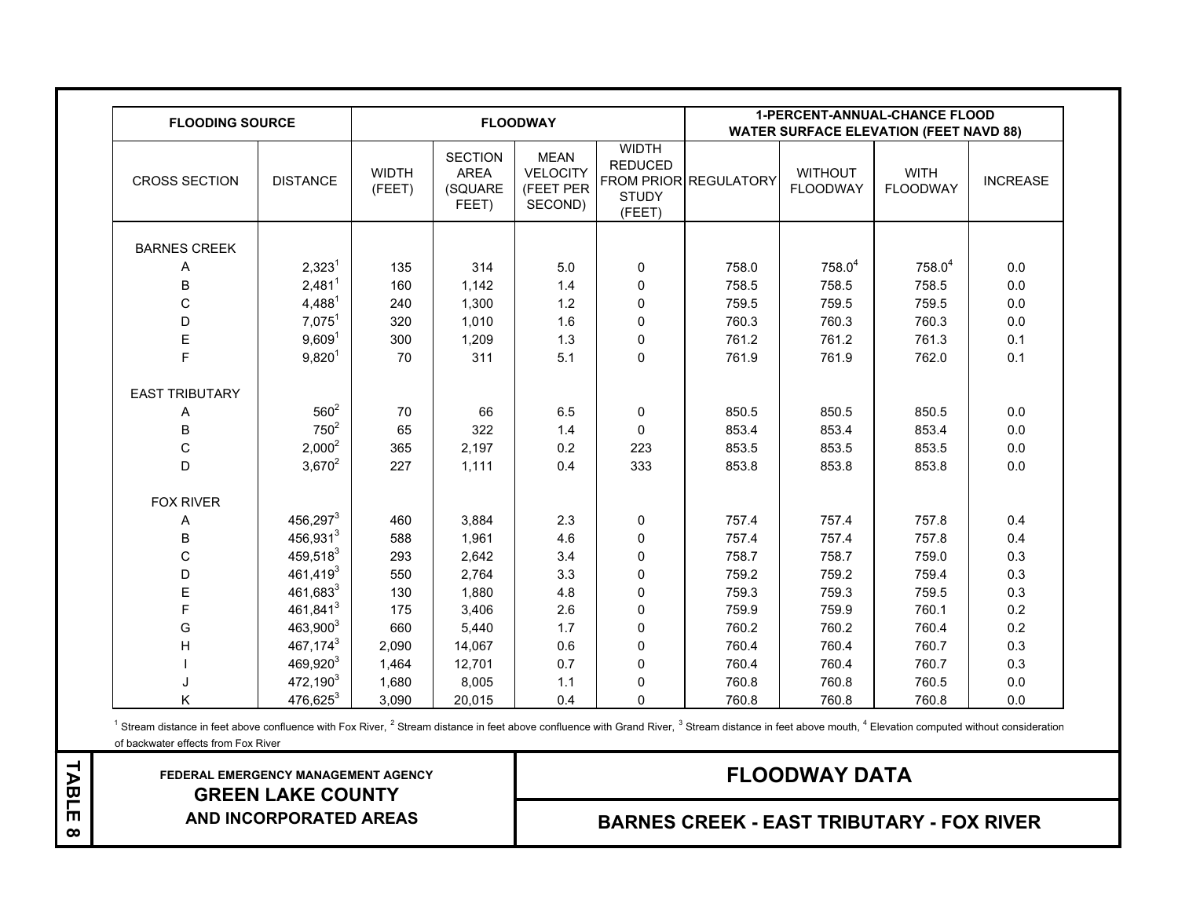| FLOODING SOURCE | | FLOODWAY | | | | 1-PERCENT-ANNUAL-CHANCE FLOOD WATER SURFACE ELEVATION (FEET NAVD 88) | | | |
|---|---|---|---|---|---|---|---|---|---|
| CROSS SECTION | DISTANCE | WIDTH (FEET) | SECTION AREA (SQUARE FEET) | MEAN VELOCITY (FEET PER SECOND) | WIDTH REDUCED FROM PRIOR STUDY (FEET) | REGULATORY | WITHOUT FLOODWAY | WITH FLOODWAY | INCREASE |
| BARNES CREEK | | | | | | | | | |
| A | 2,323[1] | 135 | 314 | 5.0 | 0 | 758.0 | 758.0[4] | 758.0[4] | 0.0 |
| B | 2,481[1] | 160 | 1,142 | 1.4 | 0 | 758.5 | 758.5 | 758.5 | 0.0 |
| C | 4,488[1] | 240 | 1,300 | 1.2 | 0 | 759.5 | 759.5 | 759.5 | 0.0 |
| D | 7,075[1] | 320 | 1,010 | 1.6 | 0 | 760.3 | 760.3 | 760.3 | 0.0 |
| E | 9,609[1] | 300 | 1,209 | 1.3 | 0 | 761.2 | 761.2 | 761.3 | 0.1 |
| F | 9,820[1] | 70 | 311 | 5.1 | 0 | 761.9 | 761.9 | 762.0 | 0.1 |
| EAST TRIBUTARY | | | | | | | | | |
| A | 560[2] | 70 | 66 | 6.5 | 0 | 850.5 | 850.5 | 850.5 | 0.0 |
| B | 750[2] | 65 | 322 | 1.4 | 0 | 853.4 | 853.4 | 853.4 | 0.0 |
| C | 2,000[2] | 365 | 2,197 | 0.2 | 223 | 853.5 | 853.5 | 853.5 | 0.0 |
| D | 3,670[2] | 227 | 1,111 | 0.4 | 333 | 853.8 | 853.8 | 853.8 | 0.0 |
| FOX RIVER | | | | | | | | | |
| A | 456,297[3] | 460 | 3,884 | 2.3 | 0 | 757.4 | 757.4 | 757.8 | 0.4 |
| B | 456,931[3] | 588 | 1,961 | 4.6 | 0 | 757.4 | 757.4 | 757.8 | 0.4 |
| C | 459,518[3] | 293 | 2,642 | 3.4 | 0 | 758.7 | 758.7 | 759.0 | 0.3 |
| D | 461,419[3] | 550 | 2,764 | 3.3 | 0 | 759.2 | 759.2 | 759.4 | 0.3 |
| E | 461,683[3] | 130 | 1,880 | 4.8 | 0 | 759.3 | 759.3 | 759.5 | 0.3 |
| F | 461,841[3] | 175 | 3,406 | 2.6 | 0 | 759.9 | 759.9 | 760.1 | 0.2 |
| G | 463,900[3] | 660 | 5,440 | 1.7 | 0 | 760.2 | 760.2 | 760.4 | 0.2 |
| H | 467,174[3] | 2,090 | 14,067 | 0.6 | 0 | 760.4 | 760.4 | 760.7 | 0.3 |
| I | 469,920[3] | 1,464 | 12,701 | 0.7 | 0 | 760.4 | 760.4 | 760.7 | 0.3 |
| J | 472,190[3] | 1,680 | 8,005 | 1.1 | 0 | 760.8 | 760.8 | 760.5 | 0.0 |
| K | 476,625[3] | 3,090 | 20,015 | 0.4 | 0 | 760.8 | 760.8 | 760.8 | 0.0 |

[1] Stream distance in feet above confluence with Fox River, [2] Stream distance in feet above confluence with Grand River, [3] Stream distance in feet above mouth, [4] Elevation computed without consideration of backwater effects from Fox River

TABLE 8

FEDERAL EMERGENCY MANAGEMENT AGENCY
**GREEN LAKE COUNTY**
**AND INCORPORATED AREAS**

## FLOODWAY DATA

## BARNES CREEK - EAST TRIBUTARY - FOX RIVER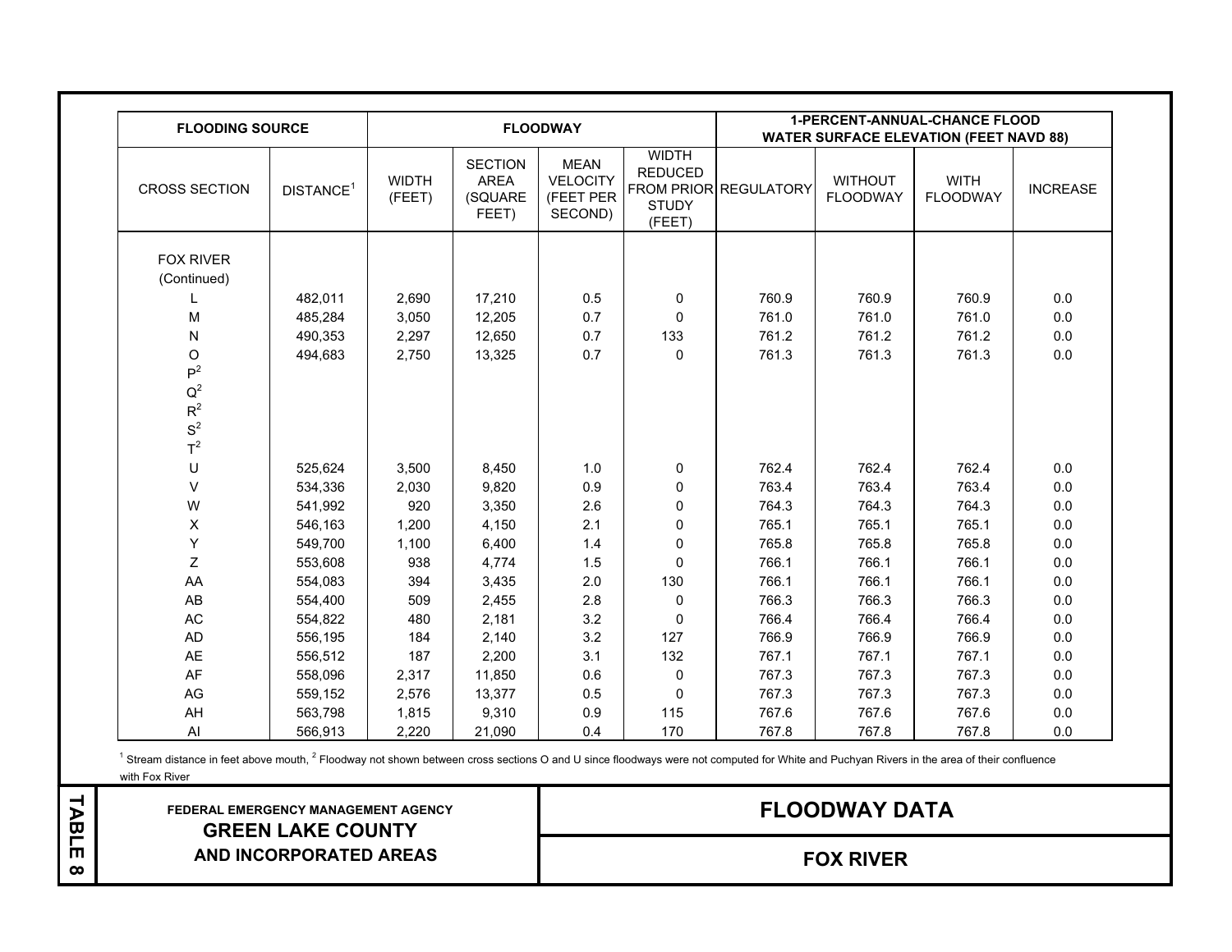| FLOODING SOURCE | | FLOODWAY | | | | 1-PERCENT-ANNUAL-CHANCE FLOOD WATER SURFACE ELEVATION (FEET NAVD 88) | | | |
|---|---|---|---|---|---|---|---|---|---|
| CROSS SECTION | DISTANCE[1] | WIDTH (FEET) | SECTION AREA (SQUARE FEET) | MEAN VELOCITY (FEET PER SECOND) | WIDTH REDUCED FROM PRIOR STUDY (FEET) | REGULATORY | WITHOUT FLOODWAY | WITH FLOODWAY | INCREASE |
| FOX RIVER (Continued) | | | | | | | | | |
| L | 482,011 | 2,690 | 17,210 | 0.5 | 0 | 760.9 | 760.9 | 760.9 | 0.0 |
| M | 485,284 | 3,050 | 12,205 | 0.7 | 0 | 761.0 | 761.0 | 761.0 | 0.0 |
| N | 490,353 | 2,297 | 12,650 | 0.7 | 133 | 761.2 | 761.2 | 761.2 | 0.0 |
| O | 494,683 | 2,750 | 13,325 | 0.7 | 0 | 761.3 | 761.3 | 761.3 | 0.0 |
| P[2] | | | | | | | | | |
| Q[2] | | | | | | | | | |
| R[2] | | | | | | | | | |
| S[2] | | | | | | | | | |
| T[2] | | | | | | | | | |
| U | 525,624 | 3,500 | 8,450 | 1.0 | 0 | 762.4 | 762.4 | 762.4 | 0.0 |
| V | 534,336 | 2,030 | 9,820 | 0.9 | 0 | 763.4 | 763.4 | 763.4 | 0.0 |
| W | 541,992 | 920 | 3,350 | 2.6 | 0 | 764.3 | 764.3 | 764.3 | 0.0 |
| X | 546,163 | 1,200 | 4,150 | 2.1 | 0 | 765.1 | 765.1 | 765.1 | 0.0 |
| Y | 549,700 | 1,100 | 6,400 | 1.4 | 0 | 765.8 | 765.8 | 765.8 | 0.0 |
| Z | 553,608 | 938 | 4,774 | 1.5 | 0 | 766.1 | 766.1 | 766.1 | 0.0 |
| AA | 554,083 | 394 | 3,435 | 2.0 | 130 | 766.1 | 766.1 | 766.1 | 0.0 |
| AB | 554,400 | 509 | 2,455 | 2.8 | 0 | 766.3 | 766.3 | 766.3 | 0.0 |
| AC | 554,822 | 480 | 2,181 | 3.2 | 0 | 766.4 | 766.4 | 766.4 | 0.0 |
| AD | 556,195 | 184 | 2,140 | 3.2 | 127 | 766.9 | 766.9 | 766.9 | 0.0 |
| AE | 556,512 | 187 | 2,200 | 3.1 | 132 | 767.1 | 767.1 | 767.1 | 0.0 |
| AF | 558,096 | 2,317 | 11,850 | 0.6 | 0 | 767.3 | 767.3 | 767.3 | 0.0 |
| AG | 559,152 | 2,576 | 13,377 | 0.5 | 0 | 767.3 | 767.3 | 767.3 | 0.0 |
| AH | 563,798 | 1,815 | 9,310 | 0.9 | 115 | 767.6 | 767.6 | 767.6 | 0.0 |
| AI | 566,913 | 2,220 | 21,090 | 0.4 | 170 | 767.8 | 767.8 | 767.8 | 0.0 |

[1] Stream distance in feet above mouth, [2] Floodway not shown between cross sections O and U since floodways were not computed for White and Puchyan Rivers in the area of their confluence with Fox River

**TABLE 8**

FEDERAL EMERGENCY MANAGEMENT AGENCY
**GREEN LAKE COUNTY AND INCORPORATED AREAS**

**FLOODWAY DATA**

**FOX RIVER**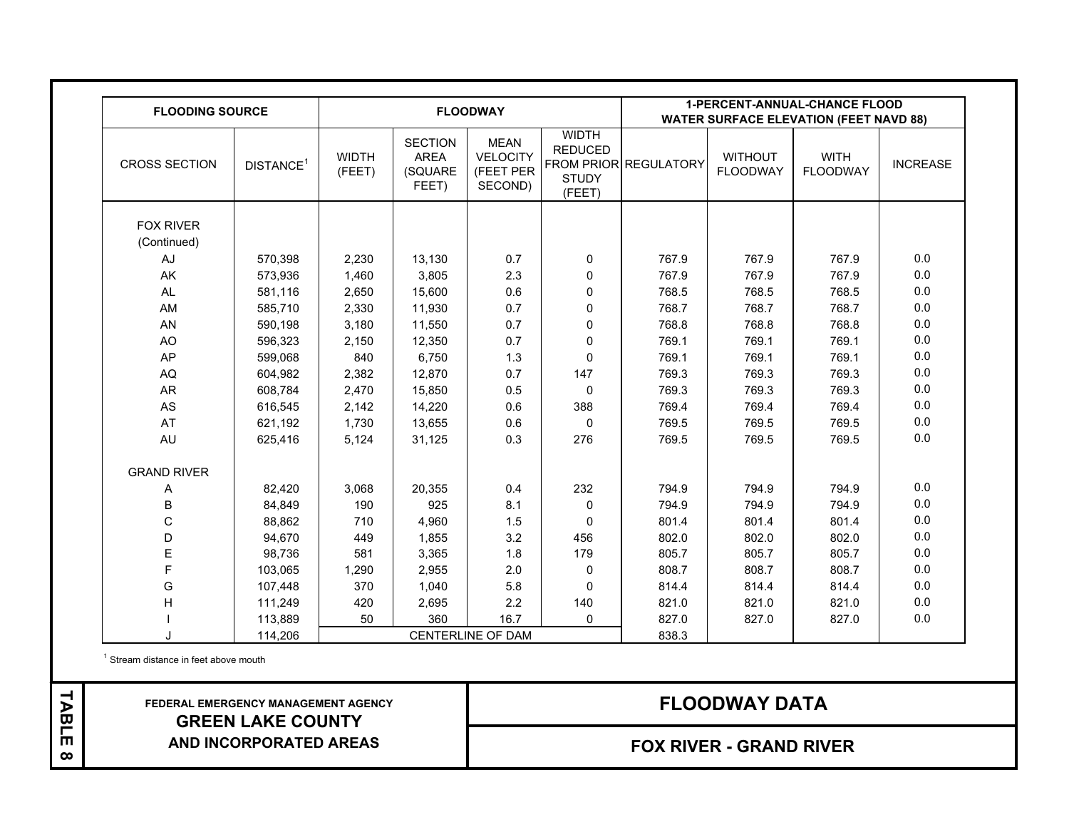| FLOODING SOURCE | | FLOODWAY | | | | 1-PERCENT-ANNUAL-CHANCE FLOOD WATER SURFACE ELEVATION (FEET NAVD 88) | | | |
|---|---|---|---|---|---|---|---|---|---|
| CROSS SECTION | DISTANCE[1] | WIDTH (FEET) | SECTION AREA (SQUARE FEET) | MEAN VELOCITY (FEET PER SECOND) | WIDTH REDUCED FROM PRIOR STUDY (FEET) | REGULATORY | WITHOUT FLOODWAY | WITH FLOODWAY | INCREASE |
| FOX RIVER (Continued) | | | | | | | | | |
| AJ | 570,398 | 2,230 | 13,130 | 0.7 | 0 | 767.9 | 767.9 | 767.9 | 0.0 |
| AK | 573,936 | 1,460 | 3,805 | 2.3 | 0 | 767.9 | 767.9 | 767.9 | 0.0 |
| AL | 581,116 | 2,650 | 15,600 | 0.6 | 0 | 768.5 | 768.5 | 768.5 | 0.0 |
| AM | 585,710 | 2,330 | 11,930 | 0.7 | 0 | 768.7 | 768.7 | 768.7 | 0.0 |
| AN | 590,198 | 3,180 | 11,550 | 0.7 | 0 | 768.8 | 768.8 | 768.8 | 0.0 |
| AO | 596,323 | 2,150 | 12,350 | 0.7 | 0 | 769.1 | 769.1 | 769.1 | 0.0 |
| AP | 599,068 | 840 | 6,750 | 1.3 | 0 | 769.1 | 769.1 | 769.1 | 0.0 |
| AQ | 604,982 | 2,382 | 12,870 | 0.7 | 147 | 769.3 | 769.3 | 769.3 | 0.0 |
| AR | 608,784 | 2,470 | 15,850 | 0.5 | 0 | 769.3 | 769.3 | 769.3 | 0.0 |
| AS | 616,545 | 2,142 | 14,220 | 0.6 | 388 | 769.4 | 769.4 | 769.4 | 0.0 |
| AT | 621,192 | 1,730 | 13,655 | 0.6 | 0 | 769.5 | 769.5 | 769.5 | 0.0 |
| AU | 625,416 | 5,124 | 31,125 | 0.3 | 276 | 769.5 | 769.5 | 769.5 | 0.0 |
| GRAND RIVER | | | | | | | | | |
| A | 82,420 | 3,068 | 20,355 | 0.4 | 232 | 794.9 | 794.9 | 794.9 | 0.0 |
| B | 84,849 | 190 | 925 | 8.1 | 0 | 794.9 | 794.9 | 794.9 | 0.0 |
| C | 88,862 | 710 | 4,960 | 1.5 | 0 | 801.4 | 801.4 | 801.4 | 0.0 |
| D | 94,670 | 449 | 1,855 | 3.2 | 456 | 802.0 | 802.0 | 802.0 | 0.0 |
| E | 98,736 | 581 | 3,365 | 1.8 | 179 | 805.7 | 805.7 | 805.7 | 0.0 |
| F | 103,065 | 1,290 | 2,955 | 2.0 | 0 | 808.7 | 808.7 | 808.7 | 0.0 |
| G | 107,448 | 370 | 1,040 | 5.8 | 0 | 814.4 | 814.4 | 814.4 | 0.0 |
| H | 111,249 | 420 | 2,695 | 2.2 | 140 | 821.0 | 821.0 | 821.0 | 0.0 |
| I | 113,889 | 50 | 360 | 16.7 | 0 | 827.0 | 827.0 | 827.0 | 0.0 |
| J | 114,206 | CENTERLINE OF DAM | | | | 838.3 | | | |

[1] Stream distance in feet above mouth

**TABLE 8**

FEDERAL EMERGENCY MANAGEMENT AGENCY

**GREEN LAKE COUNTY AND INCORPORATED AREAS**

## FLOODWAY DATA

## FOX RIVER - GRAND RIVER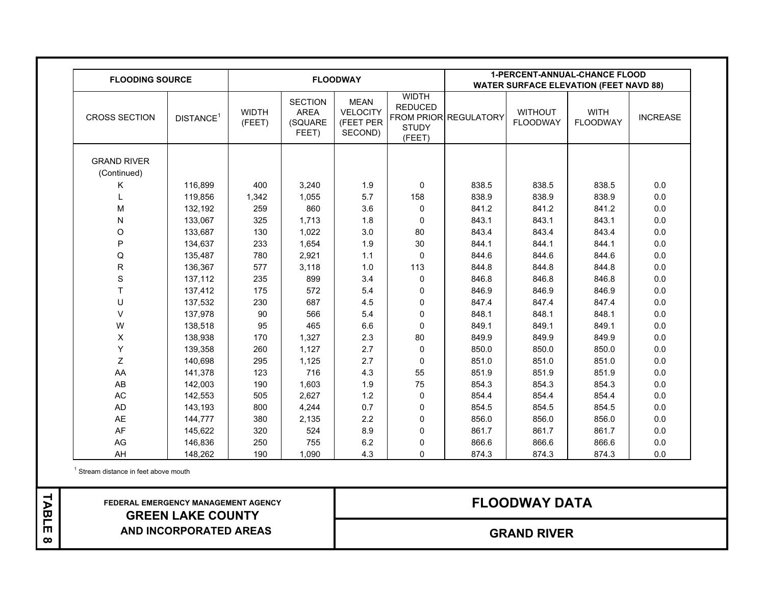| FLOODING SOURCE | | FLOODWAY | | | | 1-PERCENT-ANNUAL-CHANCE FLOOD WATER SURFACE ELEVATION (FEET NAVD 88) | | | |
|---|---|---|---|---|---|---|---|---|---|
| CROSS SECTION | DISTANCE[1] | WIDTH (FEET) | SECTION AREA (SQUARE FEET) | MEAN VELOCITY (FEET PER SECOND) | WIDTH REDUCED FROM PRIOR STUDY (FEET) | REGULATORY | WITHOUT FLOODWAY | WITH FLOODWAY | INCREASE |
| GRAND RIVER (Continued) | | | | | | | | | |
| K | 116,899 | 400 | 3,240 | 1.9 | 0 | 838.5 | 838.5 | 838.5 | 0.0 |
| L | 119,856 | 1,342 | 1,055 | 5.7 | 158 | 838.9 | 838.9 | 838.9 | 0.0 |
| M | 132,192 | 259 | 860 | 3.6 | 0 | 841.2 | 841.2 | 841.2 | 0.0 |
| N | 133,067 | 325 | 1,713 | 1.8 | 0 | 843.1 | 843.1 | 843.1 | 0.0 |
| O | 133,687 | 130 | 1,022 | 3.0 | 80 | 843.4 | 843.4 | 843.4 | 0.0 |
| P | 134,637 | 233 | 1,654 | 1.9 | 30 | 844.1 | 844.1 | 844.1 | 0.0 |
| Q | 135,487 | 780 | 2,921 | 1.1 | 0 | 844.6 | 844.6 | 844.6 | 0.0 |
| R | 136,367 | 577 | 3,118 | 1.0 | 113 | 844.8 | 844.8 | 844.8 | 0.0 |
| S | 137,112 | 235 | 899 | 3.4 | 0 | 846.8 | 846.8 | 846.8 | 0.0 |
| T | 137,412 | 175 | 572 | 5.4 | 0 | 846.9 | 846.9 | 846.9 | 0.0 |
| U | 137,532 | 230 | 687 | 4.5 | 0 | 847.4 | 847.4 | 847.4 | 0.0 |
| V | 137,978 | 90 | 566 | 5.4 | 0 | 848.1 | 848.1 | 848.1 | 0.0 |
| W | 138,518 | 95 | 465 | 6.6 | 0 | 849.1 | 849.1 | 849.1 | 0.0 |
| X | 138,938 | 170 | 1,327 | 2.3 | 80 | 849.9 | 849.9 | 849.9 | 0.0 |
| Y | 139,358 | 260 | 1,127 | 2.7 | 0 | 850.0 | 850.0 | 850.0 | 0.0 |
| Z | 140,698 | 295 | 1,125 | 2.7 | 0 | 851.0 | 851.0 | 851.0 | 0.0 |
| AA | 141,378 | 123 | 716 | 4.3 | 55 | 851.9 | 851.9 | 851.9 | 0.0 |
| AB | 142,003 | 190 | 1,603 | 1.9 | 75 | 854.3 | 854.3 | 854.3 | 0.0 |
| AC | 142,553 | 505 | 2,627 | 1.2 | 0 | 854.4 | 854.4 | 854.4 | 0.0 |
| AD | 143,193 | 800 | 4,244 | 0.7 | 0 | 854.5 | 854.5 | 854.5 | 0.0 |
| AE | 144,777 | 380 | 2,135 | 2.2 | 0 | 856.0 | 856.0 | 856.0 | 0.0 |
| AF | 145,622 | 320 | 524 | 8.9 | 0 | 861.7 | 861.7 | 861.7 | 0.0 |
| AG | 146,836 | 250 | 755 | 6.2 | 0 | 866.6 | 866.6 | 866.6 | 0.0 |
| AH | 148,262 | 190 | 1,090 | 4.3 | 0 | 874.3 | 874.3 | 874.3 | 0.0 |

[1] Stream distance in feet above mouth

**TABLE 8**

**FEDERAL EMERGENCY MANAGEMENT AGENCY**
**GREEN LAKE COUNTY AND INCORPORATED AREAS**

**FLOODWAY DATA**

**GRAND RIVER**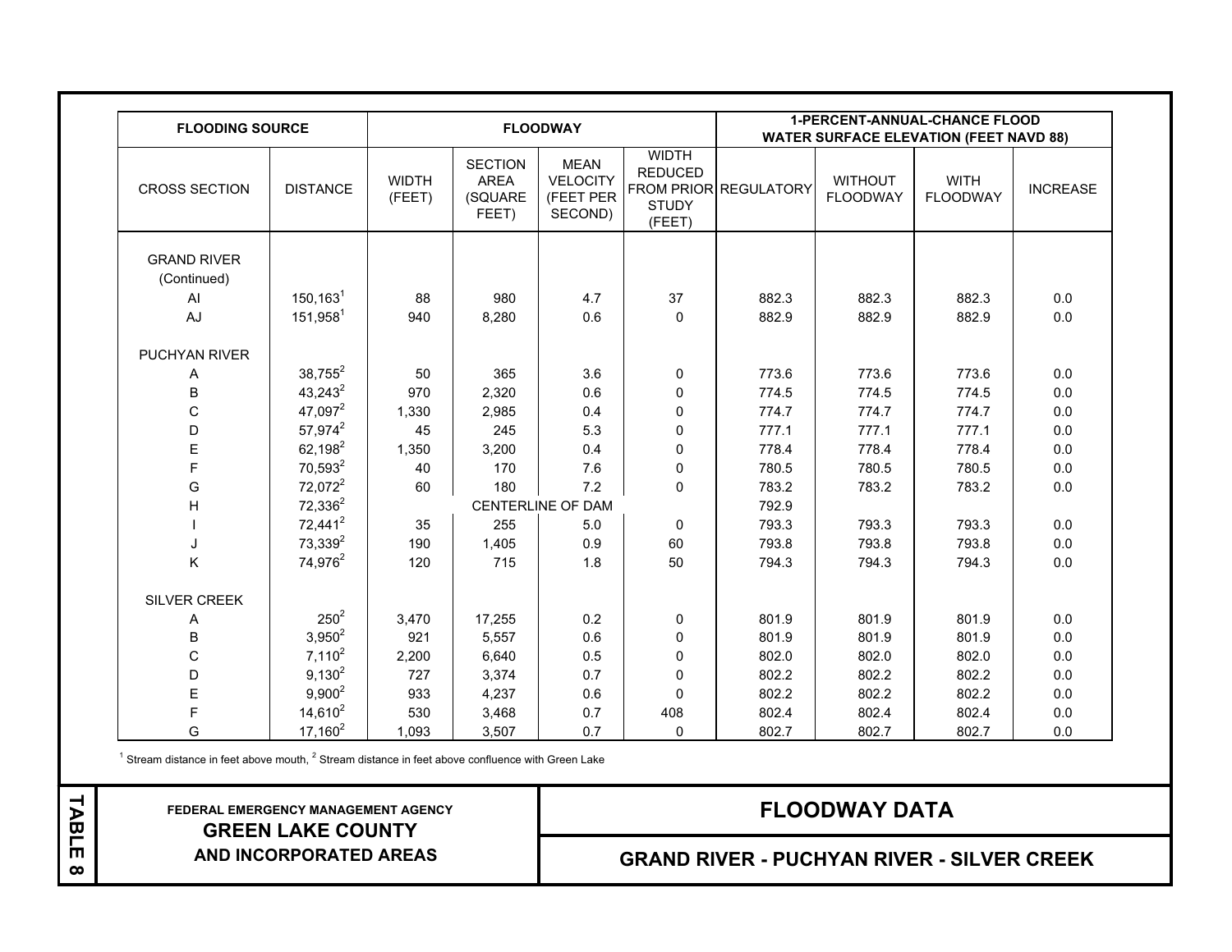| FLOODING SOURCE | | FLOODWAY | | | | 1-PERCENT-ANNUAL-CHANCE FLOOD WATER SURFACE ELEVATION (FEET NAVD 88) | | | |
|---|---|---|---|---|---|---|---|---|---|
| CROSS SECTION | DISTANCE | WIDTH (FEET) | SECTION AREA (SQUARE FEET) | MEAN VELOCITY (FEET PER SECOND) | WIDTH REDUCED FROM PRIOR STUDY (FEET) | REGULATORY | WITHOUT FLOODWAY | WITH FLOODWAY | INCREASE |
| GRAND RIVER (Continued) | | | | | | | | | |
| AI | 150,163[1] | 88 | 980 | 4.7 | 37 | 882.3 | 882.3 | 882.3 | 0.0 |
| AJ | 151,958[1] | 940 | 8,280 | 0.6 | 0 | 882.9 | 882.9 | 882.9 | 0.0 |
| PUCHYAN RIVER | | | | | | | | | |
| A | 38,755[2] | 50 | 365 | 3.6 | 0 | 773.6 | 773.6 | 773.6 | 0.0 |
| B | 43,243[2] | 970 | 2,320 | 0.6 | 0 | 774.5 | 774.5 | 774.5 | 0.0 |
| C | 47,097[2] | 1,330 | 2,985 | 0.4 | 0 | 774.7 | 774.7 | 774.7 | 0.0 |
| D | 57,974[2] | 45 | 245 | 5.3 | 0 | 777.1 | 777.1 | 777.1 | 0.0 |
| E | 62,198[2] | 1,350 | 3,200 | 0.4 | 0 | 778.4 | 778.4 | 778.4 | 0.0 |
| F | 70,593[2] | 40 | 170 | 7.6 | 0 | 780.5 | 780.5 | 780.5 | 0.0 |
| G | 72,072[2] | 60 | 180 | 7.2 | 0 | 783.2 | 783.2 | 783.2 | 0.0 |
| H | 72,336[2] | | CENTERLINE OF DAM | | | 792.9 | | | |
| I | 72,441[2] | 35 | 255 | 5.0 | 0 | 793.3 | 793.3 | 793.3 | 0.0 |
| J | 73,339[2] | 190 | 1,405 | 0.9 | 60 | 793.8 | 793.8 | 793.8 | 0.0 |
| K | 74,976[2] | 120 | 715 | 1.8 | 50 | 794.3 | 794.3 | 794.3 | 0.0 |
| SILVER CREEK | | | | | | | | | |
| A | 250[2] | 3,470 | 17,255 | 0.2 | 0 | 801.9 | 801.9 | 801.9 | 0.0 |
| B | 3,950[2] | 921 | 5,557 | 0.6 | 0 | 801.9 | 801.9 | 801.9 | 0.0 |
| C | 7,110[2] | 2,200 | 6,640 | 0.5 | 0 | 802.0 | 802.0 | 802.0 | 0.0 |
| D | 9,130[2] | 727 | 3,374 | 0.7 | 0 | 802.2 | 802.2 | 802.2 | 0.0 |
| E | 9,900[2] | 933 | 4,237 | 0.6 | 0 | 802.2 | 802.2 | 802.2 | 0.0 |
| F | 14,610[2] | 530 | 3,468 | 0.7 | 408 | 802.4 | 802.4 | 802.4 | 0.0 |
| G | 17,160[2] | 1,093 | 3,507 | 0.7 | 0 | 802.7 | 802.7 | 802.7 | 0.0 |

[1] Stream distance in feet above mouth, [2] Stream distance in feet above confluence with Green Lake

**TABLE 8**

**FEDERAL EMERGENCY MANAGEMENT AGENCY**
**GREEN LAKE COUNTY**
**AND INCORPORATED AREAS**

## FLOODWAY DATA

## GRAND RIVER - PUCHYAN RIVER - SILVER CREEK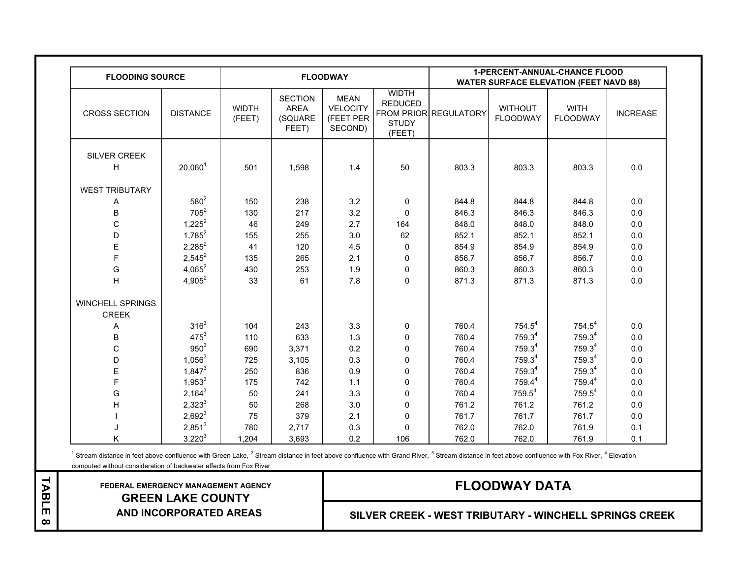| FLOODING SOURCE | | FLOODWAY | | | | 1-PERCENT-ANNUAL-CHANCE FLOOD WATER SURFACE ELEVATION (FEET NAVD 88) | | | |
|---|---|---|---|---|---|---|---|---|---|
| CROSS SECTION | DISTANCE | WIDTH (FEET) | SECTION AREA (SQUARE FEET) | MEAN VELOCITY (FEET PER SECOND) | WIDTH REDUCED FROM PRIOR STUDY (FEET) | REGULATORY | WITHOUT FLOODWAY | WITH FLOODWAY | INCREASE |
| SILVER CREEK | | | | | | | | | |
| H | 20,060[1] | 501 | 1,598 | 1.4 | 50 | 803.3 | 803.3 | 803.3 | 0.0 |
| WEST TRIBUTARY | | | | | | | | | |
| A | 580[2] | 150 | 238 | 3.2 | 0 | 844.8 | 844.8 | 844.8 | 0.0 |
| B | 705[2] | 130 | 217 | 3.2 | 0 | 846.3 | 846.3 | 846.3 | 0.0 |
| C | 1,225[2] | 46 | 249 | 2.7 | 164 | 848.0 | 848.0 | 848.0 | 0.0 |
| D | 1,785[2] | 155 | 255 | 3.0 | 62 | 852.1 | 852.1 | 852.1 | 0.0 |
| E | 2,285[2] | 41 | 120 | 4.5 | 0 | 854.9 | 854.9 | 854.9 | 0.0 |
| F | 2,545[2] | 135 | 265 | 2.1 | 0 | 856.7 | 856.7 | 856.7 | 0.0 |
| G | 4,065[2] | 430 | 253 | 1.9 | 0 | 860.3 | 860.3 | 860.3 | 0.0 |
| H | 4,905[2] | 33 | 61 | 7.8 | 0 | 871.3 | 871.3 | 871.3 | 0.0 |
| WINCHELL SPRINGS CREEK | | | | | | | | | |
| A | 316[3] | 104 | 243 | 3.3 | 0 | 760.4 | 754.5[4] | 754.5[4] | 0.0 |
| B | 475[3] | 110 | 633 | 1.3 | 0 | 760.4 | 759.3[4] | 759.3[4] | 0.0 |
| C | 950[3] | 690 | 3,371 | 0.2 | 0 | 760.4 | 759.3[4] | 759.3[4] | 0.0 |
| D | 1,056[3] | 725 | 3,105 | 0.3 | 0 | 760.4 | 759.3[4] | 759.3[4] | 0.0 |
| E | 1,847[3] | 250 | 836 | 0.9 | 0 | 760.4 | 759.3[4] | 759.3[4] | 0.0 |
| F | 1,953[3] | 175 | 742 | 1.1 | 0 | 760.4 | 759.4[4] | 759.4[4] | 0.0 |
| G | 2,164[3] | 50 | 241 | 3.3 | 0 | 760.4 | 759.5[4] | 759.5[4] | 0.0 |
| H | 2,323[3] | 50 | 268 | 3.0 | 0 | 761.2 | 761.2 | 761.2 | 0.0 |
| I | 2,692[3] | 75 | 379 | 2.1 | 0 | 761.7 | 761.7 | 761.7 | 0.0 |
| J | 2,851[3] | 780 | 2,717 | 0.3 | 0 | 762.0 | 762.0 | 761.9 | 0.1 |
| K | 3,220[3] | 1,204 | 3,693 | 0.2 | 106 | 762.0 | 762.0 | 761.9 | 0.1 |

[1] Stream distance in feet above confluence with Green Lake, [2] Stream distance in feet above confluence with Grand River, [3] Stream distance in feet above confluence with Fox River, [4] Elevation computed without consideration of backwater effects from Fox River

**TABLE 8**

FEDERAL EMERGENCY MANAGEMENT AGENCY
**GREEN LAKE COUNTY AND INCORPORATED AREAS**

## FLOODWAY DATA

**SILVER CREEK - WEST TRIBUTARY - WINCHELL SPRINGS CREEK**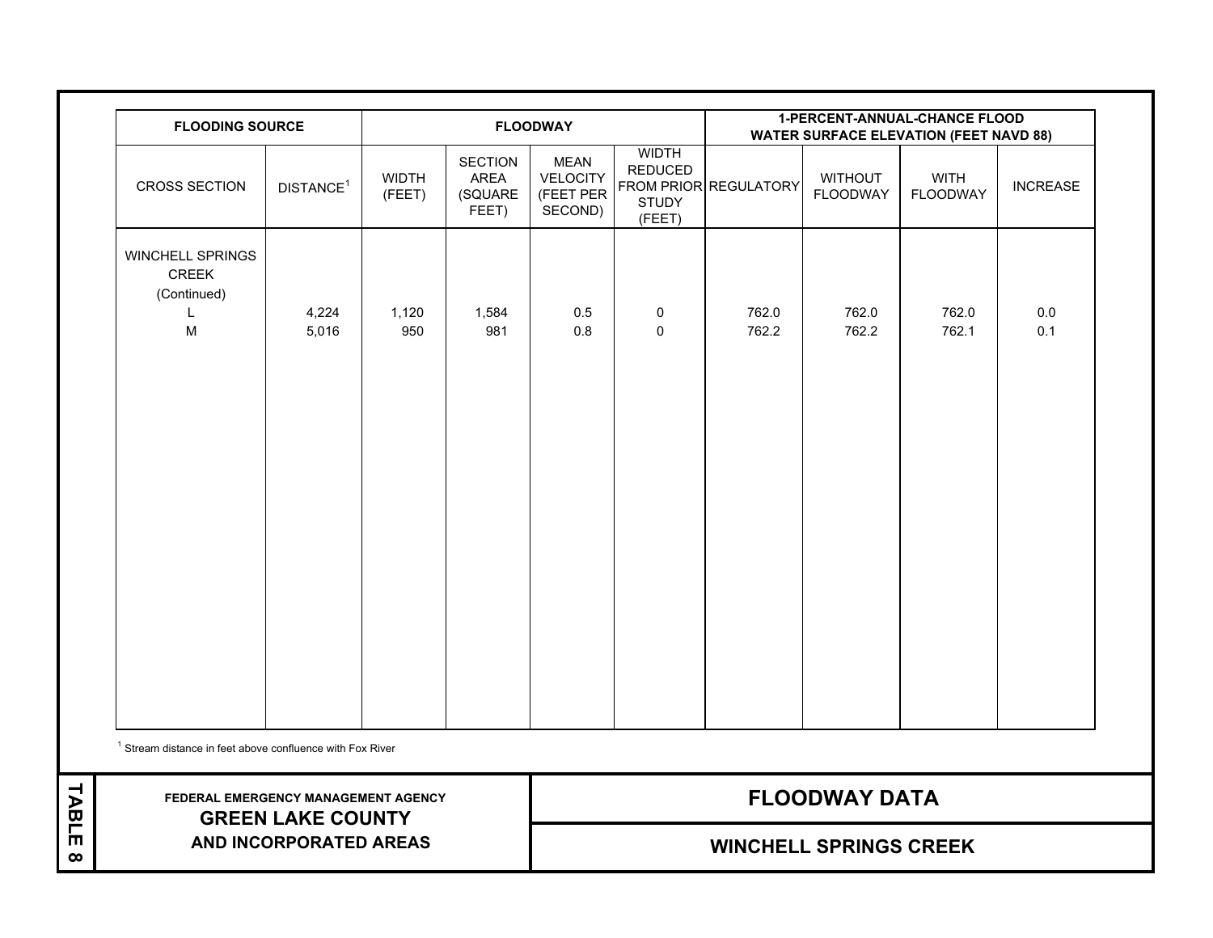| FLOODING SOURCE | | FLOODWAY | | | | 1-PERCENT-ANNUAL-CHANCE FLOOD WATER SURFACE ELEVATION (FEET NAVD 88) | | | |
|---|---|---|---|---|---|---|---|---|---|
| CROSS SECTION | DISTANCE[1] | WIDTH (FEET) | SECTION AREA (SQUARE FEET) | MEAN VELOCITY (FEET PER SECOND) | WIDTH REDUCED FROM PRIOR STUDY (FEET) | REGULATORY | WITHOUT FLOODWAY | WITH FLOODWAY | INCREASE |
| WINCHELL SPRINGS CREEK (Continued) | | | | | | | | | |
| L | 4,224 | 1,120 | 1,584 | 0.5 | 0 | 762.0 | 762.0 | 762.0 | 0.0 |
| M | 5,016 | 950 | 981 | 0.8 | 0 | 762.2 | 762.2 | 762.1 | 0.1 |

[1] Stream distance in feet above confluence with Fox River

TABLE 8

FEDERAL EMERGENCY MANAGEMENT AGENCY
**GREEN LAKE COUNTY AND INCORPORATED AREAS**

**FLOODWAY DATA**

**WINCHELL SPRINGS CREEK**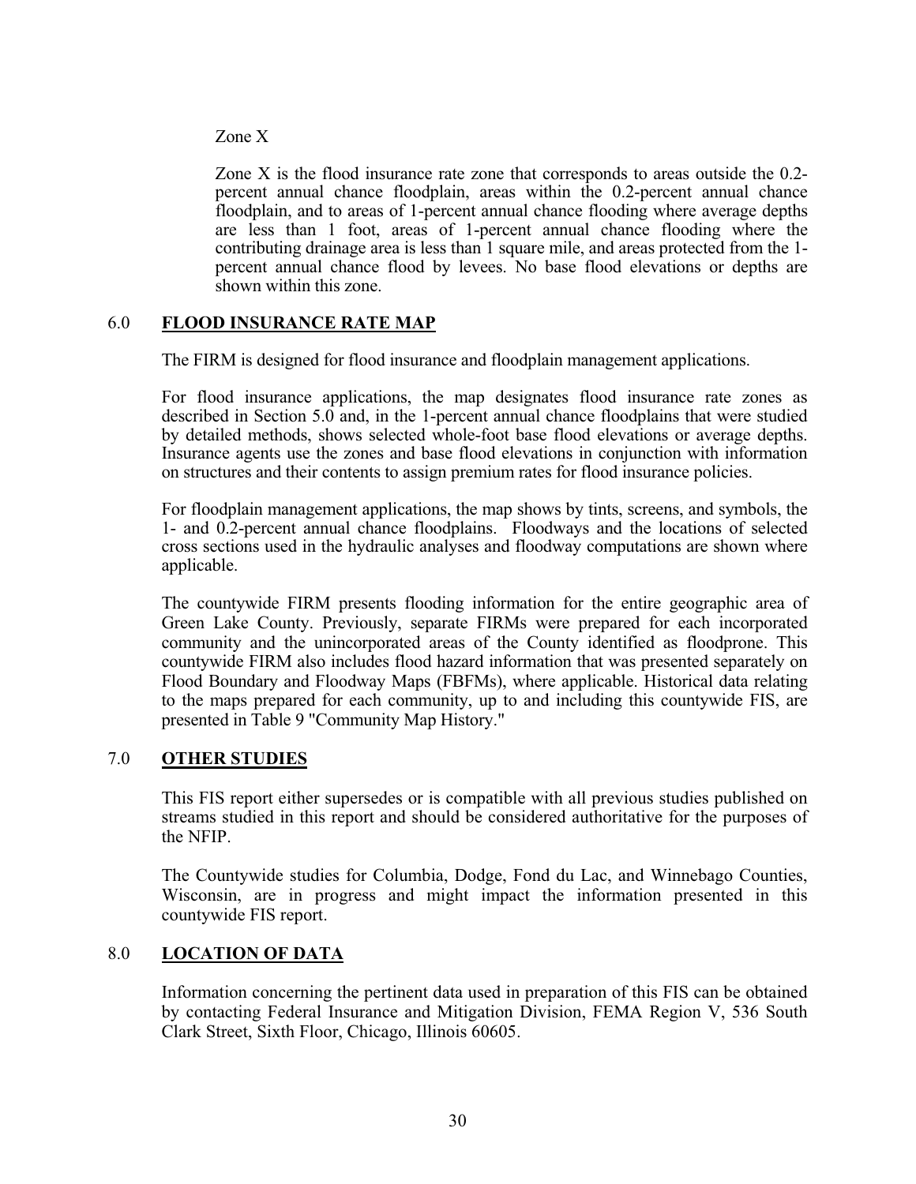Zone X

Zone X is the flood insurance rate zone that corresponds to areas outside the 0.2-percent annual chance floodplain, areas within the 0.2-percent annual chance floodplain, and to areas of 1-percent annual chance flooding where average depths are less than 1 foot, areas of 1-percent annual chance flooding where the contributing drainage area is less than 1 square mile, and areas protected from the 1-percent annual chance flood by levees. No base flood elevations or depths are shown within this zone.

## 6.0 **FLOOD INSURANCE RATE MAP**

The FIRM is designed for flood insurance and floodplain management applications.

For flood insurance applications, the map designates flood insurance rate zones as described in Section 5.0 and, in the 1-percent annual chance floodplains that were studied by detailed methods, shows selected whole-foot base flood elevations or average depths. Insurance agents use the zones and base flood elevations in conjunction with information on structures and their contents to assign premium rates for flood insurance policies.

For floodplain management applications, the map shows by tints, screens, and symbols, the 1- and 0.2-percent annual chance floodplains. Floodways and the locations of selected cross sections used in the hydraulic analyses and floodway computations are shown where applicable.

The countywide FIRM presents flooding information for the entire geographic area of Green Lake County. Previously, separate FIRMs were prepared for each incorporated community and the unincorporated areas of the County identified as floodprone. This countywide FIRM also includes flood hazard information that was presented separately on Flood Boundary and Floodway Maps (FBFMs), where applicable. Historical data relating to the maps prepared for each community, up to and including this countywide FIS, are presented in Table 9 "Community Map History."

## 7.0 **OTHER STUDIES**

This FIS report either supersedes or is compatible with all previous studies published on streams studied in this report and should be considered authoritative for the purposes of the NFIP.

The Countywide studies for Columbia, Dodge, Fond du Lac, and Winnebago Counties, Wisconsin, are in progress and might impact the information presented in this countywide FIS report.

## 8.0 **LOCATION OF DATA**

Information concerning the pertinent data used in preparation of this FIS can be obtained by contacting Federal Insurance and Mitigation Division, FEMA Region V, 536 South Clark Street, Sixth Floor, Chicago, Illinois 60605.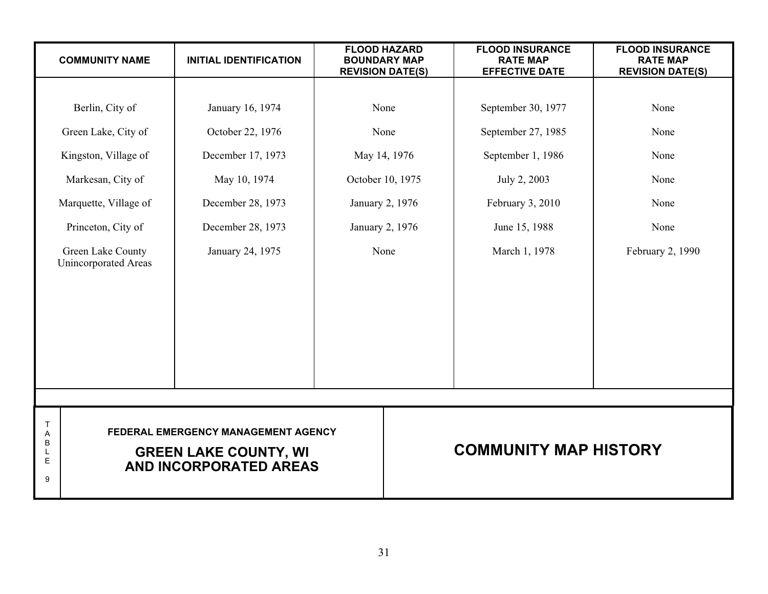| COMMUNITY NAME | INITIAL IDENTIFICATION | FLOOD HAZARD BOUNDARY MAP REVISION DATE(S) | FLOOD INSURANCE RATE MAP EFFECTIVE DATE | FLOOD INSURANCE RATE MAP REVISION DATE(S) |
|---|---|---|---|---|
| Berlin, City of | January 16, 1974 | None | September 30, 1977 | None |
| Green Lake, City of | October 22, 1976 | None | September 27, 1985 | None |
| Kingston, Village of | December 17, 1973 | May 14, 1976 | September 1, 1986 | None |
| Markesan, City of | May 10, 1974 | October 10, 1975 | July 2, 2003 | None |
| Marquette, Village of | December 28, 1973 | January 2, 1976 | February 3, 2010 | None |
| Princeton, City of | December 28, 1973 | January 2, 1976 | June 15, 1988 | None |
| Green Lake County Unincorporated Areas | January 24, 1975 | None | March 1, 1978 | February 2, 1990 |

TABLE 9

FEDERAL EMERGENCY MANAGEMENT AGENCY

**GREEN LAKE COUNTY, WI AND INCORPORATED AREAS**

**COMMUNITY MAP HISTORY**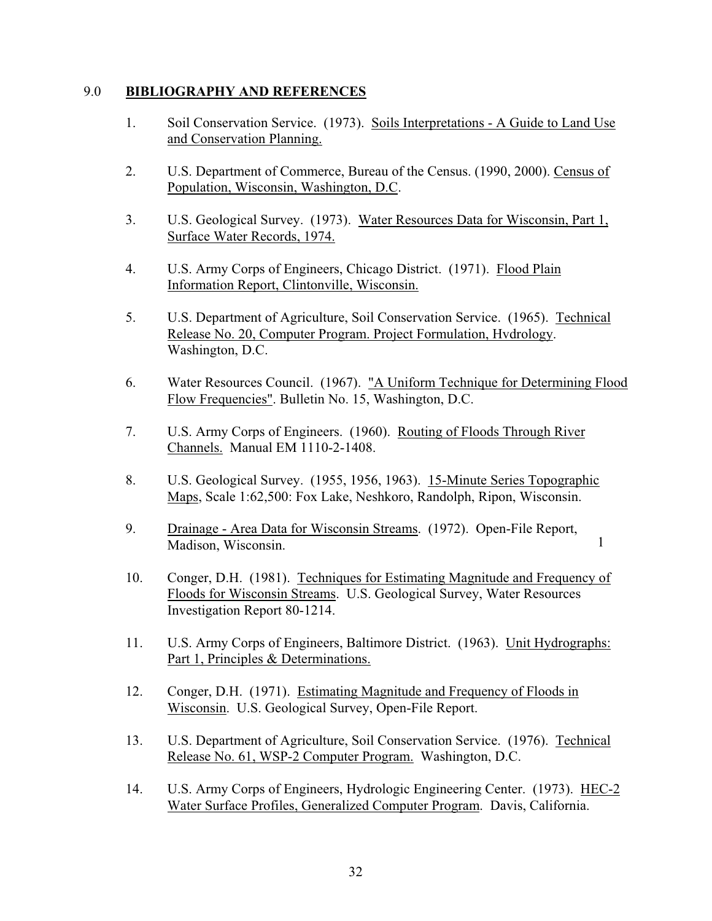## 9.0 BIBLIOGRAPHY AND REFERENCES

1. Soil Conservation Service. (1973). Soils Interpretations - A Guide to Land Use and Conservation Planning.

2. U.S. Department of Commerce, Bureau of the Census. (1990, 2000). Census of Population, Wisconsin, Washington, D.C.

3. U.S. Geological Survey. (1973). Water Resources Data for Wisconsin, Part 1, Surface Water Records, 1974.

4. U.S. Army Corps of Engineers, Chicago District. (1971). Flood Plain Information Report, Clintonville, Wisconsin.

5. U.S. Department of Agriculture, Soil Conservation Service. (1965). Technical Release No. 20, Computer Program. Project Formulation, Hvdrology. Washington, D.C.

6. Water Resources Council. (1967). "A Uniform Technique for Determining Flood Flow Frequencies". Bulletin No. 15, Washington, D.C.

7. U.S. Army Corps of Engineers. (1960). Routing of Floods Through River Channels. Manual EM 1110-2-1408.

8. U.S. Geological Survey. (1955, 1956, 1963). 15-Minute Series Topographic Maps, Scale 1:62,500: Fox Lake, Neshkoro, Randolph, Ripon, Wisconsin.

9. Drainage - Area Data for Wisconsin Streams. (1972). Open-File Report, Madison, Wisconsin. 1

10. Conger, D.H. (1981). Techniques for Estimating Magnitude and Frequency of Floods for Wisconsin Streams. U.S. Geological Survey, Water Resources Investigation Report 80-1214.

11. U.S. Army Corps of Engineers, Baltimore District. (1963). Unit Hydrographs: Part 1, Principles & Determinations.

12. Conger, D.H. (1971). Estimating Magnitude and Frequency of Floods in Wisconsin. U.S. Geological Survey, Open-File Report.

13. U.S. Department of Agriculture, Soil Conservation Service. (1976). Technical Release No. 61, WSP-2 Computer Program. Washington, D.C.

14. U.S. Army Corps of Engineers, Hydrologic Engineering Center. (1973). HEC-2 Water Surface Profiles, Generalized Computer Program. Davis, California.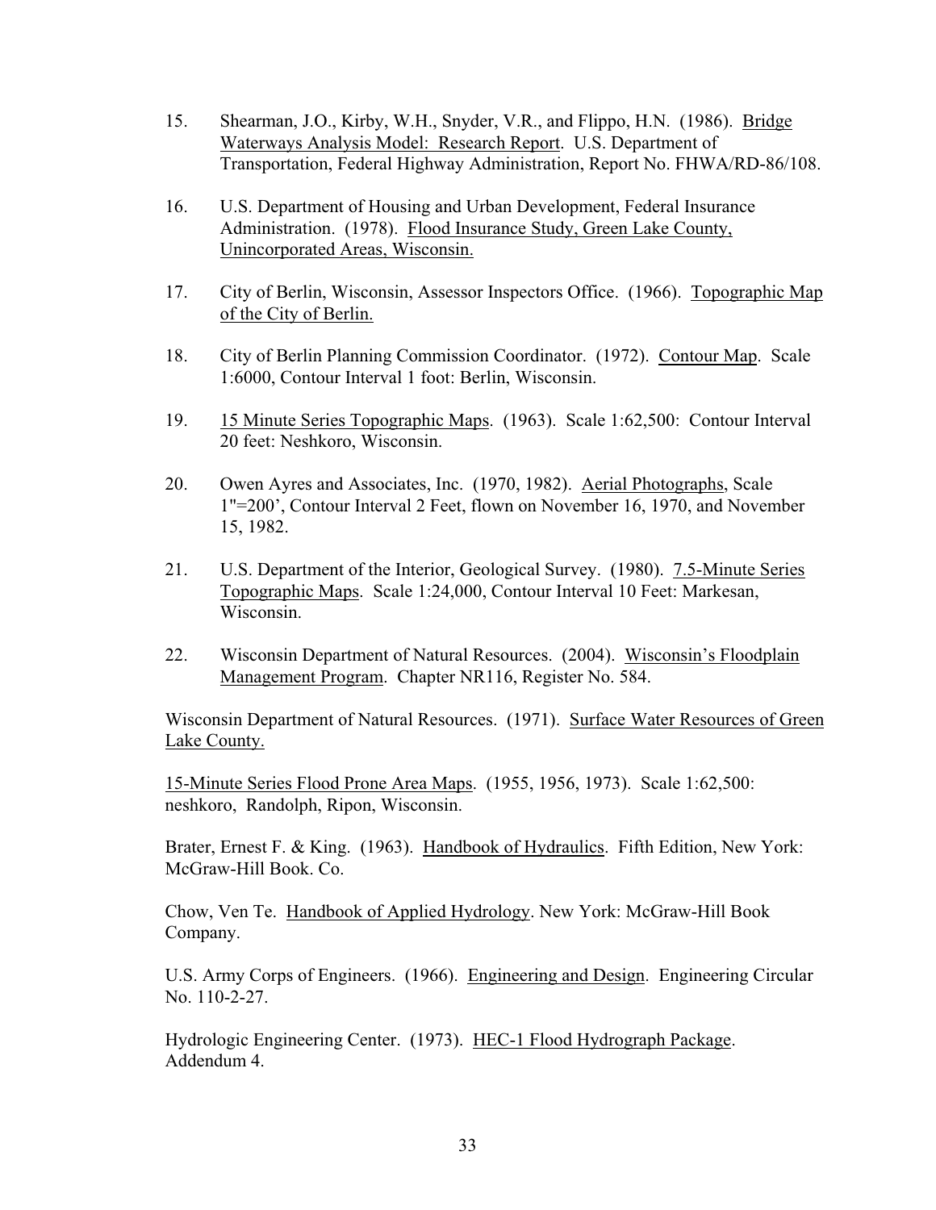15. Shearman, J.O., Kirby, W.H., Snyder, V.R., and Flippo, H.N. (1986). Bridge Waterways Analysis Model: Research Report. U.S. Department of Transportation, Federal Highway Administration, Report No. FHWA/RD-86/108.

16. U.S. Department of Housing and Urban Development, Federal Insurance Administration. (1978). Flood Insurance Study, Green Lake County, Unincorporated Areas, Wisconsin.

17. City of Berlin, Wisconsin, Assessor Inspectors Office. (1966). Topographic Map of the City of Berlin.

18. City of Berlin Planning Commission Coordinator. (1972). Contour Map. Scale 1:6000, Contour Interval 1 foot: Berlin, Wisconsin.

19. 15 Minute Series Topographic Maps. (1963). Scale 1:62,500: Contour Interval 20 feet: Neshkoro, Wisconsin.

20. Owen Ayres and Associates, Inc. (1970, 1982). Aerial Photographs, Scale 1"=200', Contour Interval 2 Feet, flown on November 16, 1970, and November 15, 1982.

21. U.S. Department of the Interior, Geological Survey. (1980). 7.5-Minute Series Topographic Maps. Scale 1:24,000, Contour Interval 10 Feet: Markesan, Wisconsin.

22. Wisconsin Department of Natural Resources. (2004). Wisconsin's Floodplain Management Program. Chapter NR116, Register No. 584.

Wisconsin Department of Natural Resources. (1971). Surface Water Resources of Green Lake County.

15-Minute Series Flood Prone Area Maps. (1955, 1956, 1973). Scale 1:62,500: neshkoro, Randolph, Ripon, Wisconsin.

Brater, Ernest F. & King. (1963). Handbook of Hydraulics. Fifth Edition, New York: McGraw-Hill Book. Co.

Chow, Ven Te. Handbook of Applied Hydrology. New York: McGraw-Hill Book Company.

U.S. Army Corps of Engineers. (1966). Engineering and Design. Engineering Circular No. 110-2-27.

Hydrologic Engineering Center. (1973). HEC-1 Flood Hydrograph Package. Addendum 4.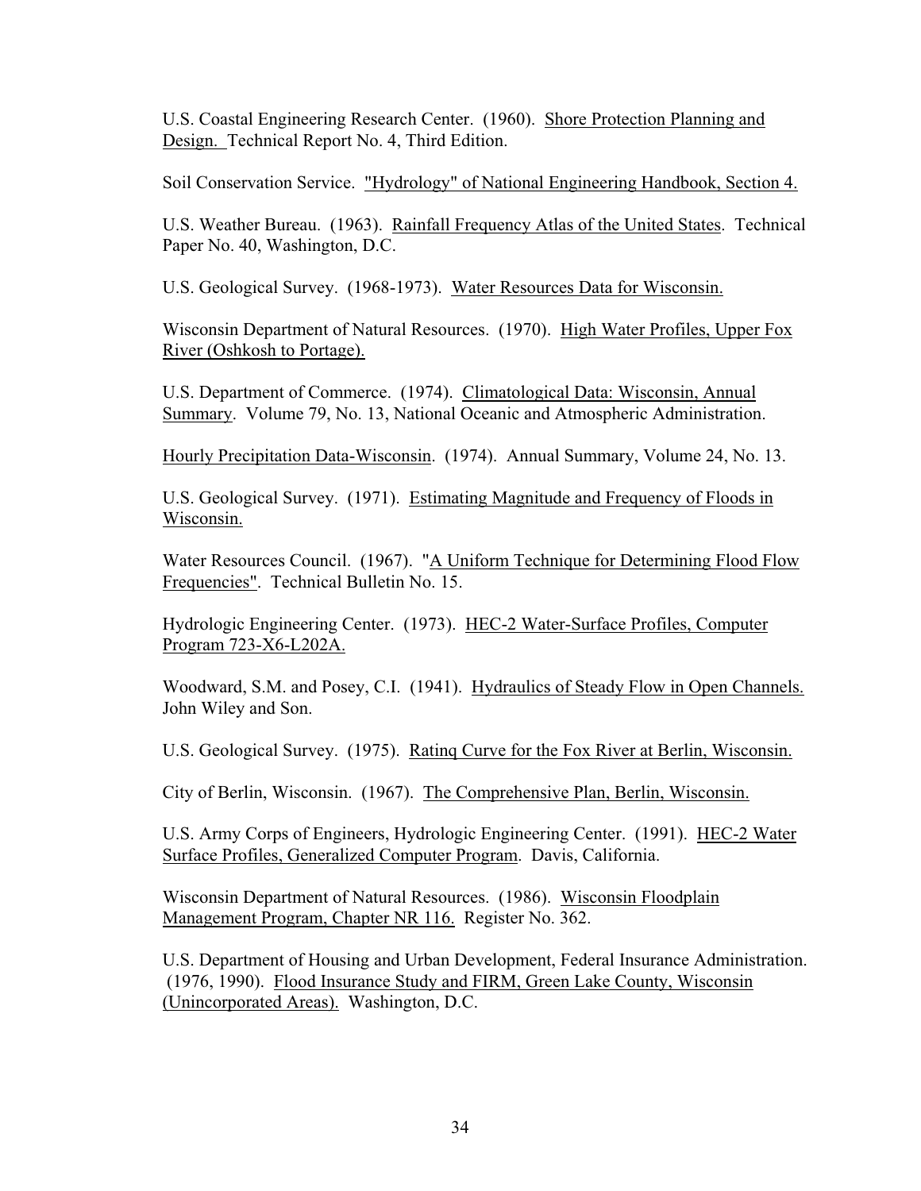U.S. Coastal Engineering Research Center. (1960). Shore Protection Planning and Design. Technical Report No. 4, Third Edition.

Soil Conservation Service. "Hydrology" of National Engineering Handbook, Section 4.

U.S. Weather Bureau. (1963). Rainfall Frequency Atlas of the United States. Technical Paper No. 40, Washington, D.C.

U.S. Geological Survey. (1968-1973). Water Resources Data for Wisconsin.

Wisconsin Department of Natural Resources. (1970). High Water Profiles, Upper Fox River (Oshkosh to Portage).

U.S. Department of Commerce. (1974). Climatological Data: Wisconsin, Annual Summary. Volume 79, No. 13, National Oceanic and Atmospheric Administration.

Hourly Precipitation Data-Wisconsin. (1974). Annual Summary, Volume 24, No. 13.

U.S. Geological Survey. (1971). Estimating Magnitude and Frequency of Floods in Wisconsin.

Water Resources Council. (1967). "A Uniform Technique for Determining Flood Flow Frequencies". Technical Bulletin No. 15.

Hydrologic Engineering Center. (1973). HEC-2 Water-Surface Profiles, Computer Program 723-X6-L202A.

Woodward, S.M. and Posey, C.I. (1941). Hydraulics of Steady Flow in Open Channels. John Wiley and Son.

U.S. Geological Survey. (1975). Ratinq Curve for the Fox River at Berlin, Wisconsin.

City of Berlin, Wisconsin. (1967). The Comprehensive Plan, Berlin, Wisconsin.

U.S. Army Corps of Engineers, Hydrologic Engineering Center. (1991). HEC-2 Water Surface Profiles, Generalized Computer Program. Davis, California.

Wisconsin Department of Natural Resources. (1986). Wisconsin Floodplain Management Program, Chapter NR 116. Register No. 362.

U.S. Department of Housing and Urban Development, Federal Insurance Administration. (1976, 1990). Flood Insurance Study and FIRM, Green Lake County, Wisconsin (Unincorporated Areas). Washington, D.C.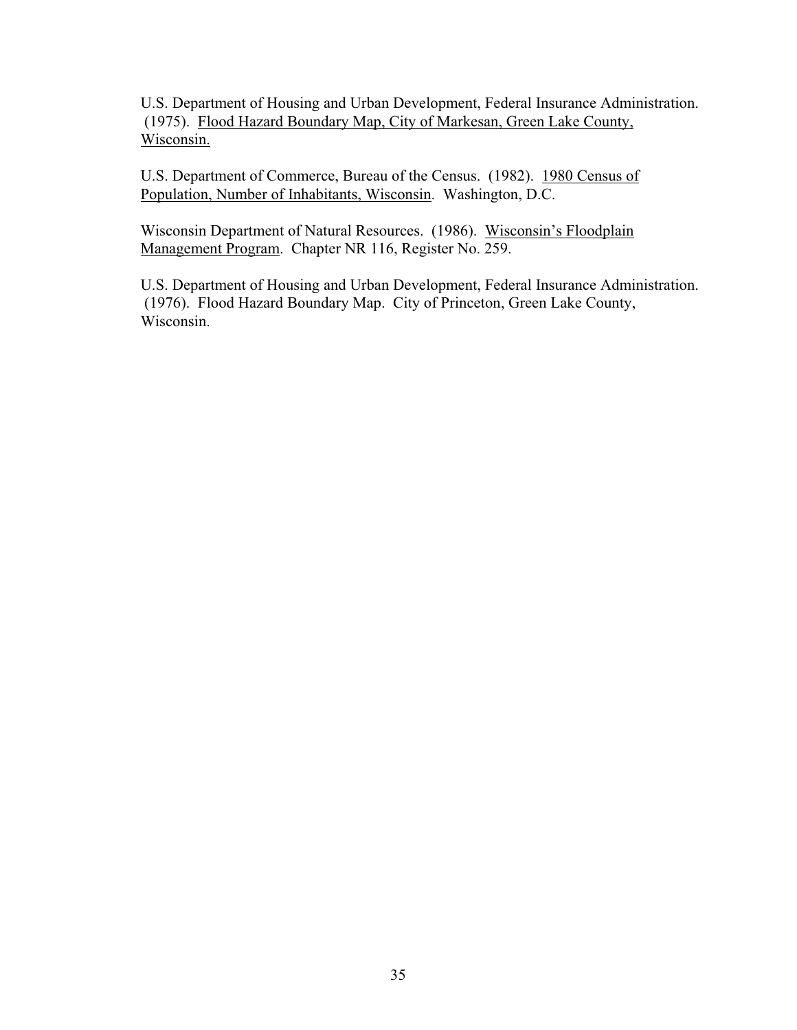U.S. Department of Housing and Urban Development, Federal Insurance Administration. (1975). <u>Flood Hazard Boundary Map, City of Markesan, Green Lake County, Wisconsin.</u>

U.S. Department of Commerce, Bureau of the Census. (1982). <u>1980 Census of Population, Number of Inhabitants, Wisconsin</u>. Washington, D.C.

Wisconsin Department of Natural Resources. (1986). <u>Wisconsin's Floodplain Management Program</u>. Chapter NR 116, Register No. 259.

U.S. Department of Housing and Urban Development, Federal Insurance Administration. (1976). Flood Hazard Boundary Map. City of Princeton, Green Lake County, Wisconsin.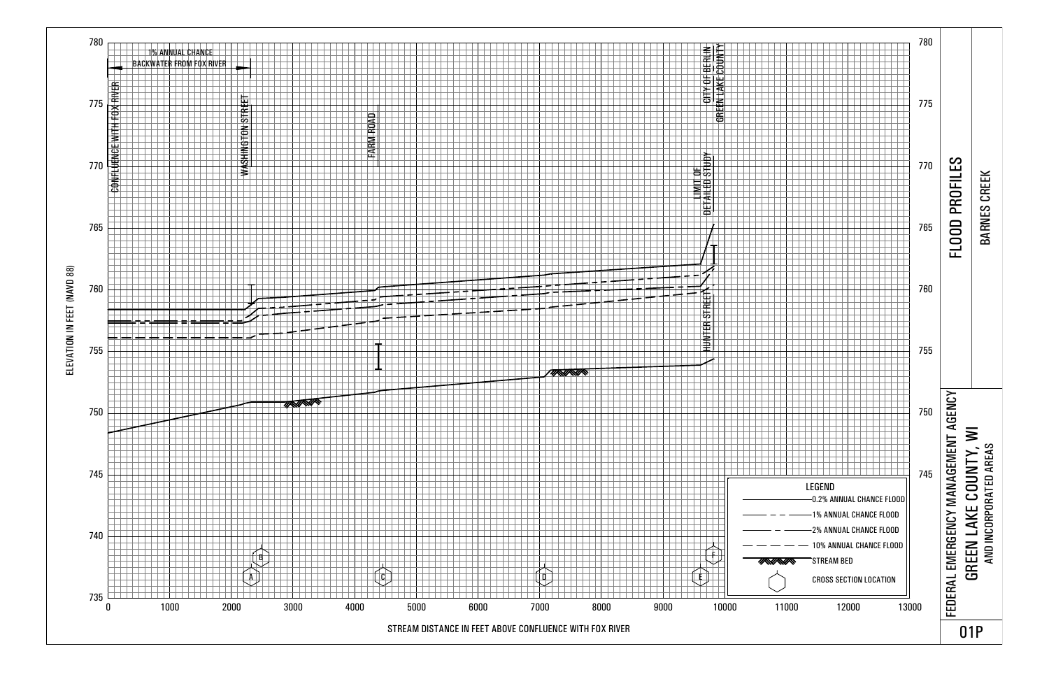# FLOOD PROFILES

## BARNES CREEK

FEDERAL EMERGENCY MANAGEMENT AGENCY

**GREEN LAKE COUNTY, WI**

AND INCORPORATED AREAS

01P

ELEVATION IN FEET (NAVD 88)

STREAM DISTANCE IN FEET ABOVE CONFLUENCE WITH FOX RIVER

1% ANNUAL CHANCE BACKWATER FROM FOX RIVER

CONFLUENCE WITH FOX RIVER

WASHINGTON STREET

FARM ROAD

LIMIT OF DETAILED STUDY

CITY OF BERLIN

GREEN LAKE COUNTY

HUNTER STREET

Cross sections: A, B, C, D, E, F

**LEGEND**

- 0.2% ANNUAL CHANCE FLOOD
- 1% ANNUAL CHANCE FLOOD
- 2% ANNUAL CHANCE FLOOD
- 10% ANNUAL CHANCE FLOOD
- STREAM BED
- CROSS SECTION LOCATION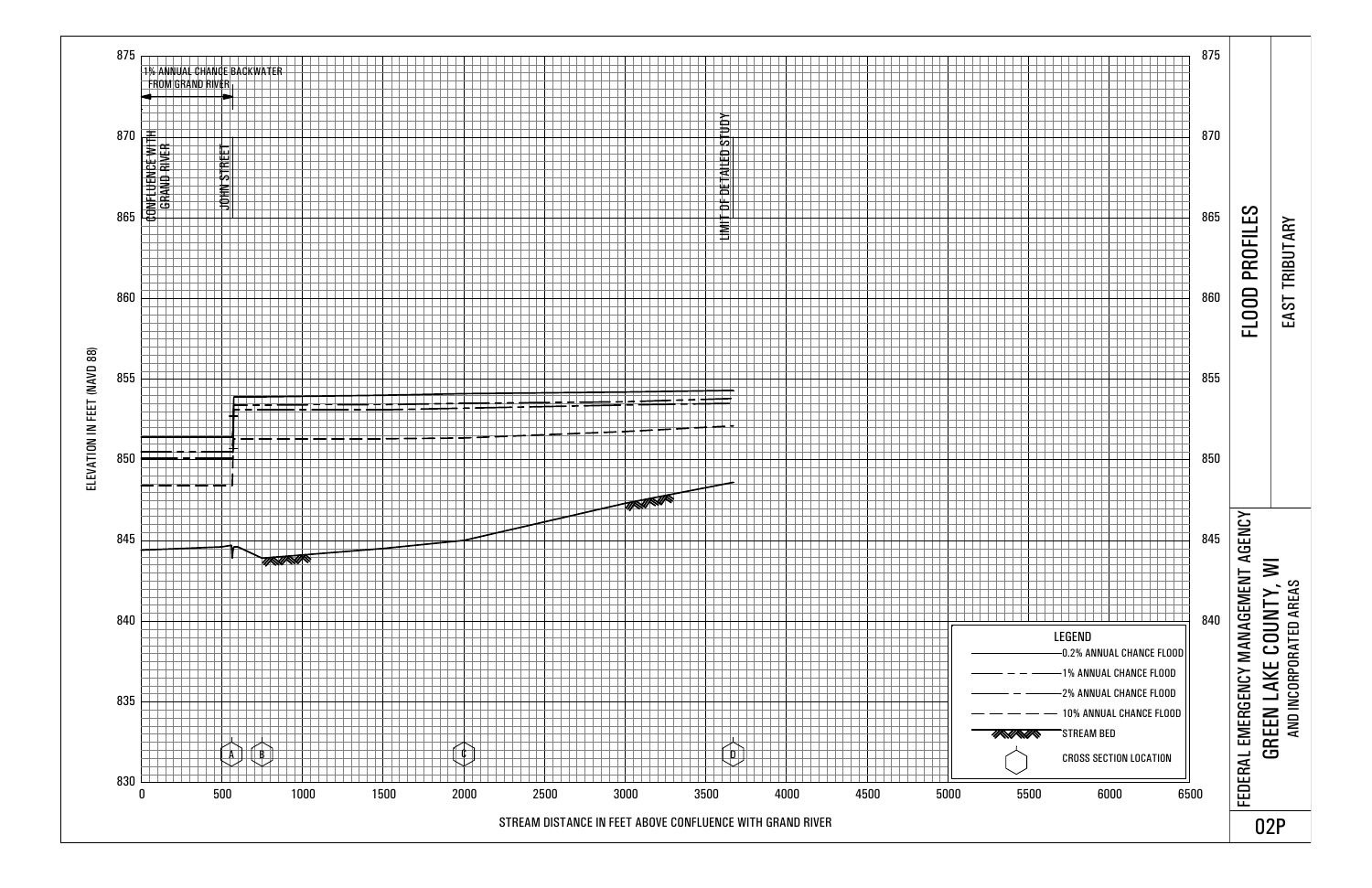# FLOOD PROFILES

## EAST TRIBUTARY

FEDERAL EMERGENCY MANAGEMENT AGENCY

**GREEN LAKE COUNTY, WI**

AND INCORPORATED AREAS

02P

1% ANNUAL CHANCE BACKWATER FROM GRAND RIVER

CONFLUENCE WITH GRAND RIVER

JOHN STREET

LIMIT OF DETAILED STUDY

ELEVATION IN FEET (NAVD 88)

875
870
865
860
855
850
845
840
835
830

STREAM DISTANCE IN FEET ABOVE CONFLUENCE WITH GRAND RIVER

0 500 1000 1500 2000 2500 3000 3500 4000 4500 5000 5500 6000 6500

A B C D

LEGEND

- 0.2% ANNUAL CHANCE FLOOD
- 1% ANNUAL CHANCE FLOOD
- 2% ANNUAL CHANCE FLOOD
- 10% ANNUAL CHANCE FLOOD
- STREAM BED
- CROSS SECTION LOCATION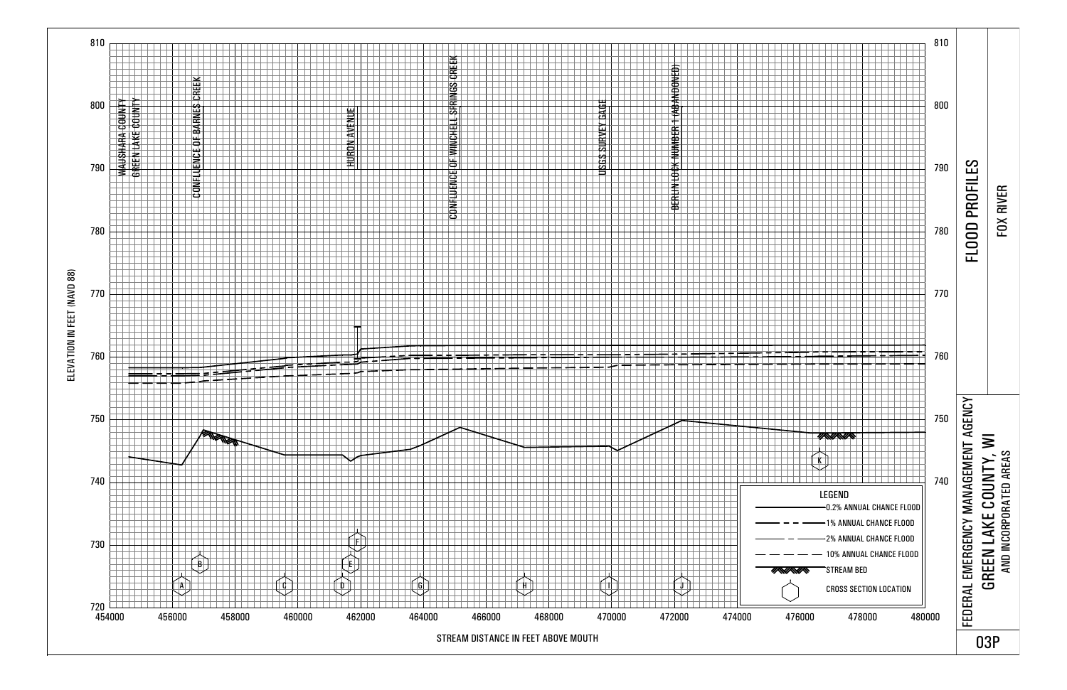# FLOOD PROFILES

## FOX RIVER

FEDERAL EMERGENCY MANAGEMENT AGENCY

**GREEN LAKE COUNTY, WI**

AND INCORPORATED AREAS

03P

ELEVATION IN FEET (NAVD 88)

810, 800, 790, 780, 770, 760, 750, 740, 730, 720

STREAM DISTANCE IN FEET ABOVE MOUTH

454000, 456000, 458000, 460000, 462000, 464000, 466000, 468000, 470000, 472000, 474000, 476000, 478000, 480000

WAUSHARA COUNTY / GREEN LAKE COUNTY

CONFLUENCE OF BARNES CREEK

HURON AVENUE

CONFLUENCE OF WINCHELL SPRINGS CREEK

USGS SURVEY GAGE

BERLIN LOCK NUMBER 1 (ABANDONED)

Cross sections: A, B, C, D, E, F, G, H, I, J, K

LEGEND

- 0.2% ANNUAL CHANCE FLOOD
- 1% ANNUAL CHANCE FLOOD
- 2% ANNUAL CHANCE FLOOD
- 10% ANNUAL CHANCE FLOOD
- STREAM BED
- CROSS SECTION LOCATION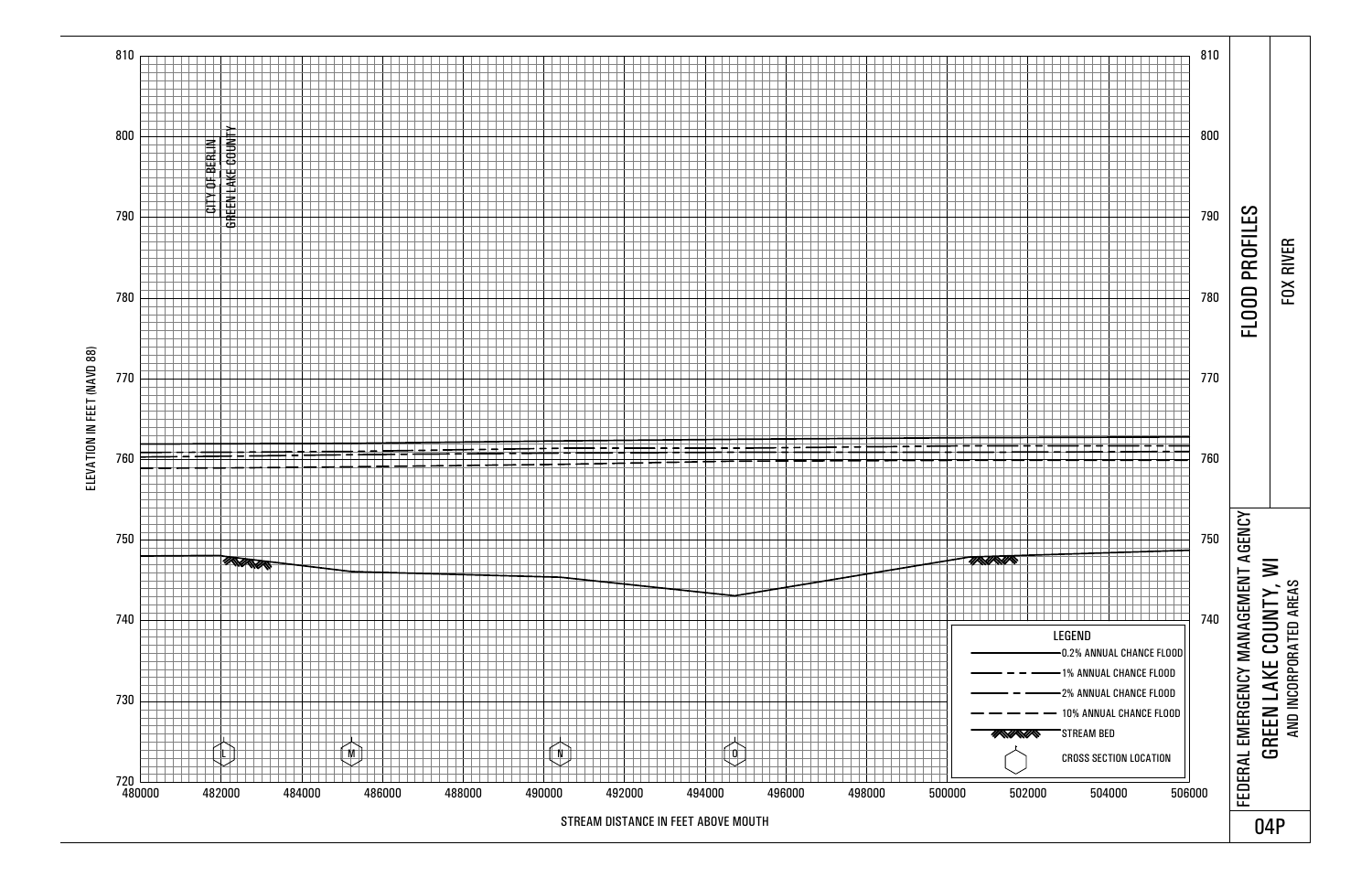# FLOOD PROFILES

## FOX RIVER

FEDERAL EMERGENCY MANAGEMENT AGENCY

GREEN LAKE COUNTY, WI

AND INCORPORATED AREAS

04P

CITY OF BERLIN
GREEN LAKE COUNTY

ELEVATION IN FEET (NAVD 88)

810
800
790
780
770
760
750
740
730
720

STREAM DISTANCE IN FEET ABOVE MOUTH

480000 482000 484000 486000 488000 490000 492000 494000 496000 498000 500000 502000 504000 506000

Cross sections: L, M, N, O

LEGEND

- 0.2% ANNUAL CHANCE FLOOD
- 1% ANNUAL CHANCE FLOOD
- 2% ANNUAL CHANCE FLOOD
- 10% ANNUAL CHANCE FLOOD
- STREAM BED
- CROSS SECTION LOCATION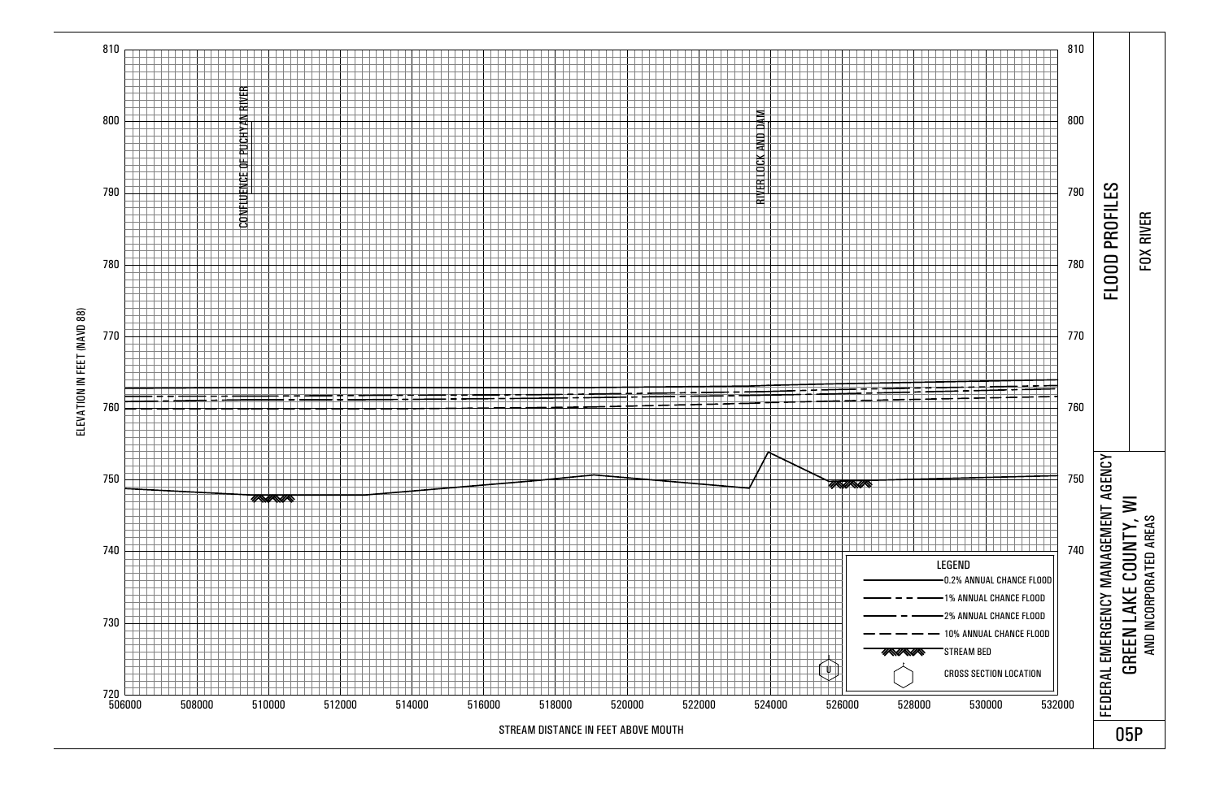# FLOOD PROFILES

## FOX RIVER

FEDERAL EMERGENCY MANAGEMENT AGENCY

## GREEN LAKE COUNTY, WI

AND INCORPORATED AREAS

05P

ELEVATION IN FEET (NAVD 88)

810
800
790
780
770
760
750
740
730
720

CONFLUENCE OF PUCHYAN RIVER

RIVER LOCK AND DAM

U

506000 508000 510000 512000 514000 516000 518000 520000 522000 524000 526000 528000 530000 532000

STREAM DISTANCE IN FEET ABOVE MOUTH

**LEGEND**

- 0.2% ANNUAL CHANCE FLOOD
- 1% ANNUAL CHANCE FLOOD
- 2% ANNUAL CHANCE FLOOD
- 10% ANNUAL CHANCE FLOOD
- STREAM BED
- CROSS SECTION LOCATION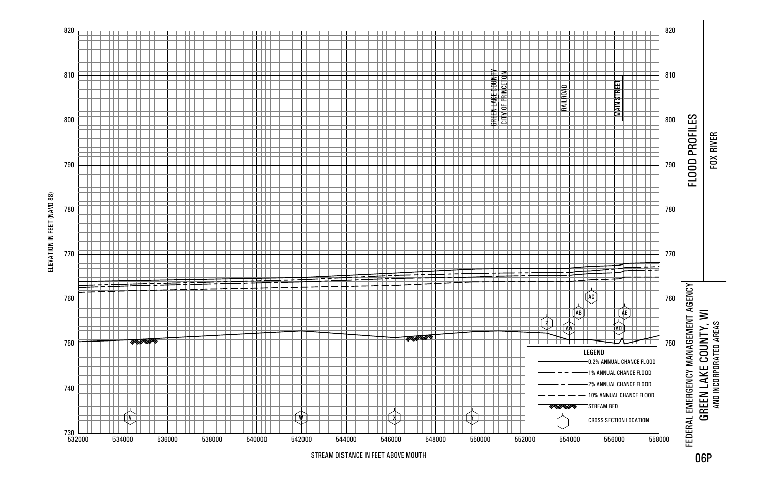# FLOOD PROFILES

## FOX RIVER

FEDERAL EMERGENCY MANAGEMENT AGENCY

**GREEN LAKE COUNTY, WI**

AND INCORPORATED AREAS

06P

ELEVATION IN FEET (NAVD 88)

820, 810, 800, 790, 780, 770, 760, 750, 740, 730

STREAM DISTANCE IN FEET ABOVE MOUTH

532000, 534000, 536000, 538000, 540000, 542000, 544000, 546000, 548000, 550000, 552000, 554000, 556000, 558000

GREEN LAKE COUNTY
CITY OF PRINCETON

RAILROAD

MAIN STREET

Cross sections: V, W, X, Y, Z, AA, AB, AC, AD, AE

LEGEND

- 0.2% ANNUAL CHANCE FLOOD
- 1% ANNUAL CHANCE FLOOD
- 2% ANNUAL CHANCE FLOOD
- 10% ANNUAL CHANCE FLOOD
- STREAM BED
- CROSS SECTION LOCATION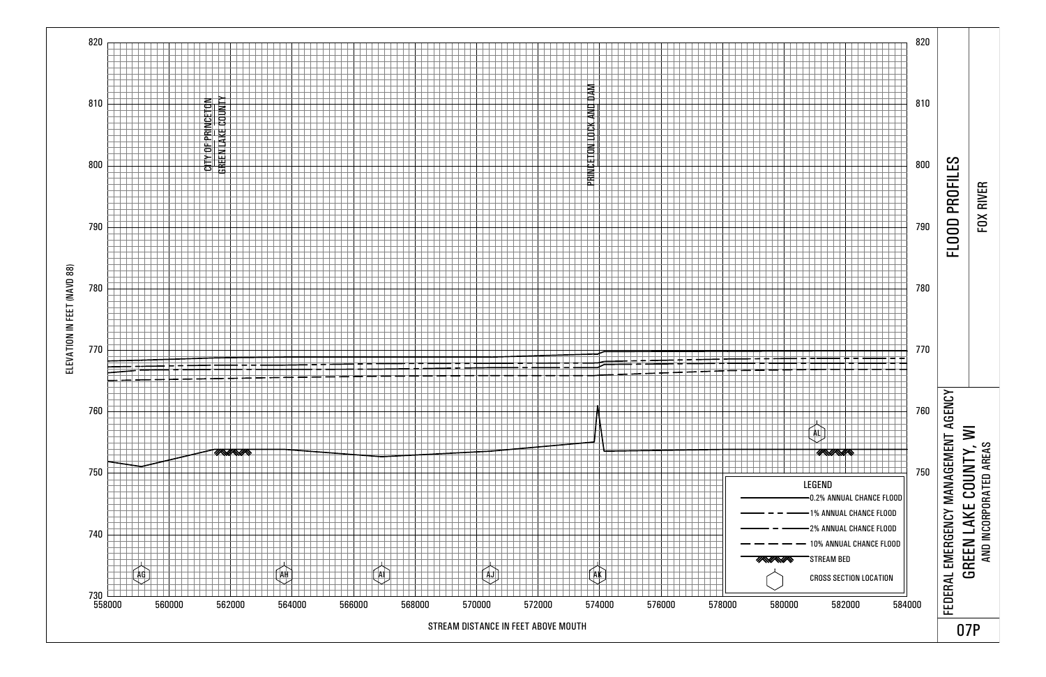# FLOOD PROFILES

## FOX RIVER

FEDERAL EMERGENCY MANAGEMENT AGENCY

**GREEN LAKE COUNTY, WI**
AND INCORPORATED AREAS

07P

ELEVATION IN FEET (NAVD 88)

820, 810, 800, 790, 780, 770, 760, 750, 740, 730

STREAM DISTANCE IN FEET ABOVE MOUTH

558000, 560000, 562000, 564000, 566000, 568000, 570000, 572000, 574000, 576000, 578000, 580000, 582000, 584000

CITY OF PRINCETON
GREEN LAKE COUNTY

PRINCETON LOCK AND DAM

Cross sections: AG, AH, AI, AJ, AK, AL

LEGEND

- 0.2% ANNUAL CHANCE FLOOD
- 1% ANNUAL CHANCE FLOOD
- 2% ANNUAL CHANCE FLOOD
- 10% ANNUAL CHANCE FLOOD
- STREAM BED
- CROSS SECTION LOCATION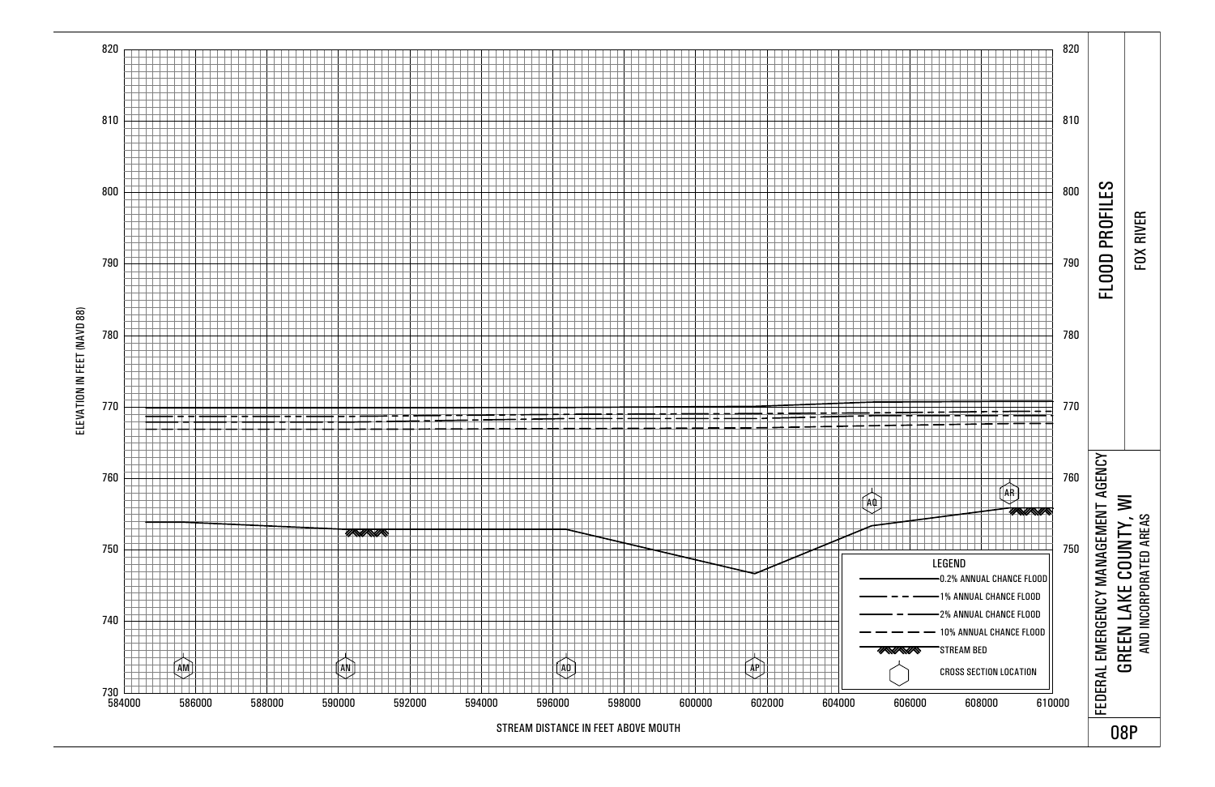ELEVATION IN FEET (NAVD 88)

820
810
800
790
780
770
760
750
740
730

584000 586000 588000 590000 592000 594000 596000 598000 600000 602000 604000 606000 608000 610000

STREAM DISTANCE IN FEET ABOVE MOUTH

AM AN AO AP AQ AR

LEGEND

- 0.2% ANNUAL CHANCE FLOOD
- 1% ANNUAL CHANCE FLOOD
- 2% ANNUAL CHANCE FLOOD
- 10% ANNUAL CHANCE FLOOD
- STREAM BED
- CROSS SECTION LOCATION

# FLOOD PROFILES

## FOX RIVER

FEDERAL EMERGENCY MANAGEMENT AGENCY

GREEN LAKE COUNTY, WI

AND INCORPORATED AREAS

08P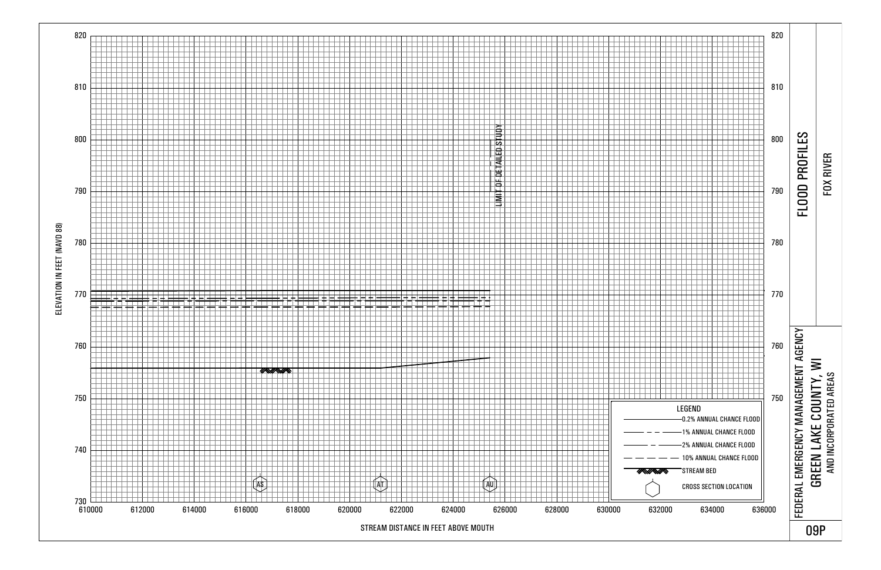# FLOOD PROFILES

## FOX RIVER

FEDERAL EMERGENCY MANAGEMENT AGENCY

GREEN LAKE COUNTY, WI

AND INCORPORATED AREAS

09P

ELEVATION IN FEET (NAVD 88)

820
810
800
790
780
770
760
750
740
730

STREAM DISTANCE IN FEET ABOVE MOUTH

610000 612000 614000 616000 618000 620000 622000 624000 626000 628000 630000 632000 634000 636000

LIMIT OF DETAILED STUDY

AS AT AU

LEGEND

- 0.2% ANNUAL CHANCE FLOOD
- 1% ANNUAL CHANCE FLOOD
- 2% ANNUAL CHANCE FLOOD
- 10% ANNUAL CHANCE FLOOD
- STREAM BED
- CROSS SECTION LOCATION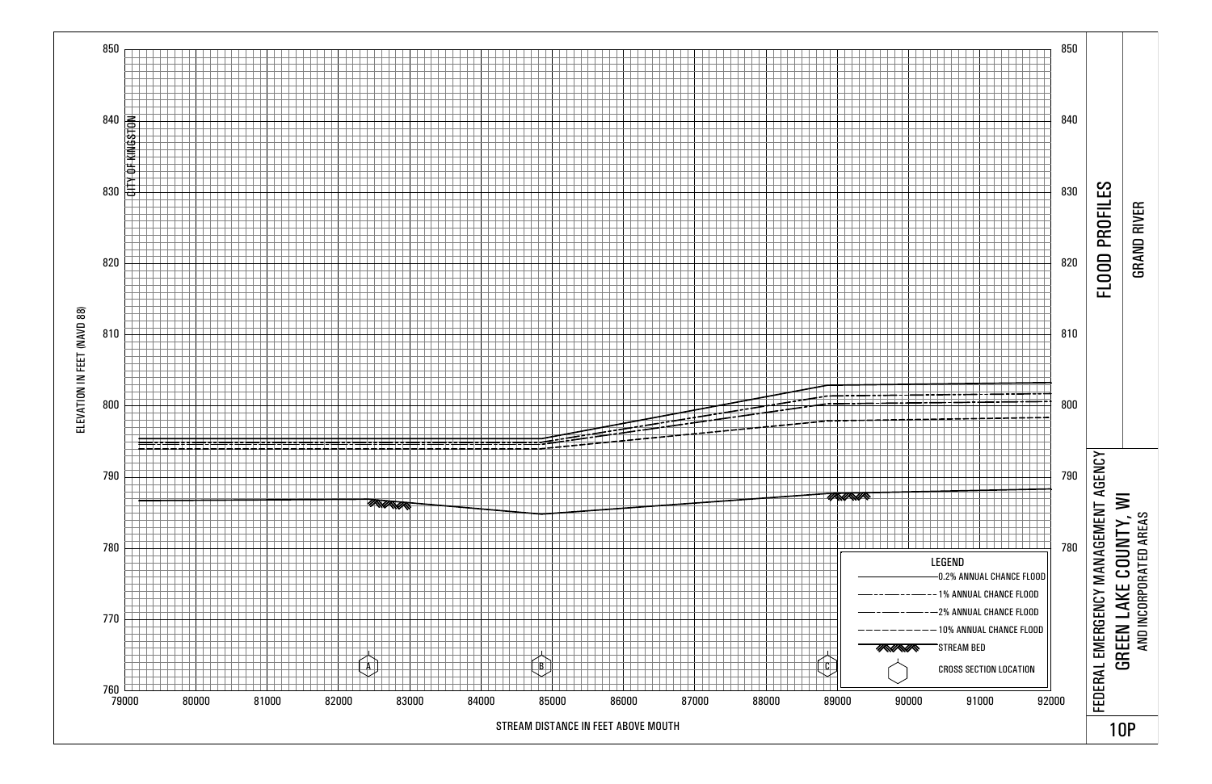# FLOOD PROFILES

## GRAND RIVER

FEDERAL EMERGENCY MANAGEMENT AGENCY

GREEN LAKE COUNTY, WI
AND INCORPORATED AREAS

10P

ELEVATION IN FEET (NAVD 88)

850, 840, 830, 820, 810, 800, 790, 780, 770, 760

STREAM DISTANCE IN FEET ABOVE MOUTH

79000, 80000, 81000, 82000, 83000, 84000, 85000, 86000, 87000, 88000, 89000, 90000, 91000, 92000

CITY OF KINGSTON

A, B, C

LEGEND

- 0.2% ANNUAL CHANCE FLOOD
- 1% ANNUAL CHANCE FLOOD
- 2% ANNUAL CHANCE FLOOD
- 10% ANNUAL CHANCE FLOOD
- STREAM BED
- CROSS SECTION LOCATION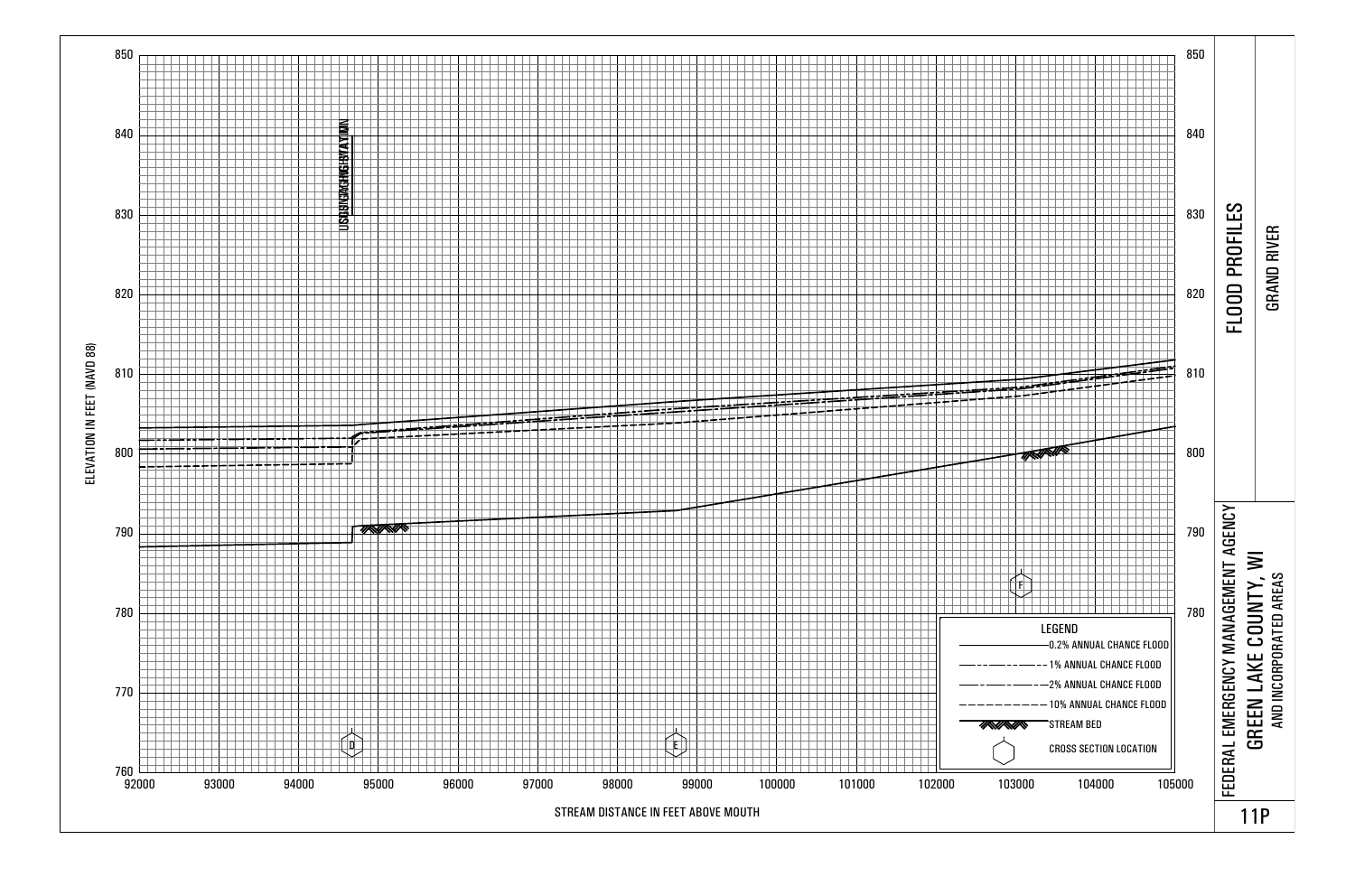# FLOOD PROFILES

## GRAND RIVER

FEDERAL EMERGENCY MANAGEMENT AGENCY

**GREEN LAKE COUNTY, WI**

AND INCORPORATED AREAS

11P

ELEVATION IN FEET (NAVD 88)

STREAM DISTANCE IN FEET ABOVE MOUTH

USGS GAGING STATION

LEGEND

- 0.2% ANNUAL CHANCE FLOOD
- 1% ANNUAL CHANCE FLOOD
- 2% ANNUAL CHANCE FLOOD
- 10% ANNUAL CHANCE FLOOD
- STREAM BED
- CROSS SECTION LOCATION

D E F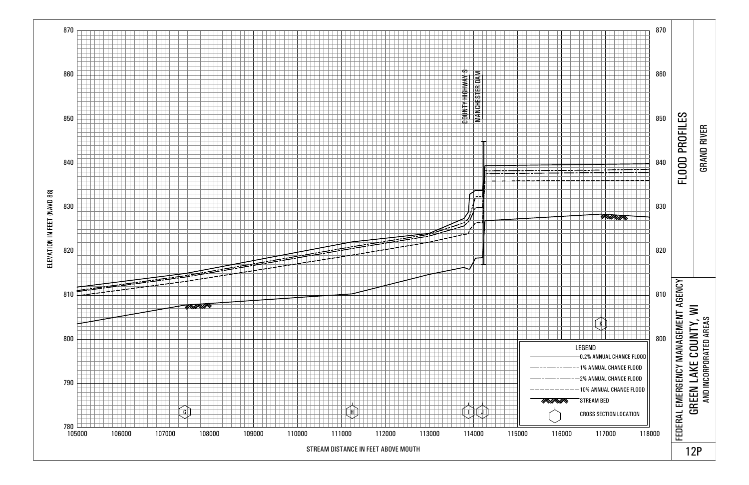# FLOOD PROFILES

## GRAND RIVER

FEDERAL EMERGENCY MANAGEMENT AGENCY

GREEN LAKE COUNTY, WI

AND INCORPORATED AREAS

12P

ELEVATION IN FEET (NAVD 88)

STREAM DISTANCE IN FEET ABOVE MOUTH

COUNTY HIGHWAY S

MANCHESTER DAM

LEGEND

- 0.2% ANNUAL CHANCE FLOOD
- 1% ANNUAL CHANCE FLOOD
- 2% ANNUAL CHANCE FLOOD
- 10% ANNUAL CHANCE FLOOD
- STREAM BED
- CROSS SECTION LOCATION

Cross sections: G, H, I, J, K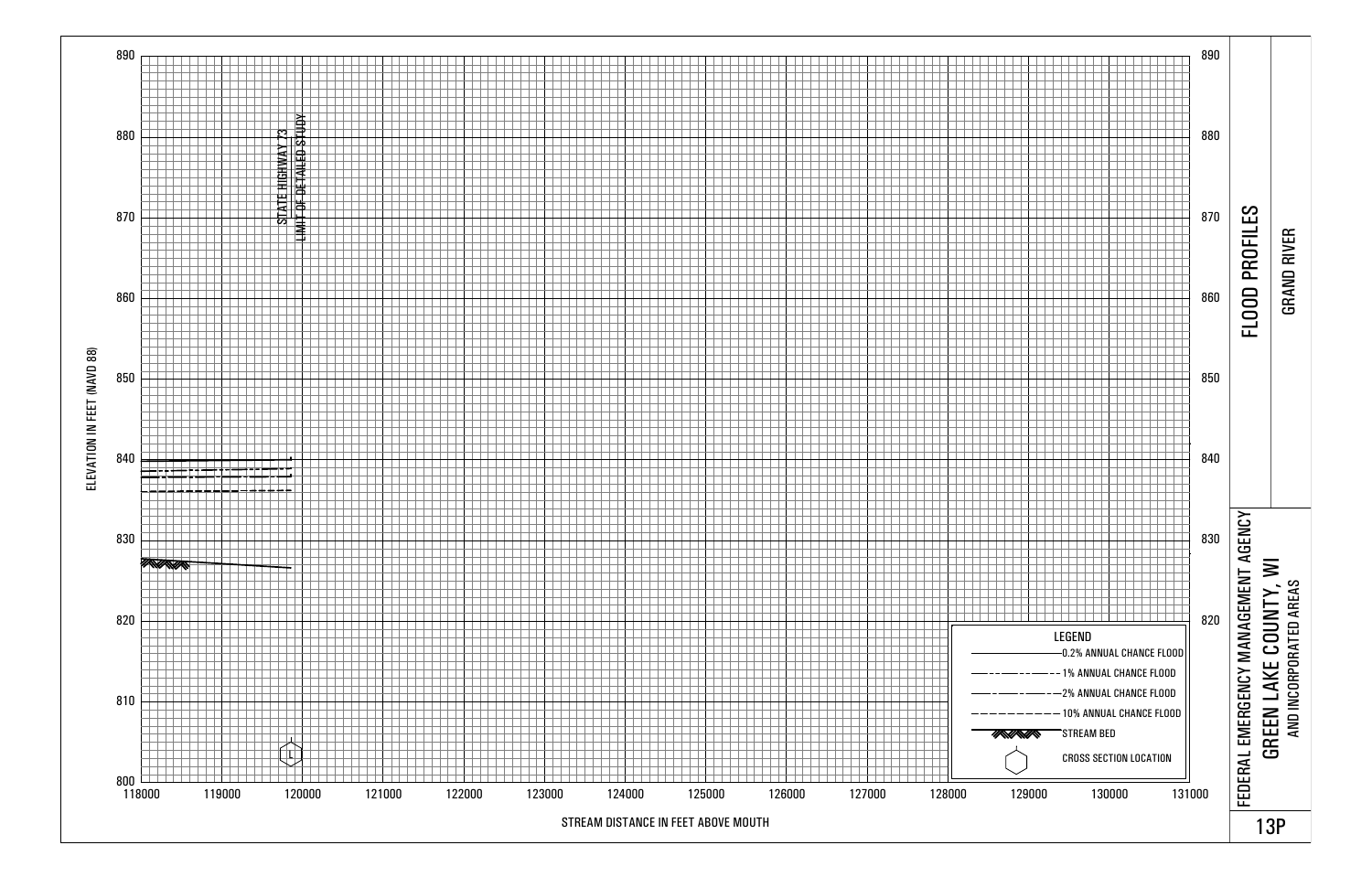# FLOOD PROFILES

## GRAND RIVER

FEDERAL EMERGENCY MANAGEMENT AGENCY

GREEN LAKE COUNTY, WI
AND INCORPORATED AREAS

13P

ELEVATION IN FEET (NAVD 88)

890
880
870
860
850
840
830
820
810
800

STREAM DISTANCE IN FEET ABOVE MOUTH

118000 119000 120000 121000 122000 123000 124000 125000 126000 127000 128000 129000 130000 131000

STATE HIGHWAY 73

LIMIT OF DETAILED STUDY

L

LEGEND

- 0.2% ANNUAL CHANCE FLOOD
- 1% ANNUAL CHANCE FLOOD
- 2% ANNUAL CHANCE FLOOD
- 10% ANNUAL CHANCE FLOOD
- STREAM BED
- CROSS SECTION LOCATION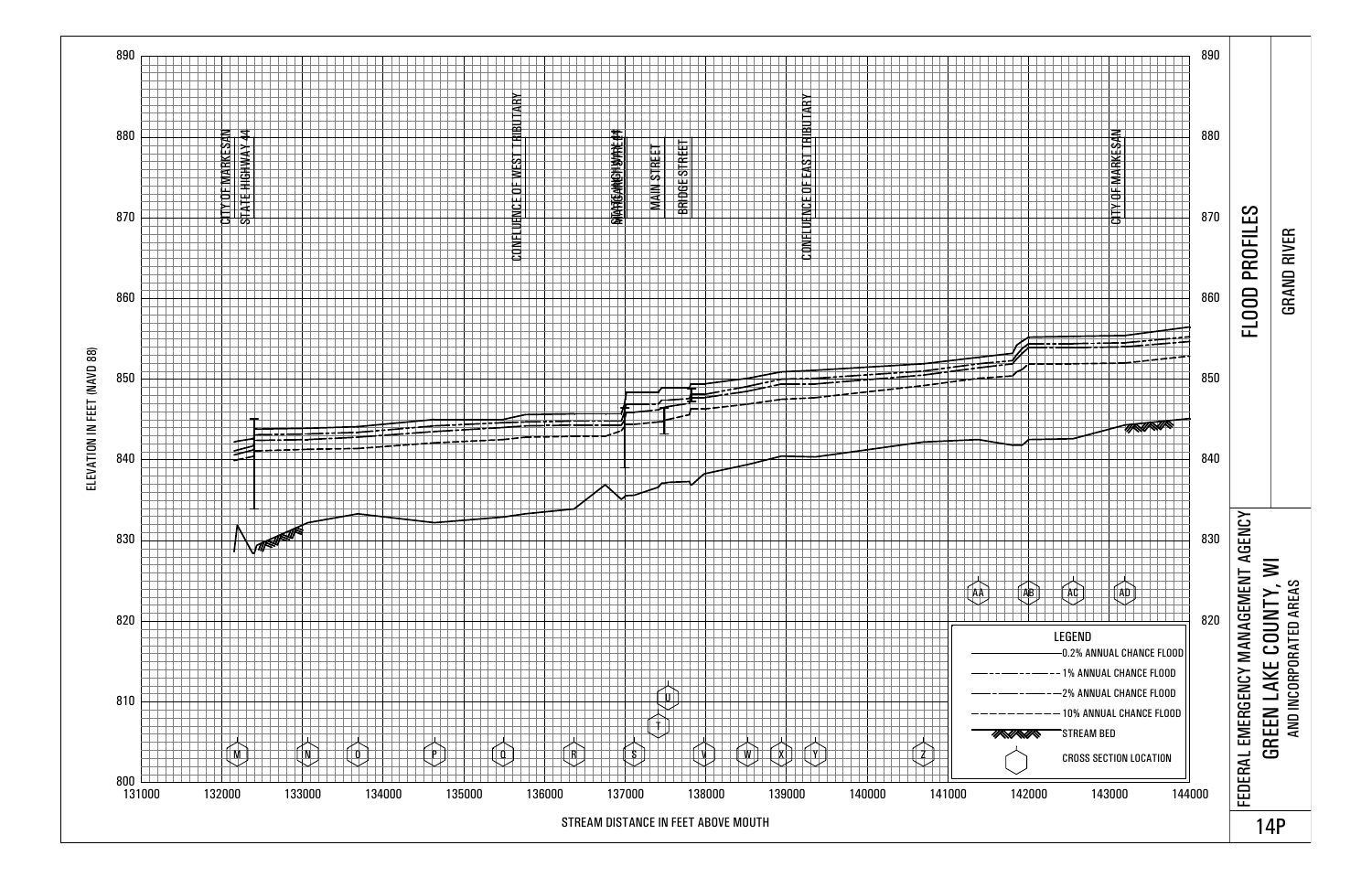# FLOOD PROFILES

## GRAND RIVER

FEDERAL EMERGENCY MANAGEMENT AGENCY

GREEN LAKE COUNTY, WI
AND INCORPORATED AREAS

14P

ELEVATION IN FEET (NAVD 88)

STREAM DISTANCE IN FEET ABOVE MOUTH

CITY OF MARKESAN
STATE HIGHWAY 44
CONFLUENCE OF WEST TRIBUTARY
STATE HIGHWAY 44
MAIN STREET
BRIDGE STREET
CONFLUENCE OF EAST TRIBUTARY
CITY OF MARKESAN

M N O P Q R S T U V W X Y Z AA AB AC AD

LEGEND
- 0.2% ANNUAL CHANCE FLOOD
- 1% ANNUAL CHANCE FLOOD
- 2% ANNUAL CHANCE FLOOD
- 10% ANNUAL CHANCE FLOOD
- STREAM BED
- CROSS SECTION LOCATION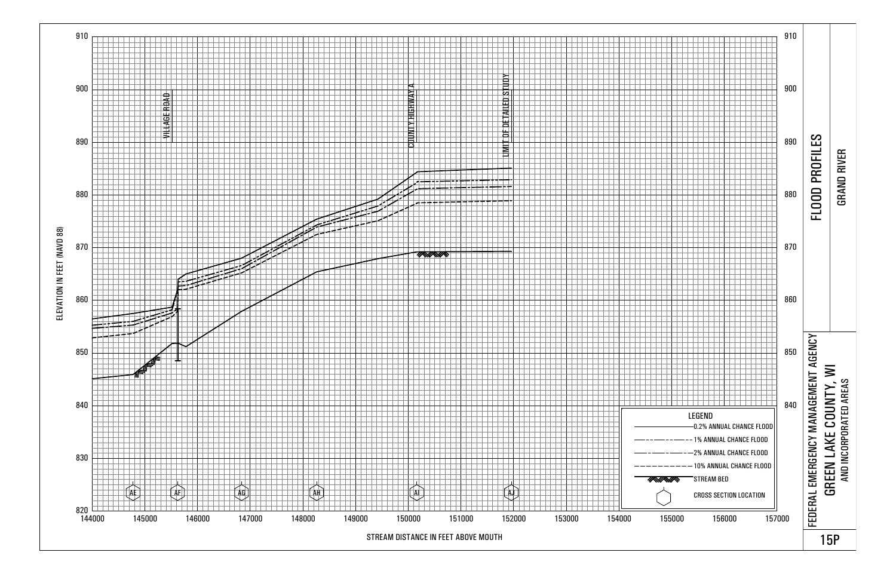# FLOOD PROFILES

## GRAND RIVER

FEDERAL EMERGENCY MANAGEMENT AGENCY

**GREEN LAKE COUNTY, WI**
AND INCORPORATED AREAS

15P

ELEVATION IN FEET (NAVD 88)

STREAM DISTANCE IN FEET ABOVE MOUTH

VILLAGE ROAD

COUNTY HIGHWAY A

LIMIT OF DETAILED STUDY

Cross sections: AE, AF, AG, AH, AI, AJ

Elevation axis: 820, 830, 840, 850, 860, 870, 880, 890, 900, 910

Distance axis: 144000, 145000, 146000, 147000, 148000, 149000, 150000, 151000, 152000, 153000, 154000, 155000, 156000, 157000

LEGEND
- 0.2% ANNUAL CHANCE FLOOD
- 1% ANNUAL CHANCE FLOOD
- 2% ANNUAL CHANCE FLOOD
- 10% ANNUAL CHANCE FLOOD
- STREAM BED
- CROSS SECTION LOCATION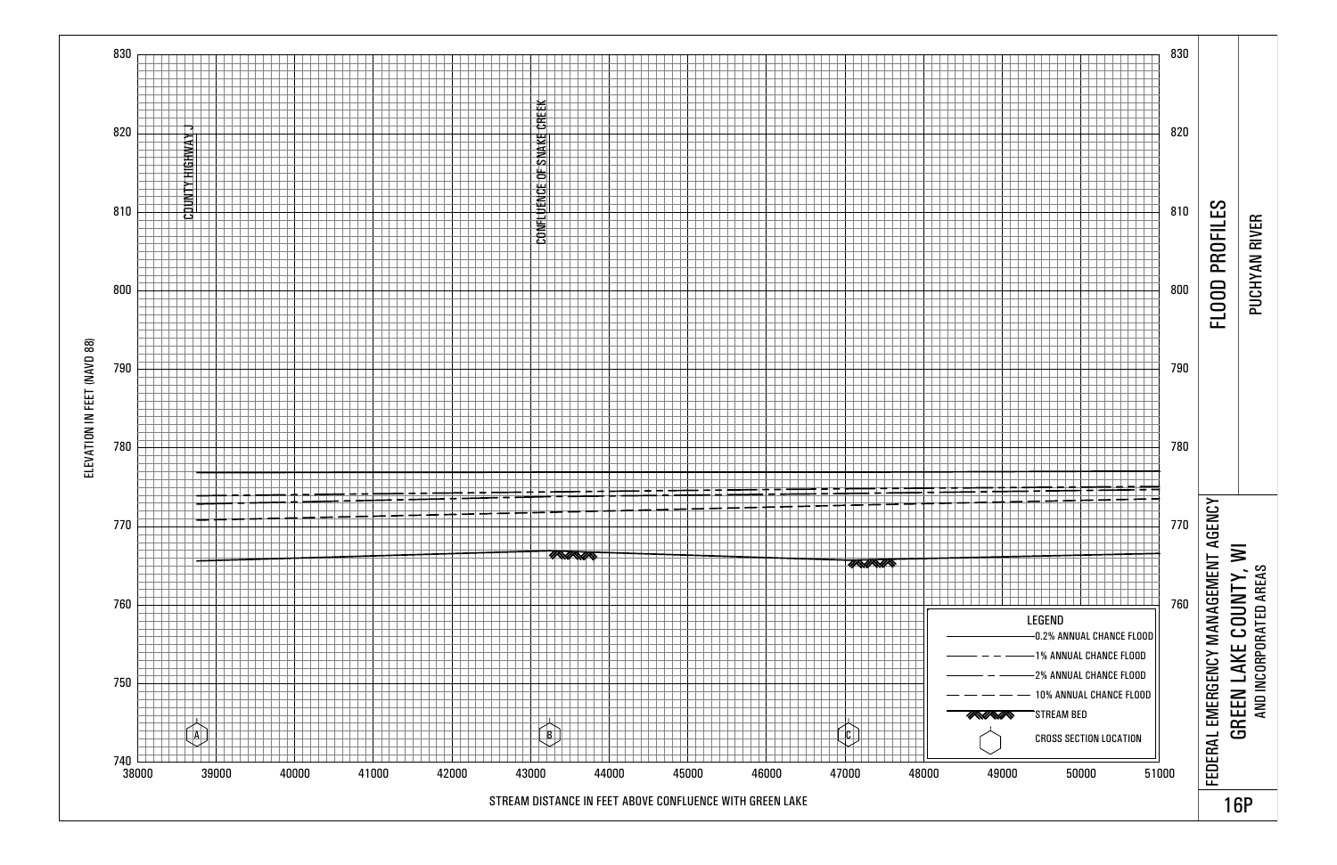# FLOOD PROFILES

## PUCHYAN RIVER

FEDERAL EMERGENCY MANAGEMENT AGENCY

GREEN LAKE COUNTY, WI
AND INCORPORATED AREAS

16P

ELEVATION IN FEET (NAVD 88)

830, 820, 810, 800, 790, 780, 770, 760, 750, 740

STREAM DISTANCE IN FEET ABOVE CONFLUENCE WITH GREEN LAKE

38000, 39000, 40000, 41000, 42000, 43000, 44000, 45000, 46000, 47000, 48000, 49000, 50000, 51000

COUNTY HIGHWAY J

CONFLUENCE OF SNAKE CREEK

Cross sections: A, B, C

**LEGEND**

- 0.2% ANNUAL CHANCE FLOOD
- 1% ANNUAL CHANCE FLOOD
- 2% ANNUAL CHANCE FLOOD
- 10% ANNUAL CHANCE FLOOD
- STREAM BED
- CROSS SECTION LOCATION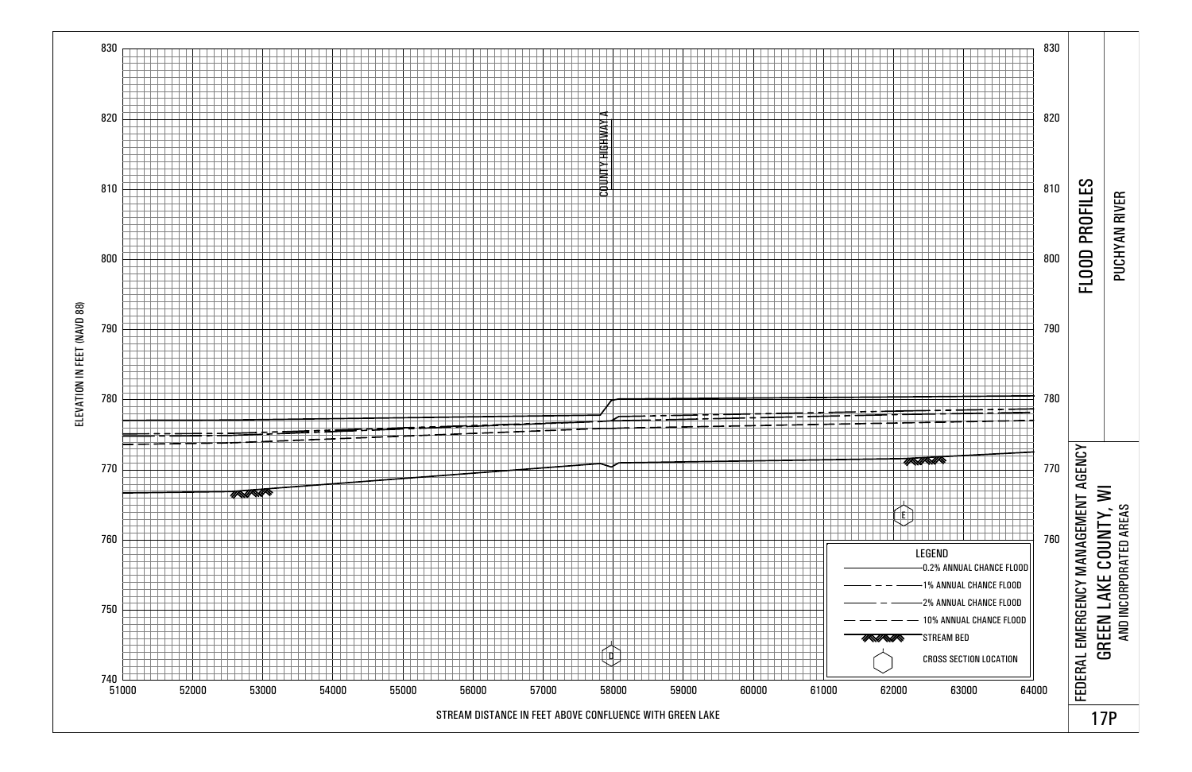# FLOOD PROFILES

## PUCHYAN RIVER

FEDERAL EMERGENCY MANAGEMENT AGENCY

GREEN LAKE COUNTY, WI

AND INCORPORATED AREAS

17P

ELEVATION IN FEET (NAVD 88)

830, 820, 810, 800, 790, 780, 770, 760, 750, 740

STREAM DISTANCE IN FEET ABOVE CONFLUENCE WITH GREEN LAKE

51000, 52000, 53000, 54000, 55000, 56000, 57000, 58000, 59000, 60000, 61000, 62000, 63000, 64000

COUNTY HIGHWAY A

D

E

LEGEND

- 0.2% ANNUAL CHANCE FLOOD
- 1% ANNUAL CHANCE FLOOD
- 2% ANNUAL CHANCE FLOOD
- 10% ANNUAL CHANCE FLOOD
- STREAM BED
- CROSS SECTION LOCATION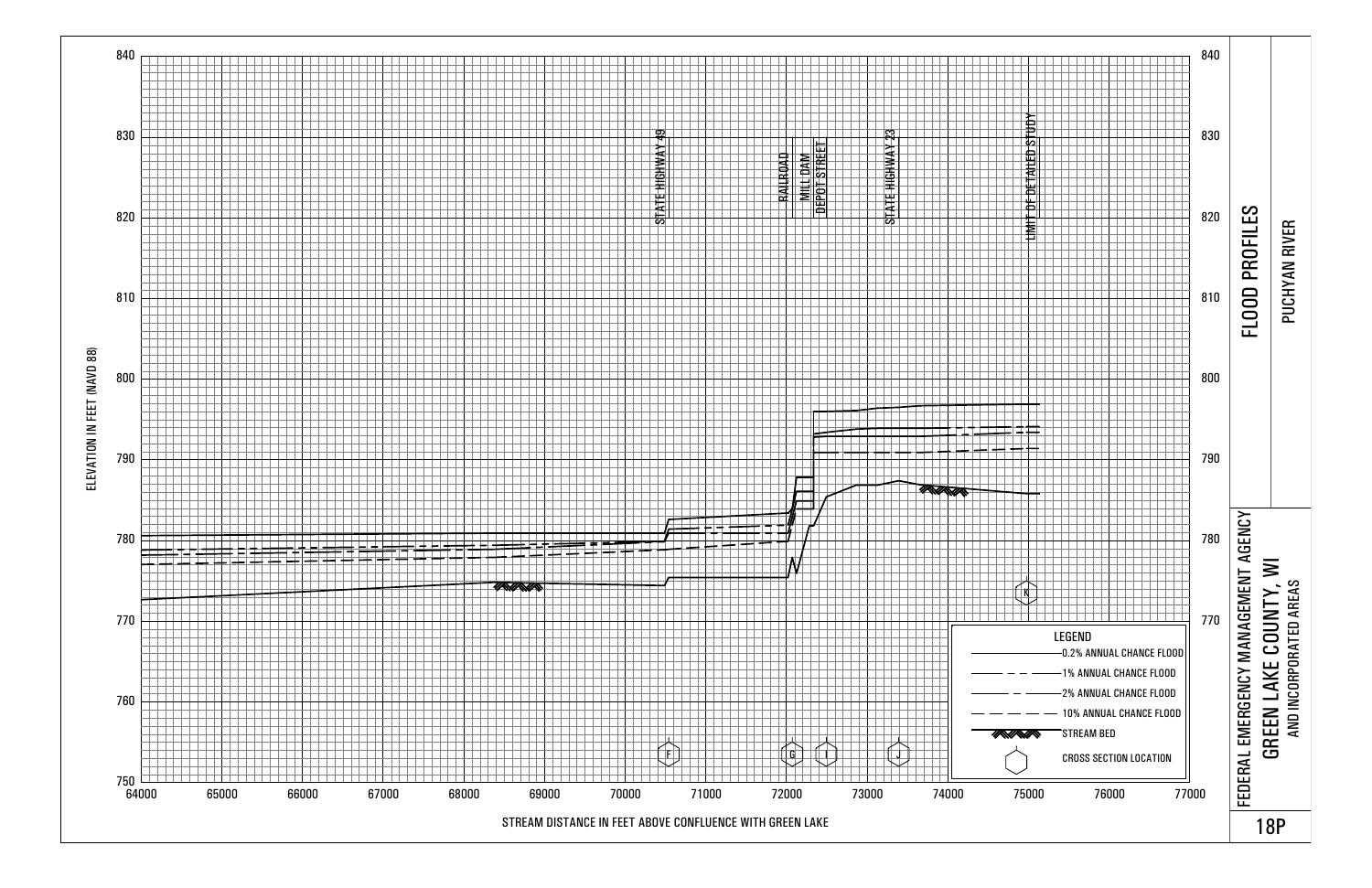# FLOOD PROFILES

## PUCHYAN RIVER

FEDERAL EMERGENCY MANAGEMENT AGENCY

GREEN LAKE COUNTY, WI

AND INCORPORATED AREAS

18P

ELEVATION IN FEET (NAVD 88)

840
830
820
810
800
790
780
770
760
750

64000 65000 66000 67000 68000 69000 70000 71000 72000 73000 74000 75000 76000 77000

STREAM DISTANCE IN FEET ABOVE CONFLUENCE WITH GREEN LAKE

STATE HIGHWAY 49

RAILROAD

MILL DAM

DEPOT STREET

STATE HIGHWAY 23

LIMIT OF DETAILED STUDY

F G I J K

LEGEND

- 0.2% ANNUAL CHANCE FLOOD
- 1% ANNUAL CHANCE FLOOD
- 2% ANNUAL CHANCE FLOOD
- 10% ANNUAL CHANCE FLOOD
- STREAM BED
- CROSS SECTION LOCATION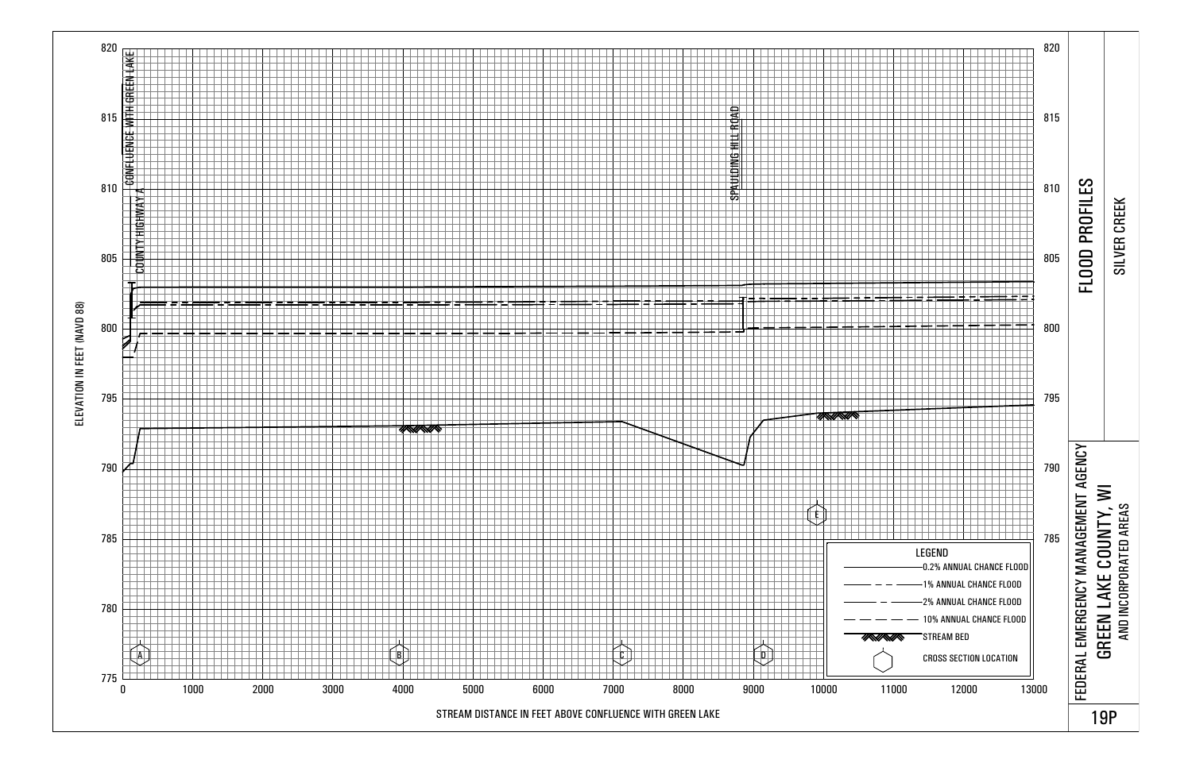# FLOOD PROFILES

## SILVER CREEK

FEDERAL EMERGENCY MANAGEMENT AGENCY

GREEN LAKE COUNTY, WI
AND INCORPORATED AREAS

19P

ELEVATION IN FEET (NAVD 88)

820, 815, 810, 805, 800, 795, 790, 785, 780, 775

STREAM DISTANCE IN FEET ABOVE CONFLUENCE WITH GREEN LAKE

0, 1000, 2000, 3000, 4000, 5000, 6000, 7000, 8000, 9000, 10000, 11000, 12000, 13000

CONFLUENCE WITH GREEN LAKE

COUNTY HIGHWAY A

SPAULDING HILL ROAD

A, B, C, D, E

LEGEND

- 0.2% ANNUAL CHANCE FLOOD
- 1% ANNUAL CHANCE FLOOD
- 2% ANNUAL CHANCE FLOOD
- 10% ANNUAL CHANCE FLOOD
- STREAM BED
- CROSS SECTION LOCATION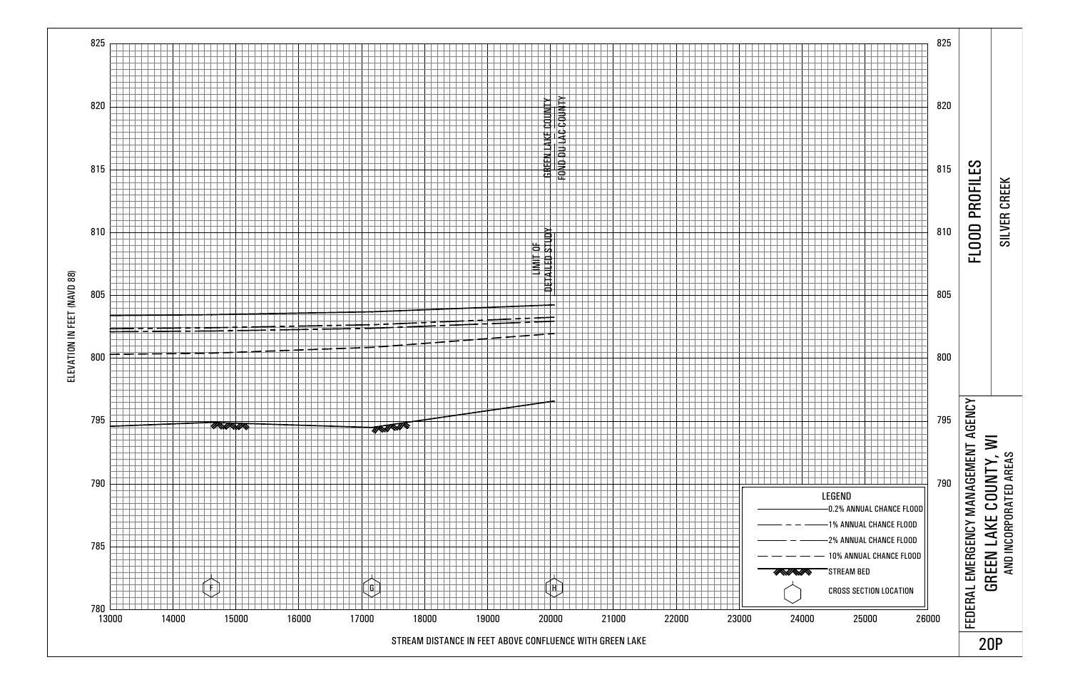# FLOOD PROFILES

## SILVER CREEK

FEDERAL EMERGENCY MANAGEMENT AGENCY

**GREEN LAKE COUNTY, WI**
AND INCORPORATED AREAS

20P

ELEVATION IN FEET (NAVD 88)

STREAM DISTANCE IN FEET ABOVE CONFLUENCE WITH GREEN LAKE

GREEN LAKE COUNTY
FOND DU LAC COUNTY

LIMIT OF DETAILED STUDY

Cross sections: F, G, H

Elevation axis: 780, 785, 790, 795, 800, 805, 810, 815, 820, 825

Distance axis: 13000, 14000, 15000, 16000, 17000, 18000, 19000, 20000, 21000, 22000, 23000, 24000, 25000, 26000

LEGEND
- 0.2% ANNUAL CHANCE FLOOD
- 1% ANNUAL CHANCE FLOOD
- 2% ANNUAL CHANCE FLOOD
- 10% ANNUAL CHANCE FLOOD
- STREAM BED
- CROSS SECTION LOCATION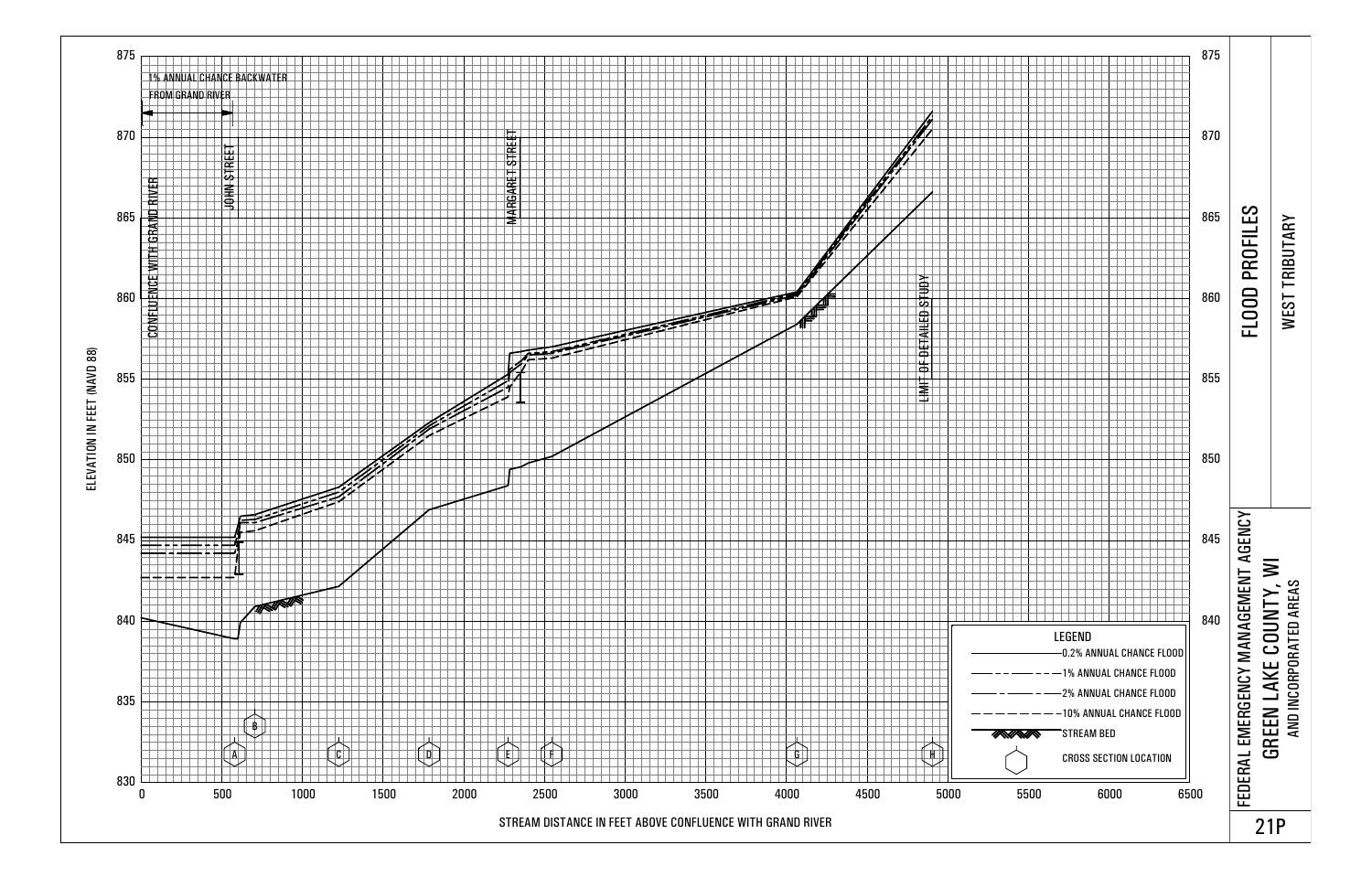# FLOOD PROFILES

## WEST TRIBUTARY

FEDERAL EMERGENCY MANAGEMENT AGENCY

GREEN LAKE COUNTY, WI

AND INCORPORATED AREAS

21P

1% ANNUAL CHANCE BACKWATER FROM GRAND RIVER

CONFLUENCE WITH GRAND RIVER

JOHN STREET

MARGARET STREET

LIMIT OF DETAILED STUDY

ELEVATION IN FEET (NAVD 88)

STREAM DISTANCE IN FEET ABOVE CONFLUENCE WITH GRAND RIVER

LEGEND

- 0.2% ANNUAL CHANCE FLOOD
- 1% ANNUAL CHANCE FLOOD
- 2% ANNUAL CHANCE FLOOD
- 10% ANNUAL CHANCE FLOOD
- STREAM BED
- CROSS SECTION LOCATION

Cross sections: A, B, C, D, E, F, G, H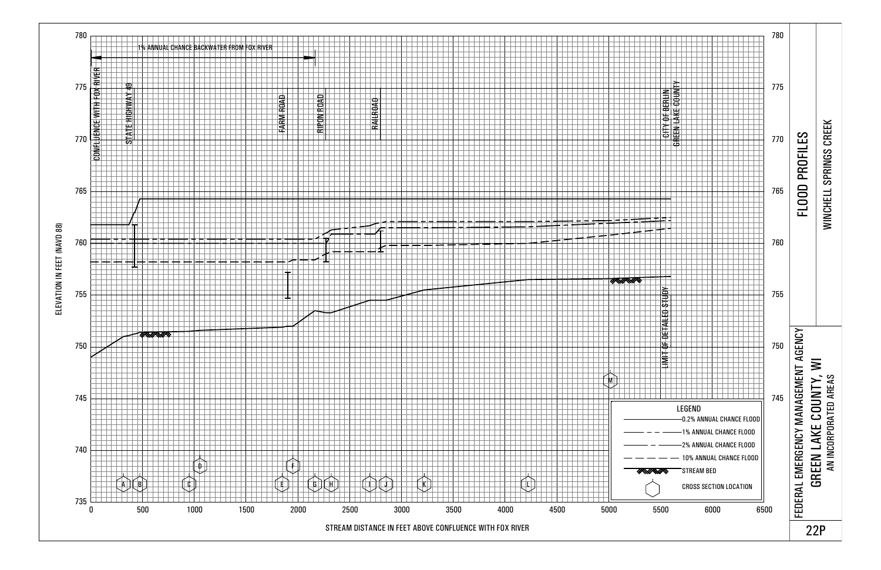FEDERAL EMERGENCY MANAGEMENT AGENCY

GREEN LAKE COUNTY, WI

AN INCORPORATED AREAS

# FLOOD PROFILES

## WINCHELL SPRINGS CREEK

22P

1% ANNUAL CHANCE BACKWATER FROM FOX RIVER

CONFLUENCE WITH FOX RIVER

STATE HIGHWAY 49

FARM ROAD

RIPON ROAD

RAILROAD

CITY OF BERLIN

GREEN LAKE COUNTY

LIMIT OF DETAILED STUDY

ELEVATION IN FEET (NAVD 88)

780
775
770
765
760
755
750
745
740
735

STREAM DISTANCE IN FEET ABOVE CONFLUENCE WITH FOX RIVER

0
500
1000
1500
2000
2500
3000
3500
4000
4500
5000
5500
6000
6500

A B C D E F G H I J K L M

LEGEND

0.2% ANNUAL CHANCE FLOOD

1% ANNUAL CHANCE FLOOD

2% ANNUAL CHANCE FLOOD

10% ANNUAL CHANCE FLOOD

STREAM BED

CROSS SECTION LOCATION